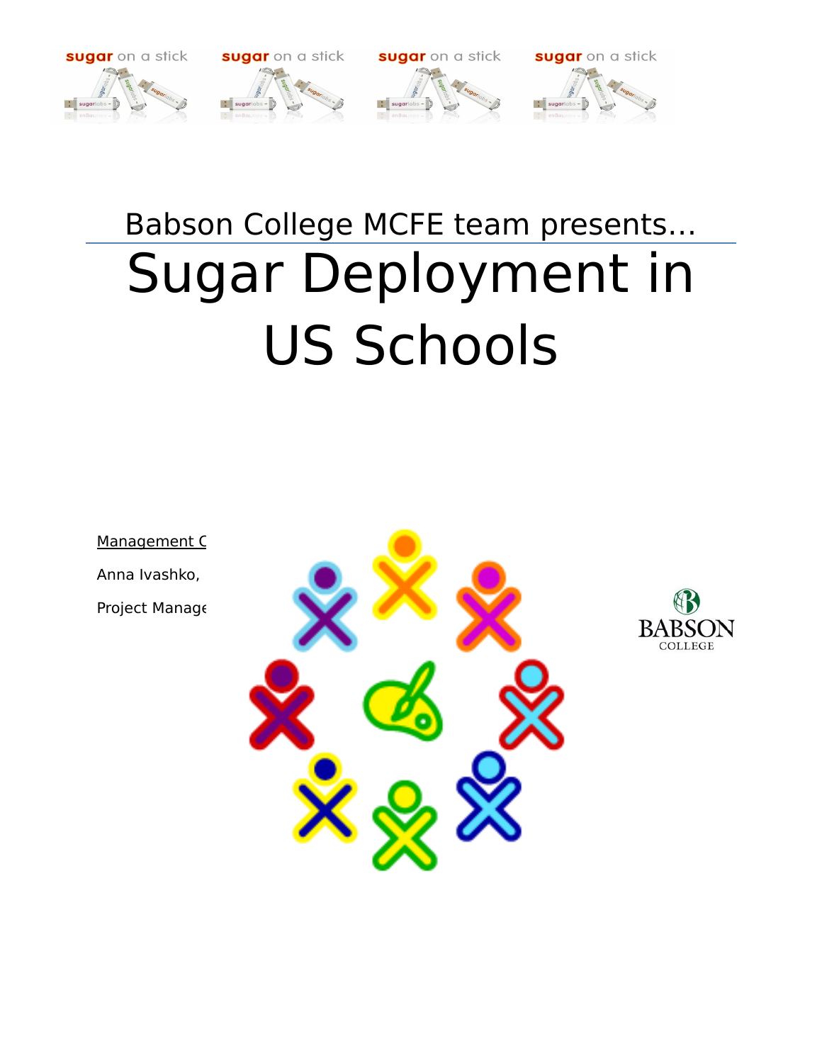Babson College MCFE team presents…

# Sugar Deployment in US Schools

Management C

Anna Ivashko,

Project Manage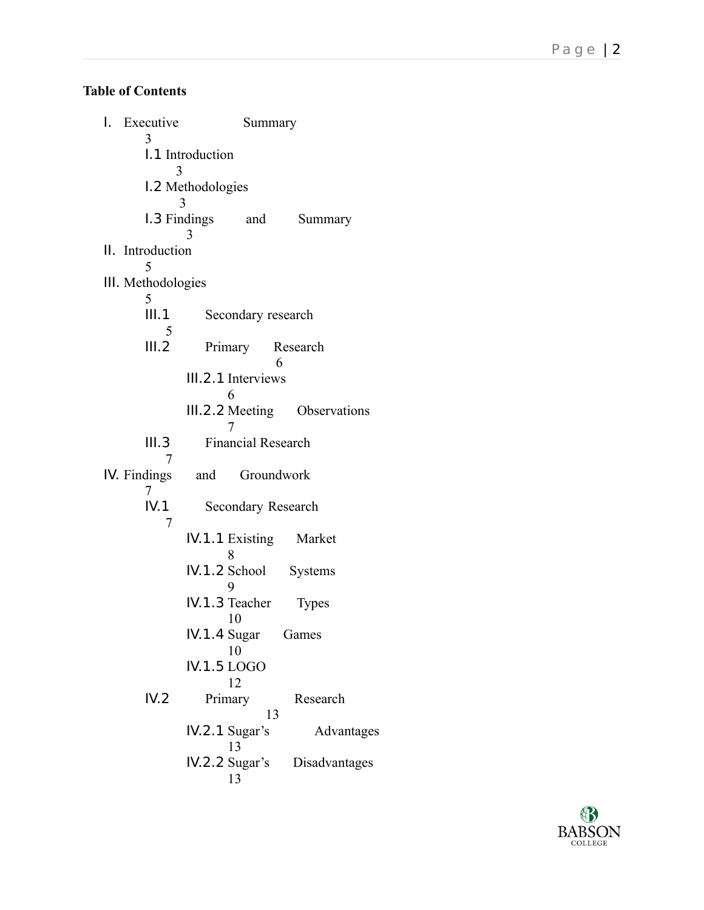**Table of Contents**

- I. Executive Summary 3
  - I.1 Introduction 3
  - I.2 Methodologies 3
  - I.3 Findings and Summary 3
- II. Introduction 5
- III. Methodologies 5
  - III.1 Secondary research 5
  - III.2 Primary Research 6
    - III.2.1 Interviews 6
    - III.2.2 Meeting Observations 7
  - III.3 Financial Research 7
- IV. Findings and Groundwork 7
  - IV.1 Secondary Research 7
    - IV.1.1 Existing Market 8
    - IV.1.2 School Systems 9
    - IV.1.3 Teacher Types 10
    - IV.1.4 Sugar Games 10
    - IV.1.5 LOGO 12
  - IV.2 Primary Research 13
    - IV.2.1 Sugar's Advantages 13
    - IV.2.2 Sugar's Disadvantages 13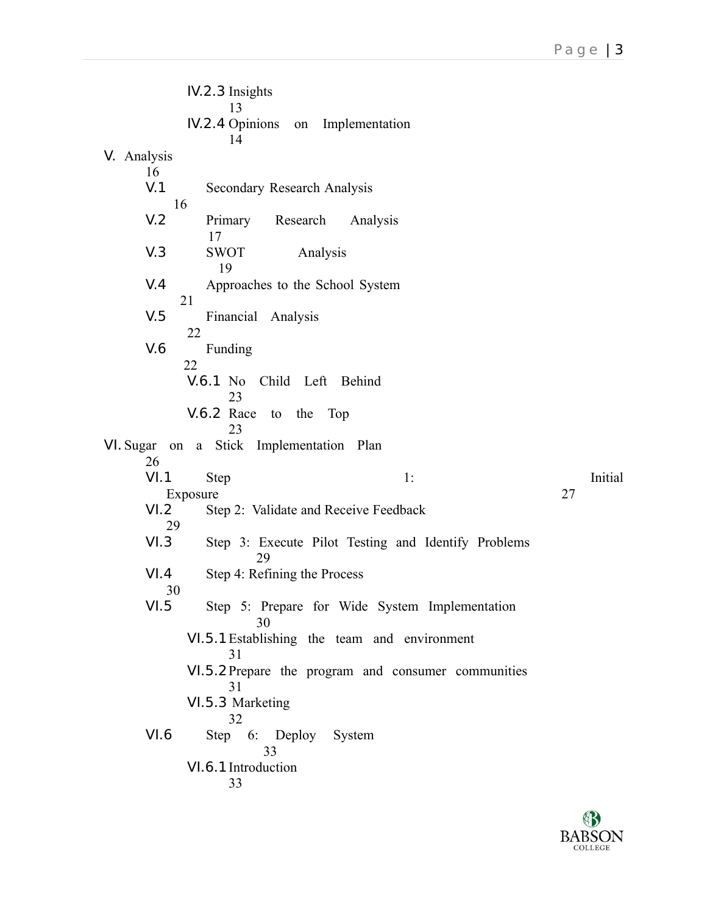- IV.2.3 Insights 13
- IV.2.4 Opinions on Implementation 14

V. Analysis 16

- V.1 Secondary Research Analysis 16
- V.2 Primary Research Analysis 17
- V.3 SWOT Analysis 19
- V.4 Approaches to the School System 21
- V.5 Financial Analysis 22
- V.6 Funding 22
  - V.6.1 No Child Left Behind 23
  - V.6.2 Race to the Top 23

VI. Sugar on a Stick Implementation Plan 26

- VI.1 Step 1: Initial Exposure 27
- VI.2 Step 2: Validate and Receive Feedback 29
- VI.3 Step 3: Execute Pilot Testing and Identify Problems 29
- VI.4 Step 4: Refining the Process 30
- VI.5 Step 5: Prepare for Wide System Implementation 30
  - VI.5.1 Establishing the team and environment 31
  - VI.5.2 Prepare the program and consumer communities 31
  - VI.5.3 Marketing 32
- VI.6 Step 6: Deploy System 33
  - VI.6.1 Introduction 33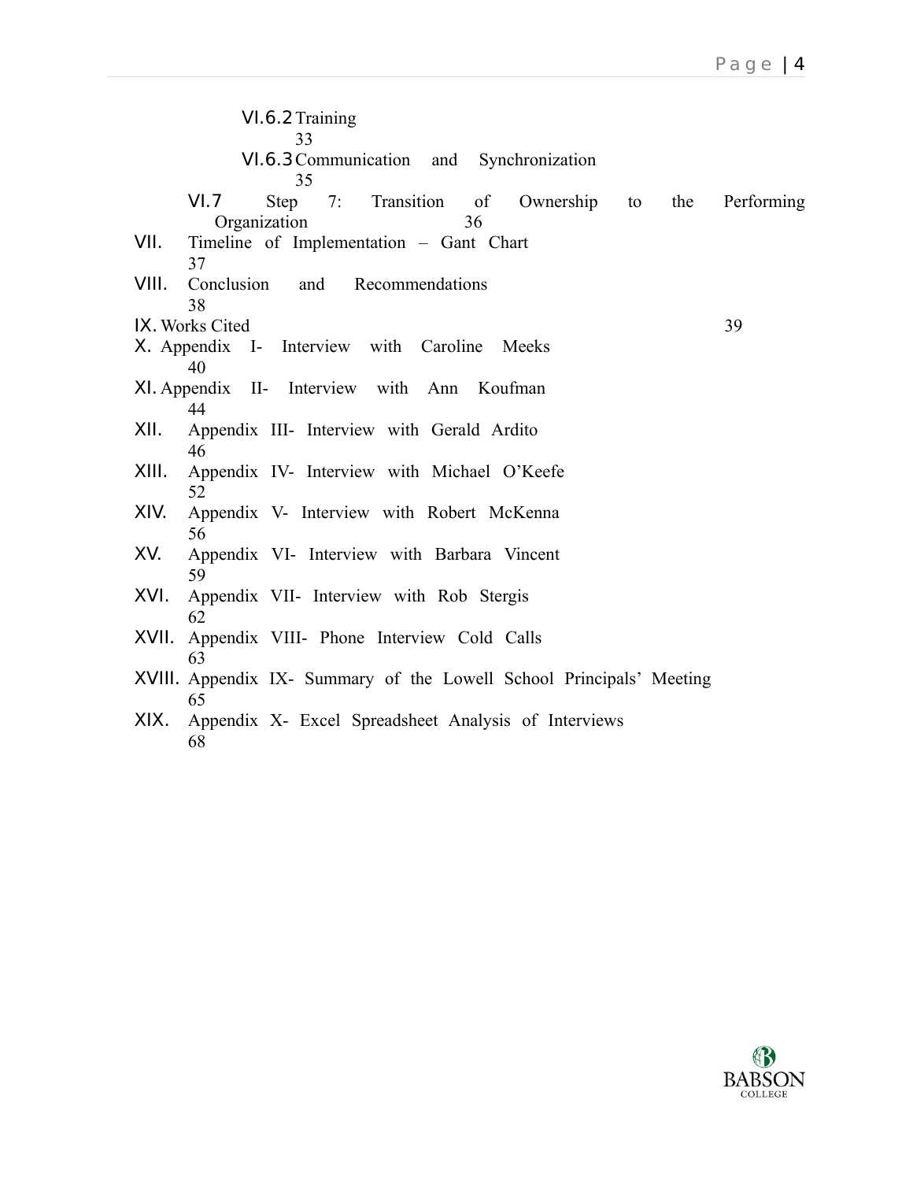- VI.6.2 Training 33
- VI.6.3 Communication and Synchronization 35
- VI.7 Step 7: Transition of Ownership to the Performing Organization 36

VII. Timeline of Implementation – Gant Chart 37

VIII. Conclusion and Recommendations 38

IX. Works Cited 39

X. Appendix I- Interview with Caroline Meeks 40

XI. Appendix II- Interview with Ann Koufman 44

XII. Appendix III- Interview with Gerald Ardito 46

XIII. Appendix IV- Interview with Michael O'Keefe 52

XIV. Appendix V- Interview with Robert McKenna 56

XV. Appendix VI- Interview with Barbara Vincent 59

XVI. Appendix VII- Interview with Rob Stergis 62

XVII. Appendix VIII- Phone Interview Cold Calls 63

XVIII. Appendix IX- Summary of the Lowell School Principals' Meeting 65

XIX. Appendix X- Excel Spreadsheet Analysis of Interviews 68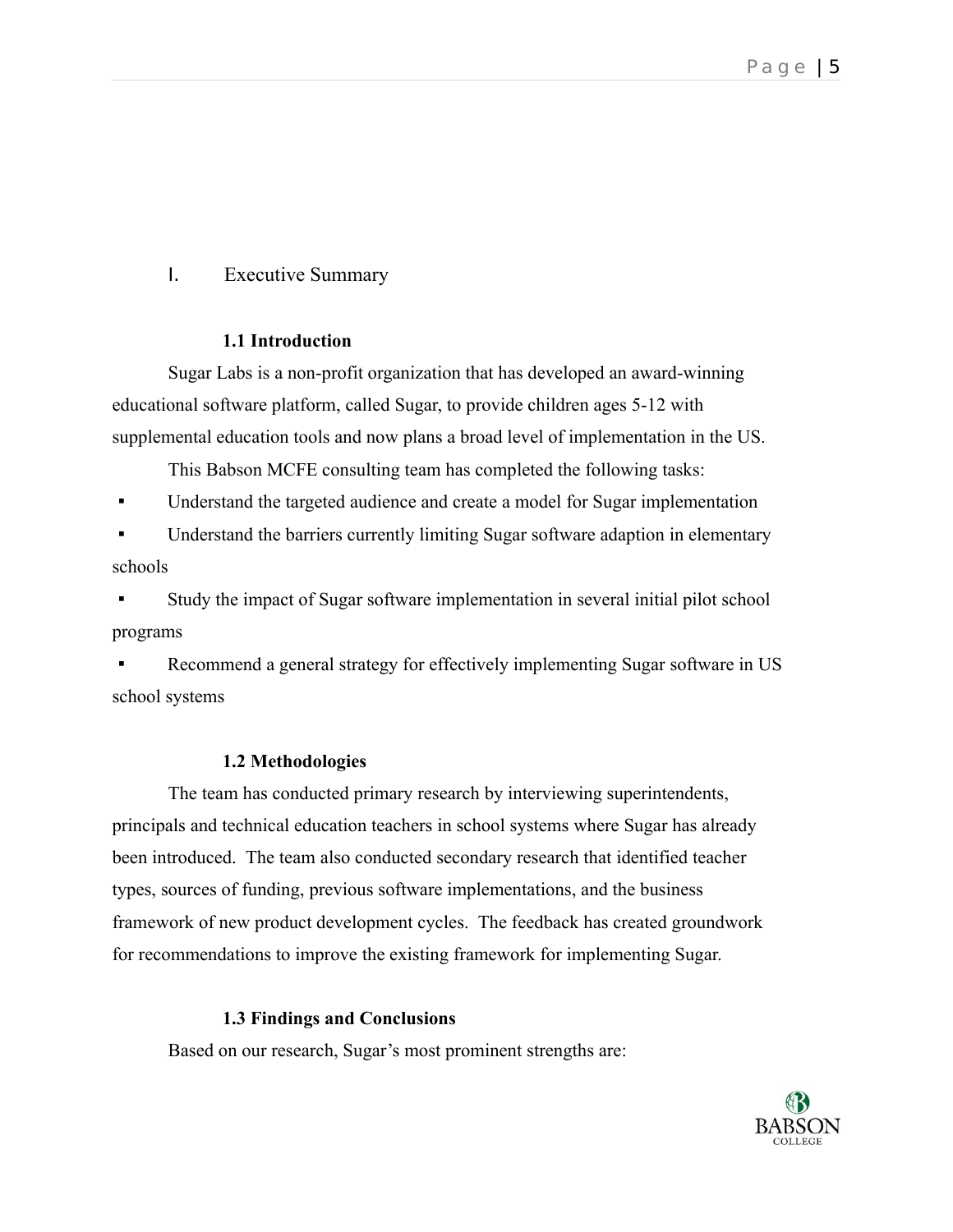# I. Executive Summary

### 1.1 Introduction

Sugar Labs is a non-profit organization that has developed an award-winning educational software platform, called Sugar, to provide children ages 5-12 with supplemental education tools and now plans a broad level of implementation in the US.

This Babson MCFE consulting team has completed the following tasks:

- Understand the targeted audience and create a model for Sugar implementation
- Understand the barriers currently limiting Sugar software adaption in elementary schools
- Study the impact of Sugar software implementation in several initial pilot school programs
- Recommend a general strategy for effectively implementing Sugar software in US school systems

### 1.2 Methodologies

The team has conducted primary research by interviewing superintendents, principals and technical education teachers in school systems where Sugar has already been introduced. The team also conducted secondary research that identified teacher types, sources of funding, previous software implementations, and the business framework of new product development cycles. The feedback has created groundwork for recommendations to improve the existing framework for implementing Sugar.

### 1.3 Findings and Conclusions

Based on our research, Sugar's most prominent strengths are: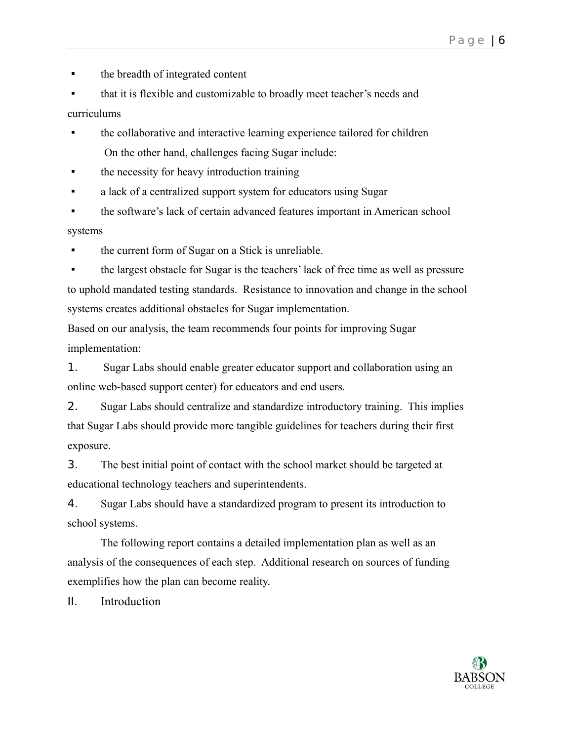- the breadth of integrated content
- that it is flexible and customizable to broadly meet teacher's needs and curriculums
- the collaborative and interactive learning experience tailored for children

On the other hand, challenges facing Sugar include:

- the necessity for heavy introduction training
- a lack of a centralized support system for educators using Sugar
- the software's lack of certain advanced features important in American school systems
- the current form of Sugar on a Stick is unreliable.
- the largest obstacle for Sugar is the teachers' lack of free time as well as pressure to uphold mandated testing standards. Resistance to innovation and change in the school systems creates additional obstacles for Sugar implementation.

Based on our analysis, the team recommends four points for improving Sugar implementation:

1. Sugar Labs should enable greater educator support and collaboration using an online web-based support center) for educators and end users.
2. Sugar Labs should centralize and standardize introductory training. This implies that Sugar Labs should provide more tangible guidelines for teachers during their first exposure.
3. The best initial point of contact with the school market should be targeted at educational technology teachers and superintendents.
4. Sugar Labs should have a standardized program to present its introduction to school systems.

The following report contains a detailed implementation plan as well as an analysis of the consequences of each step. Additional research on sources of funding exemplifies how the plan can become reality.

## II. Introduction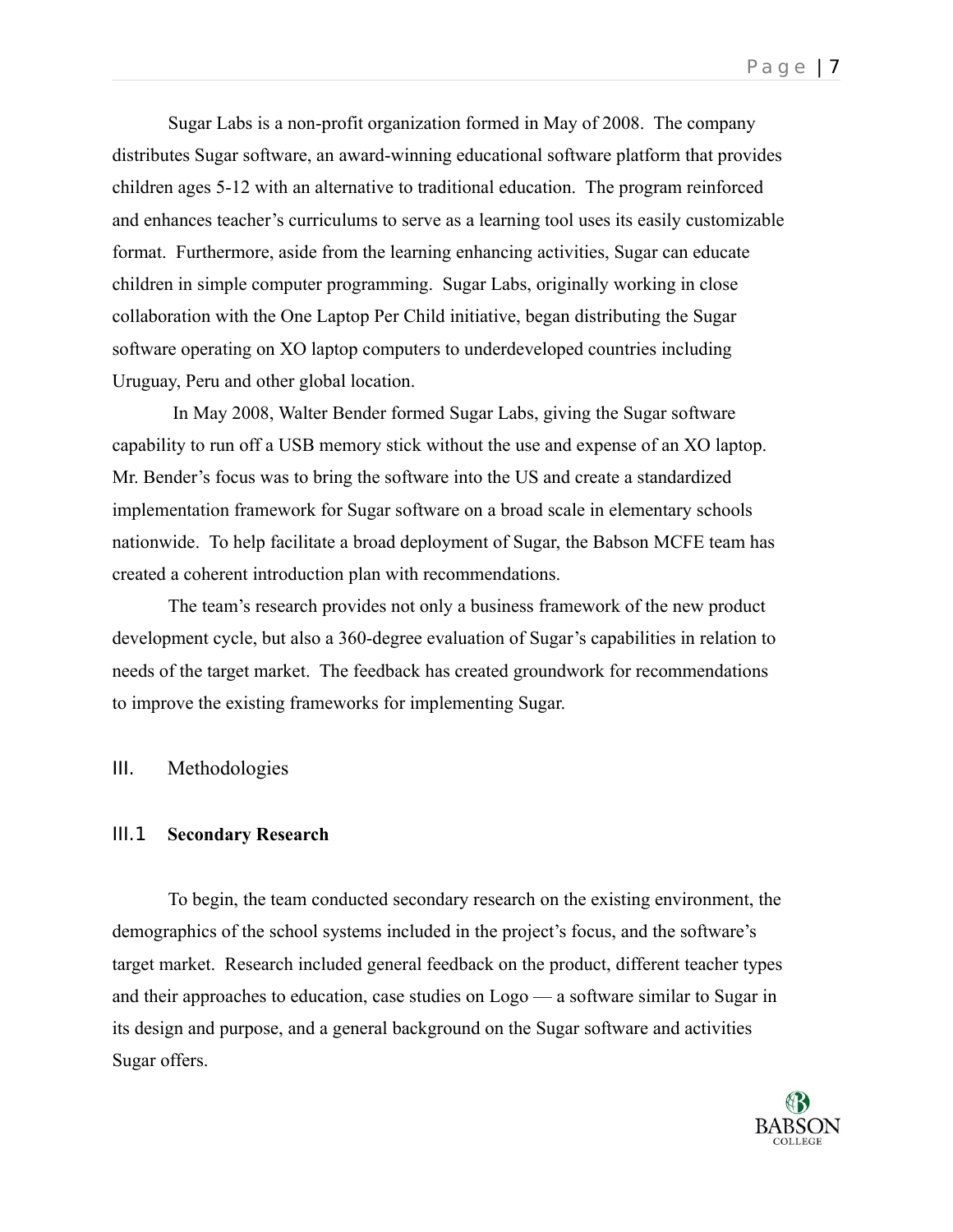Sugar Labs is a non-profit organization formed in May of 2008. The company distributes Sugar software, an award-winning educational software platform that provides children ages 5-12 with an alternative to traditional education. The program reinforced and enhances teacher's curriculums to serve as a learning tool uses its easily customizable format. Furthermore, aside from the learning enhancing activities, Sugar can educate children in simple computer programming. Sugar Labs, originally working in close collaboration with the One Laptop Per Child initiative, began distributing the Sugar software operating on XO laptop computers to underdeveloped countries including Uruguay, Peru and other global location.

In May 2008, Walter Bender formed Sugar Labs, giving the Sugar software capability to run off a USB memory stick without the use and expense of an XO laptop. Mr. Bender's focus was to bring the software into the US and create a standardized implementation framework for Sugar software on a broad scale in elementary schools nationwide. To help facilitate a broad deployment of Sugar, the Babson MCFE team has created a coherent introduction plan with recommendations.

The team's research provides not only a business framework of the new product development cycle, but also a 360-degree evaluation of Sugar's capabilities in relation to needs of the target market. The feedback has created groundwork for recommendations to improve the existing frameworks for implementing Sugar.

## III. Methodologies

### III.1 Secondary Research

To begin, the team conducted secondary research on the existing environment, the demographics of the school systems included in the project's focus, and the software's target market. Research included general feedback on the product, different teacher types and their approaches to education, case studies on Logo — a software similar to Sugar in its design and purpose, and a general background on the Sugar software and activities Sugar offers.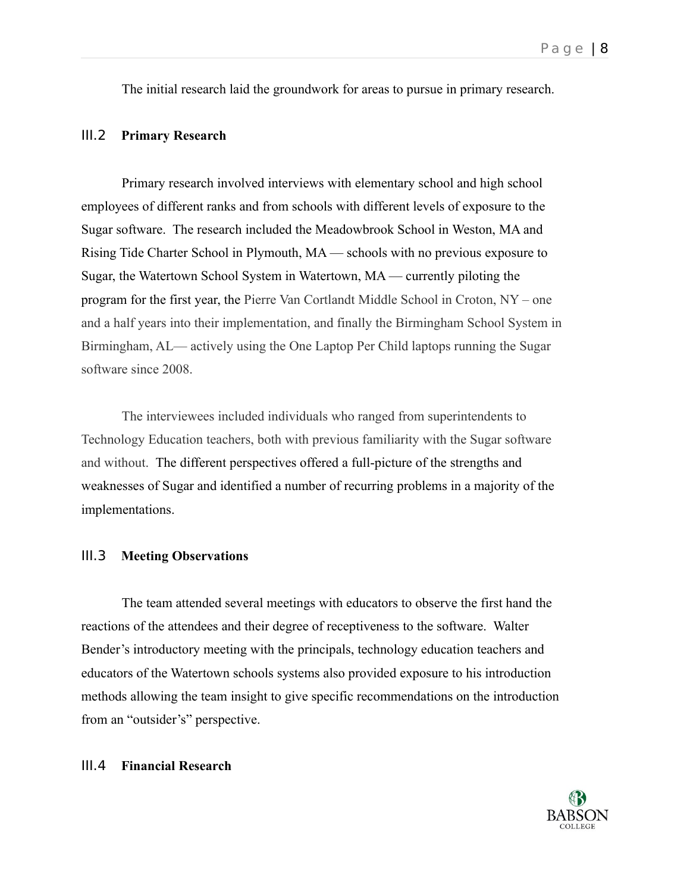The initial research laid the groundwork for areas to pursue in primary research.

### III.2 Primary Research

Primary research involved interviews with elementary school and high school employees of different ranks and from schools with different levels of exposure to the Sugar software. The research included the Meadowbrook School in Weston, MA and Rising Tide Charter School in Plymouth, MA — schools with no previous exposure to Sugar, the Watertown School System in Watertown, MA — currently piloting the program for the first year, the Pierre Van Cortlandt Middle School in Croton, NY – one and a half years into their implementation, and finally the Birmingham School System in Birmingham, AL— actively using the One Laptop Per Child laptops running the Sugar software since 2008.

The interviewees included individuals who ranged from superintendents to Technology Education teachers, both with previous familiarity with the Sugar software and without. The different perspectives offered a full-picture of the strengths and weaknesses of Sugar and identified a number of recurring problems in a majority of the implementations.

### III.3 Meeting Observations

The team attended several meetings with educators to observe the first hand the reactions of the attendees and their degree of receptiveness to the software. Walter Bender's introductory meeting with the principals, technology education teachers and educators of the Watertown schools systems also provided exposure to his introduction methods allowing the team insight to give specific recommendations on the introduction from an "outsider's" perspective.

### III.4 Financial Research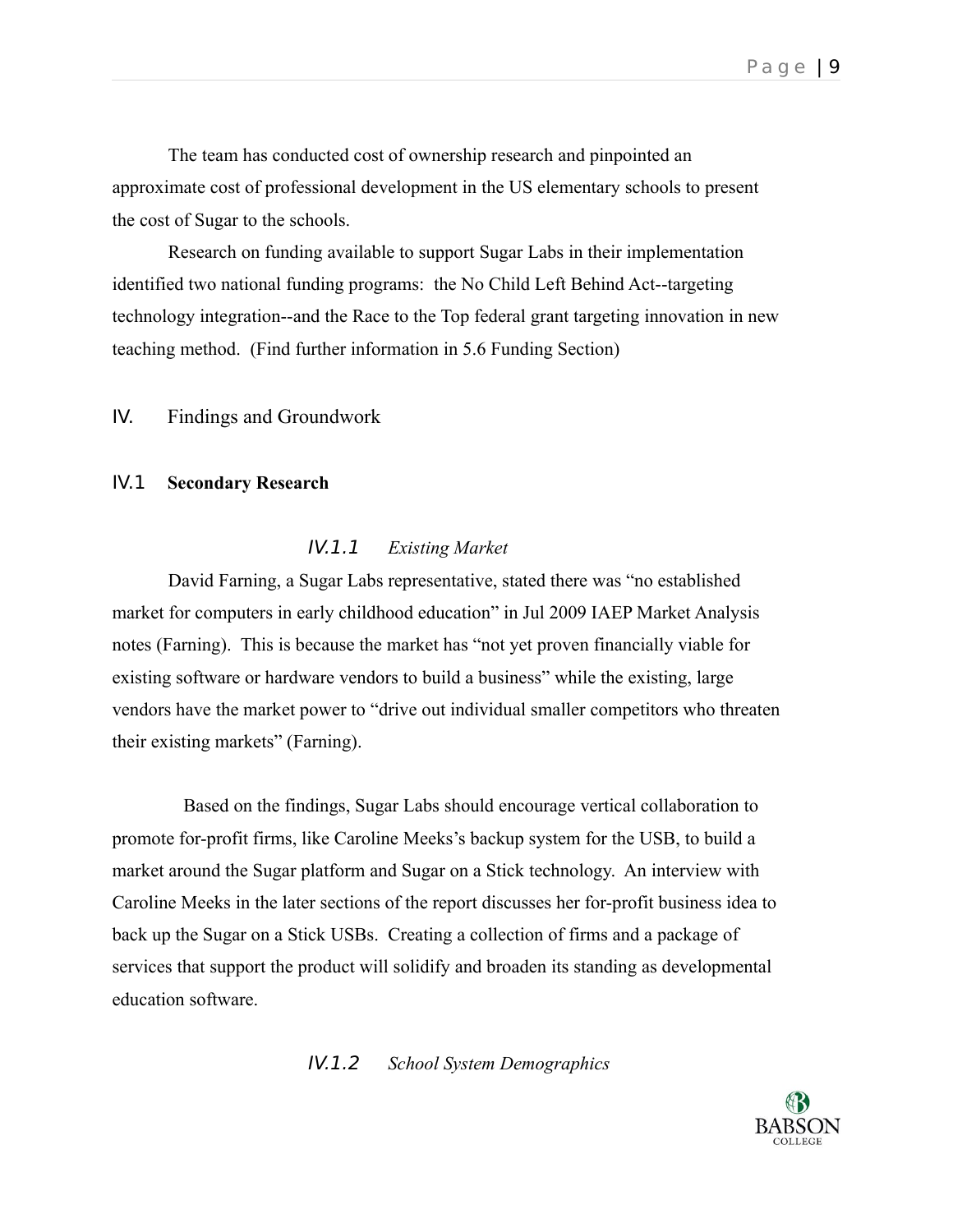The team has conducted cost of ownership research and pinpointed an approximate cost of professional development in the US elementary schools to present the cost of Sugar to the schools.

Research on funding available to support Sugar Labs in their implementation identified two national funding programs: the No Child Left Behind Act--targeting technology integration--and the Race to the Top federal grant targeting innovation in new teaching method. (Find further information in 5.6 Funding Section)

# IV. Findings and Groundwork

## IV.1 Secondary Research

### IV.1.1 *Existing Market*

David Farning, a Sugar Labs representative, stated there was “no established market for computers in early childhood education” in Jul 2009 IAEP Market Analysis notes (Farning). This is because the market has “not yet proven financially viable for existing software or hardware vendors to build a business” while the existing, large vendors have the market power to “drive out individual smaller competitors who threaten their existing markets” (Farning).

Based on the findings, Sugar Labs should encourage vertical collaboration to promote for-profit firms, like Caroline Meeks’s backup system for the USB, to build a market around the Sugar platform and Sugar on a Stick technology. An interview with Caroline Meeks in the later sections of the report discusses her for-profit business idea to back up the Sugar on a Stick USBs. Creating a collection of firms and a package of services that support the product will solidify and broaden its standing as developmental education software.

### IV.1.2 *School System Demographics*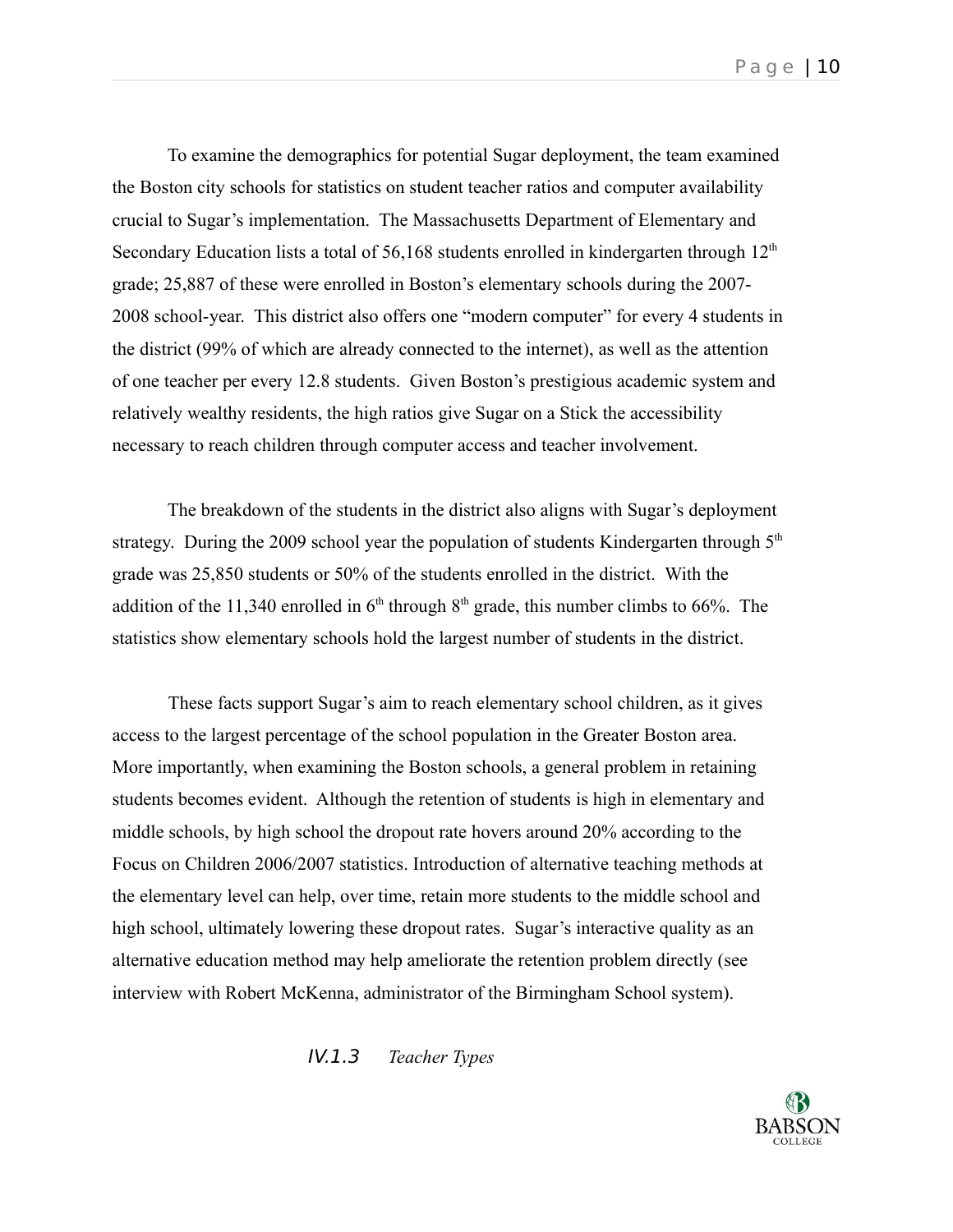To examine the demographics for potential Sugar deployment, the team examined the Boston city schools for statistics on student teacher ratios and computer availability crucial to Sugar's implementation. The Massachusetts Department of Elementary and Secondary Education lists a total of 56,168 students enrolled in kindergarten through 12th grade; 25,887 of these were enrolled in Boston's elementary schools during the 2007-2008 school-year. This district also offers one "modern computer" for every 4 students in the district (99% of which are already connected to the internet), as well as the attention of one teacher per every 12.8 students. Given Boston's prestigious academic system and relatively wealthy residents, the high ratios give Sugar on a Stick the accessibility necessary to reach children through computer access and teacher involvement.

The breakdown of the students in the district also aligns with Sugar's deployment strategy. During the 2009 school year the population of students Kindergarten through 5th grade was 25,850 students or 50% of the students enrolled in the district. With the addition of the 11,340 enrolled in 6th through 8th grade, this number climbs to 66%. The statistics show elementary schools hold the largest number of students in the district.

These facts support Sugar's aim to reach elementary school children, as it gives access to the largest percentage of the school population in the Greater Boston area. More importantly, when examining the Boston schools, a general problem in retaining students becomes evident. Although the retention of students is high in elementary and middle schools, by high school the dropout rate hovers around 20% according to the Focus on Children 2006/2007 statistics. Introduction of alternative teaching methods at the elementary level can help, over time, retain more students to the middle school and high school, ultimately lowering these dropout rates. Sugar's interactive quality as an alternative education method may help ameliorate the retention problem directly (see interview with Robert McKenna, administrator of the Birmingham School system).

#### IV.1.3 *Teacher Types*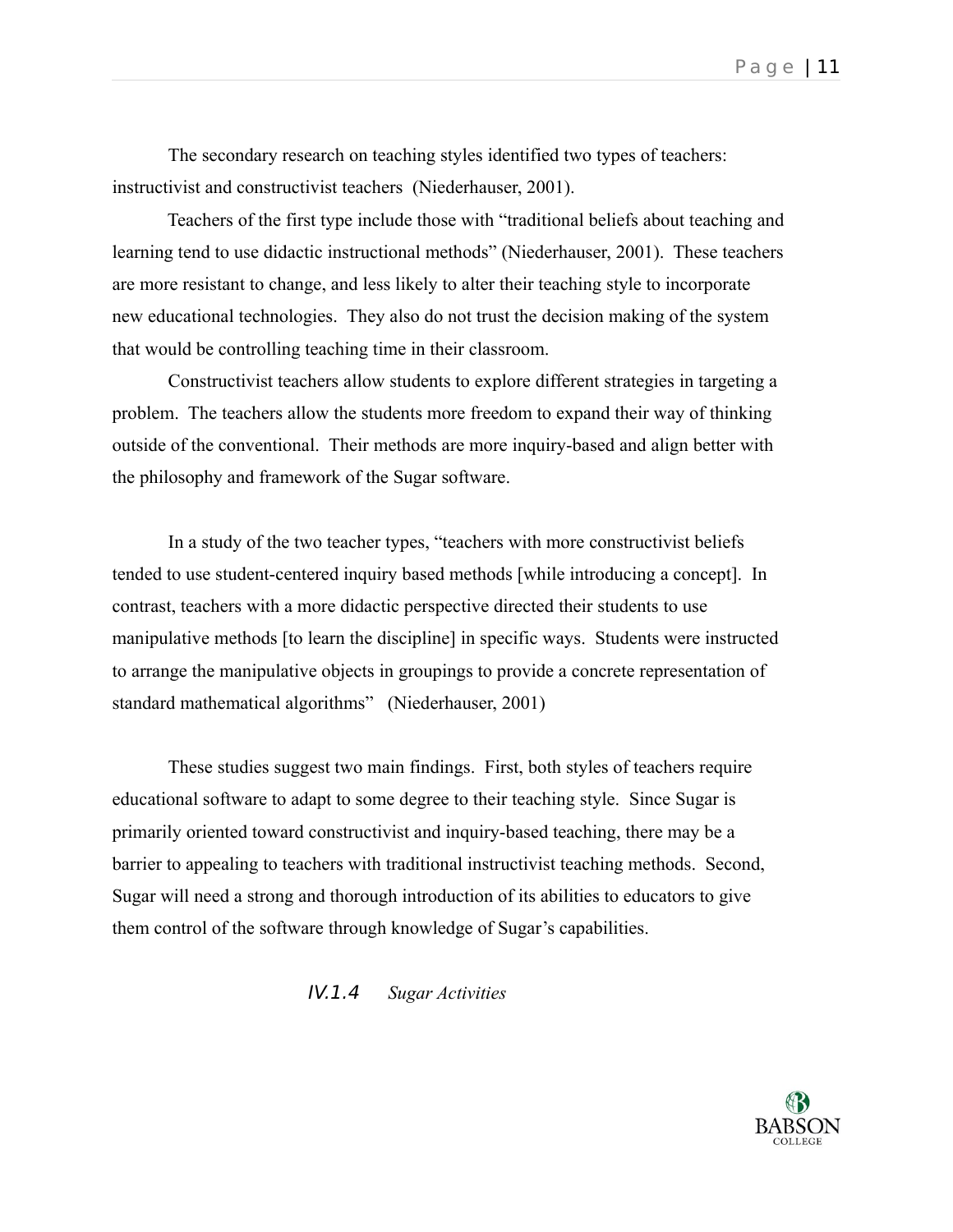The secondary research on teaching styles identified two types of teachers: instructivist and constructivist teachers (Niederhauser, 2001).

Teachers of the first type include those with "traditional beliefs about teaching and learning tend to use didactic instructional methods" (Niederhauser, 2001). These teachers are more resistant to change, and less likely to alter their teaching style to incorporate new educational technologies. They also do not trust the decision making of the system that would be controlling teaching time in their classroom.

Constructivist teachers allow students to explore different strategies in targeting a problem. The teachers allow the students more freedom to expand their way of thinking outside of the conventional. Their methods are more inquiry-based and align better with the philosophy and framework of the Sugar software.

In a study of the two teacher types, "teachers with more constructivist beliefs tended to use student-centered inquiry based methods [while introducing a concept]. In contrast, teachers with a more didactic perspective directed their students to use manipulative methods [to learn the discipline] in specific ways. Students were instructed to arrange the manipulative objects in groupings to provide a concrete representation of standard mathematical algorithms" (Niederhauser, 2001)

These studies suggest two main findings. First, both styles of teachers require educational software to adapt to some degree to their teaching style. Since Sugar is primarily oriented toward constructivist and inquiry-based teaching, there may be a barrier to appealing to teachers with traditional instructivist teaching methods. Second, Sugar will need a strong and thorough introduction of its abilities to educators to give them control of the software through knowledge of Sugar's capabilities.

#### *IV.1.4 Sugar Activities*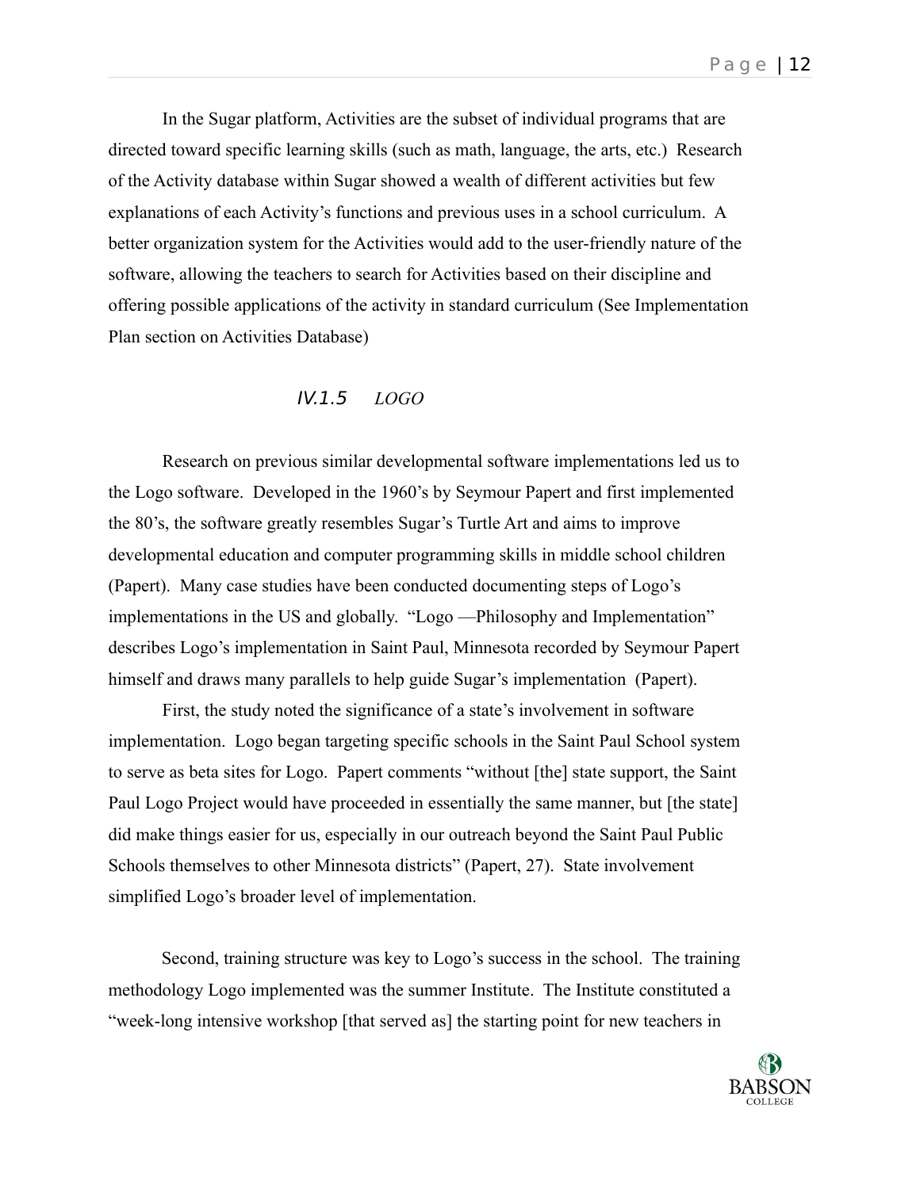In the Sugar platform, Activities are the subset of individual programs that are directed toward specific learning skills (such as math, language, the arts, etc.) Research of the Activity database within Sugar showed a wealth of different activities but few explanations of each Activity's functions and previous uses in a school curriculum. A better organization system for the Activities would add to the user-friendly nature of the software, allowing the teachers to search for Activities based on their discipline and offering possible applications of the activity in standard curriculum (See Implementation Plan section on Activities Database)

#### *IV.1.5 LOGO*

Research on previous similar developmental software implementations led us to the Logo software. Developed in the 1960's by Seymour Papert and first implemented the 80's, the software greatly resembles Sugar's Turtle Art and aims to improve developmental education and computer programming skills in middle school children (Papert). Many case studies have been conducted documenting steps of Logo's implementations in the US and globally. "Logo —Philosophy and Implementation" describes Logo's implementation in Saint Paul, Minnesota recorded by Seymour Papert himself and draws many parallels to help guide Sugar's implementation (Papert).

First, the study noted the significance of a state's involvement in software implementation. Logo began targeting specific schools in the Saint Paul School system to serve as beta sites for Logo. Papert comments "without [the] state support, the Saint Paul Logo Project would have proceeded in essentially the same manner, but [the state] did make things easier for us, especially in our outreach beyond the Saint Paul Public Schools themselves to other Minnesota districts" (Papert, 27). State involvement simplified Logo's broader level of implementation.

Second, training structure was key to Logo's success in the school. The training methodology Logo implemented was the summer Institute. The Institute constituted a "week-long intensive workshop [that served as] the starting point for new teachers in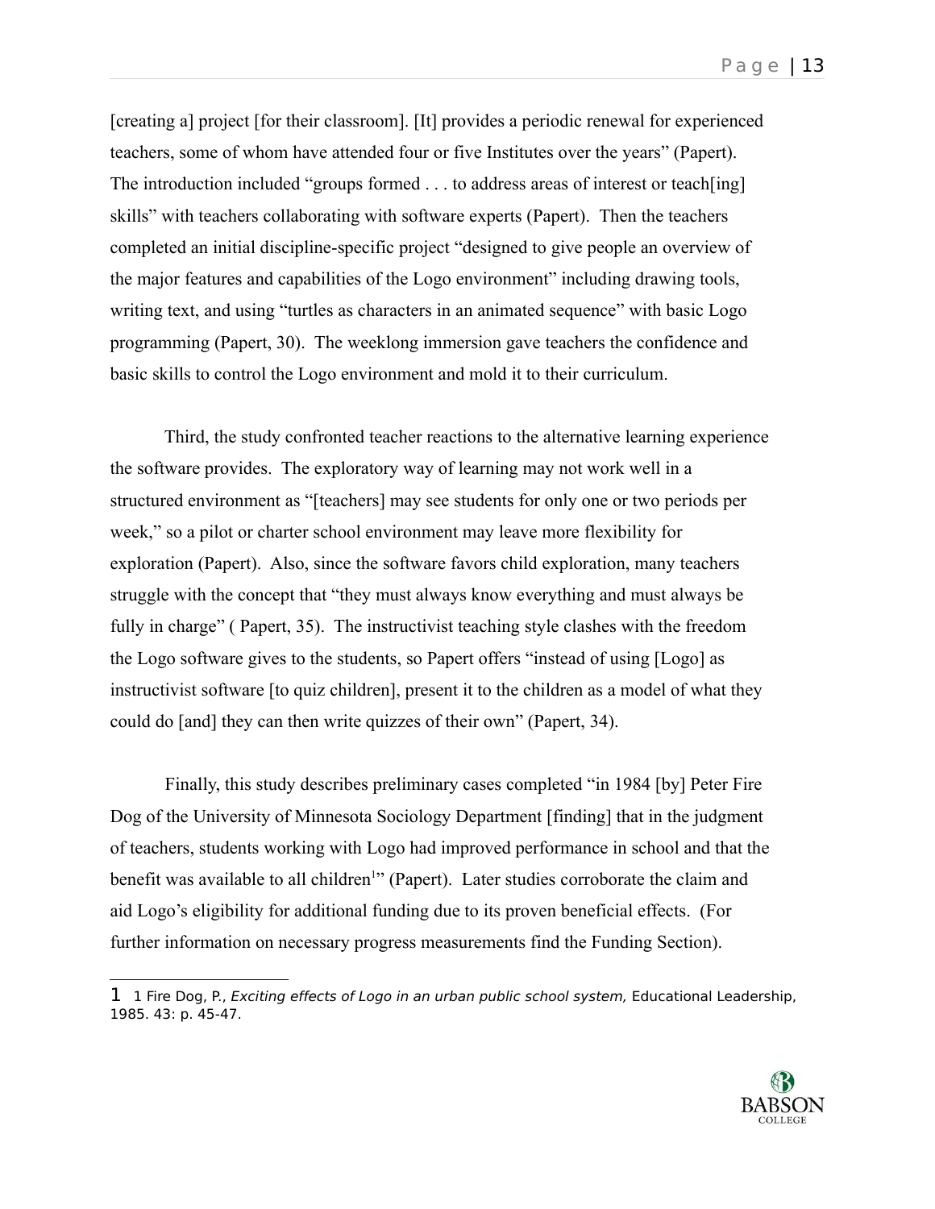[creating a] project [for their classroom]. [It] provides a periodic renewal for experienced teachers, some of whom have attended four or five Institutes over the years" (Papert). The introduction included "groups formed . . . to address areas of interest or teach[ing] skills" with teachers collaborating with software experts (Papert). Then the teachers completed an initial discipline-specific project "designed to give people an overview of the major features and capabilities of the Logo environment" including drawing tools, writing text, and using "turtles as characters in an animated sequence" with basic Logo programming (Papert, 30). The weeklong immersion gave teachers the confidence and basic skills to control the Logo environment and mold it to their curriculum.

Third, the study confronted teacher reactions to the alternative learning experience the software provides. The exploratory way of learning may not work well in a structured environment as "[teachers] may see students for only one or two periods per week," so a pilot or charter school environment may leave more flexibility for exploration (Papert). Also, since the software favors child exploration, many teachers struggle with the concept that "they must always know everything and must always be fully in charge" ( Papert, 35). The instructivist teaching style clashes with the freedom the Logo software gives to the students, so Papert offers "instead of using [Logo] as instructivist software [to quiz children], present it to the children as a model of what they could do [and] they can then write quizzes of their own" (Papert, 34).

Finally, this study describes preliminary cases completed "in 1984 [by] Peter Fire Dog of the University of Minnesota Sociology Department [finding] that in the judgment of teachers, students working with Logo had improved performance in school and that the benefit was available to all children[1]" (Papert). Later studies corroborate the claim and aid Logo's eligibility for additional funding due to its proven beneficial effects. (For further information on necessary progress measurements find the Funding Section).

---

1 1 Fire Dog, P., *Exciting effects of Logo in an urban public school system,* Educational Leadership, 1985. 43: p. 45-47.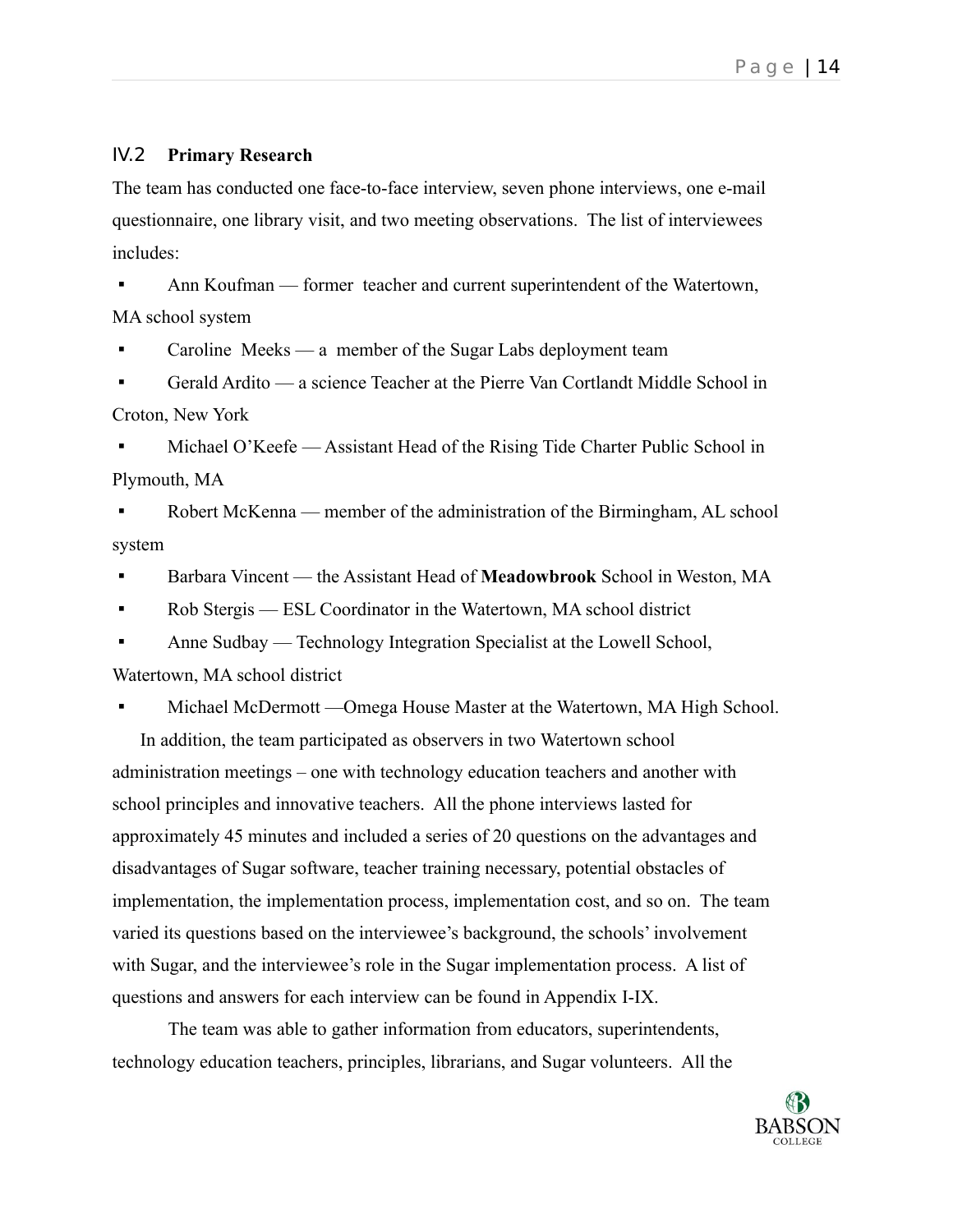### IV.2 **Primary Research**

The team has conducted one face-to-face interview, seven phone interviews, one e-mail questionnaire, one library visit, and two meeting observations. The list of interviewees includes:

- Ann Koufman — former teacher and current superintendent of the Watertown, MA school system
- Caroline Meeks — a member of the Sugar Labs deployment team
- Gerald Ardito — a science Teacher at the Pierre Van Cortlandt Middle School in Croton, New York
- Michael O'Keefe — Assistant Head of the Rising Tide Charter Public School in Plymouth, MA
- Robert McKenna — member of the administration of the Birmingham, AL school system
- Barbara Vincent — the Assistant Head of **Meadowbrook** School in Weston, MA
- Rob Stergis — ESL Coordinator in the Watertown, MA school district
- Anne Sudbay — Technology Integration Specialist at the Lowell School, Watertown, MA school district
- Michael McDermott —Omega House Master at the Watertown, MA High School.

In addition, the team participated as observers in two Watertown school administration meetings – one with technology education teachers and another with school principles and innovative teachers. All the phone interviews lasted for approximately 45 minutes and included a series of 20 questions on the advantages and disadvantages of Sugar software, teacher training necessary, potential obstacles of implementation, the implementation process, implementation cost, and so on. The team varied its questions based on the interviewee's background, the schools' involvement with Sugar, and the interviewee's role in the Sugar implementation process. A list of questions and answers for each interview can be found in Appendix I-IX.

The team was able to gather information from educators, superintendents, technology education teachers, principles, librarians, and Sugar volunteers. All the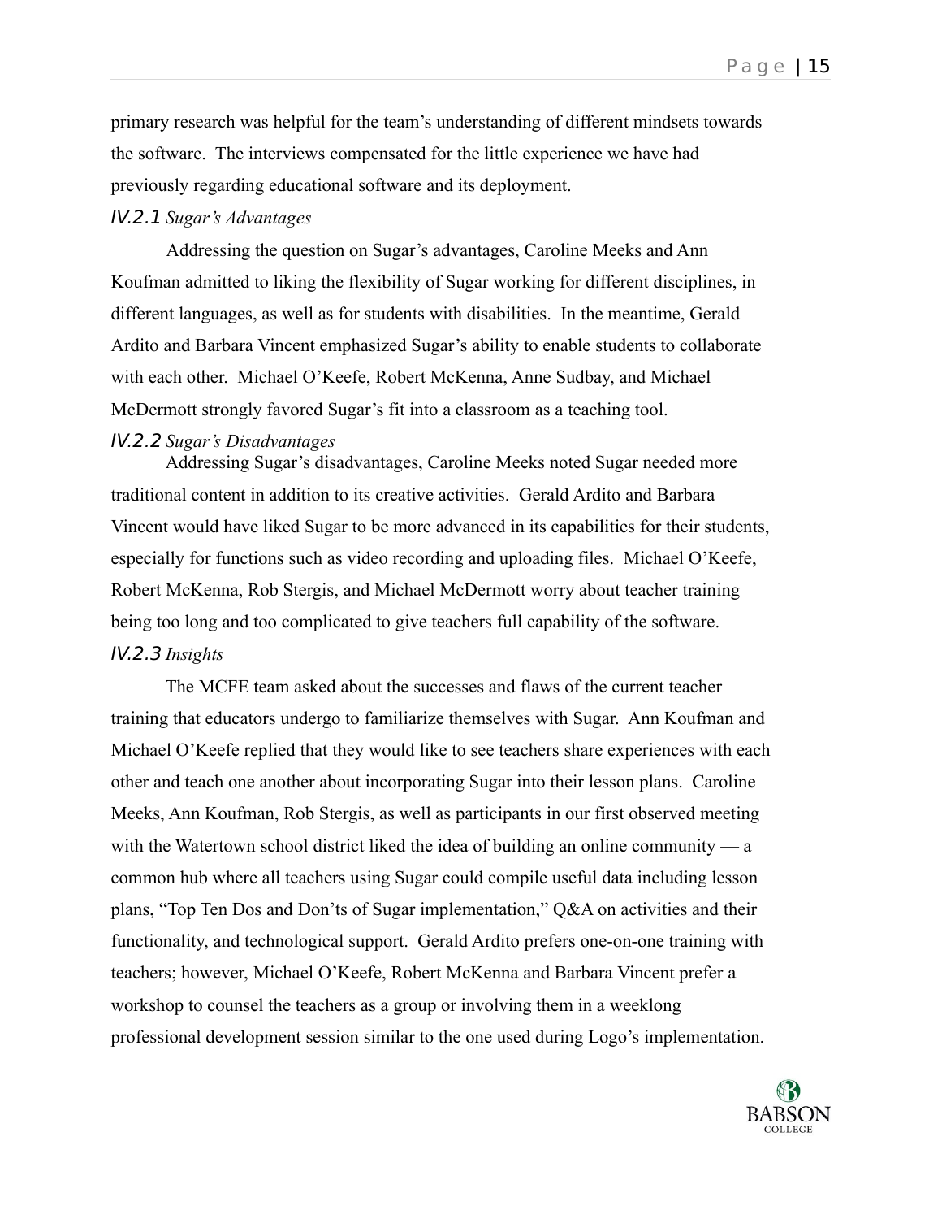primary research was helpful for the team's understanding of different mindsets towards the software. The interviews compensated for the little experience we have had previously regarding educational software and its deployment.

### IV.2.1 *Sugar's Advantages*

Addressing the question on Sugar's advantages, Caroline Meeks and Ann Koufman admitted to liking the flexibility of Sugar working for different disciplines, in different languages, as well as for students with disabilities. In the meantime, Gerald Ardito and Barbara Vincent emphasized Sugar's ability to enable students to collaborate with each other. Michael O'Keefe, Robert McKenna, Anne Sudbay, and Michael McDermott strongly favored Sugar's fit into a classroom as a teaching tool.

### IV.2.2 *Sugar's Disadvantages*

Addressing Sugar's disadvantages, Caroline Meeks noted Sugar needed more traditional content in addition to its creative activities. Gerald Ardito and Barbara Vincent would have liked Sugar to be more advanced in its capabilities for their students, especially for functions such as video recording and uploading files. Michael O'Keefe, Robert McKenna, Rob Stergis, and Michael McDermott worry about teacher training being too long and too complicated to give teachers full capability of the software.

### IV.2.3 *Insights*

The MCFE team asked about the successes and flaws of the current teacher training that educators undergo to familiarize themselves with Sugar. Ann Koufman and Michael O'Keefe replied that they would like to see teachers share experiences with each other and teach one another about incorporating Sugar into their lesson plans. Caroline Meeks, Ann Koufman, Rob Stergis, as well as participants in our first observed meeting with the Watertown school district liked the idea of building an online community — a common hub where all teachers using Sugar could compile useful data including lesson plans, "Top Ten Dos and Don'ts of Sugar implementation," Q&A on activities and their functionality, and technological support. Gerald Ardito prefers one-on-one training with teachers; however, Michael O'Keefe, Robert McKenna and Barbara Vincent prefer a workshop to counsel the teachers as a group or involving them in a weeklong professional development session similar to the one used during Logo's implementation.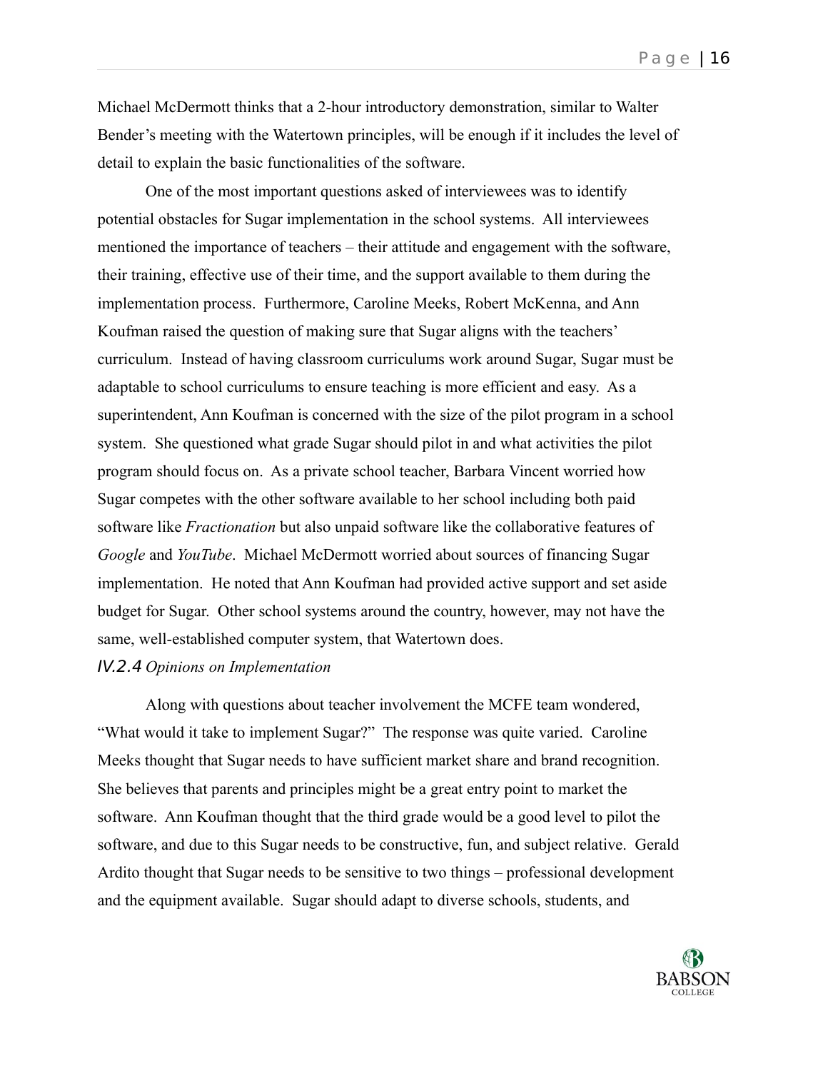Michael McDermott thinks that a 2-hour introductory demonstration, similar to Walter Bender's meeting with the Watertown principles, will be enough if it includes the level of detail to explain the basic functionalities of the software.

One of the most important questions asked of interviewees was to identify potential obstacles for Sugar implementation in the school systems. All interviewees mentioned the importance of teachers – their attitude and engagement with the software, their training, effective use of their time, and the support available to them during the implementation process. Furthermore, Caroline Meeks, Robert McKenna, and Ann Koufman raised the question of making sure that Sugar aligns with the teachers' curriculum. Instead of having classroom curriculums work around Sugar, Sugar must be adaptable to school curriculums to ensure teaching is more efficient and easy. As a superintendent, Ann Koufman is concerned with the size of the pilot program in a school system. She questioned what grade Sugar should pilot in and what activities the pilot program should focus on. As a private school teacher, Barbara Vincent worried how Sugar competes with the other software available to her school including both paid software like *Fractionation* but also unpaid software like the collaborative features of *Google* and *YouTube*. Michael McDermott worried about sources of financing Sugar implementation. He noted that Ann Koufman had provided active support and set aside budget for Sugar. Other school systems around the country, however, may not have the same, well-established computer system, that Watertown does.

#### IV.2.4 *Opinions on Implementation*

Along with questions about teacher involvement the MCFE team wondered, "What would it take to implement Sugar?" The response was quite varied. Caroline Meeks thought that Sugar needs to have sufficient market share and brand recognition. She believes that parents and principles might be a great entry point to market the software. Ann Koufman thought that the third grade would be a good level to pilot the software, and due to this Sugar needs to be constructive, fun, and subject relative. Gerald Ardito thought that Sugar needs to be sensitive to two things – professional development and the equipment available. Sugar should adapt to diverse schools, students, and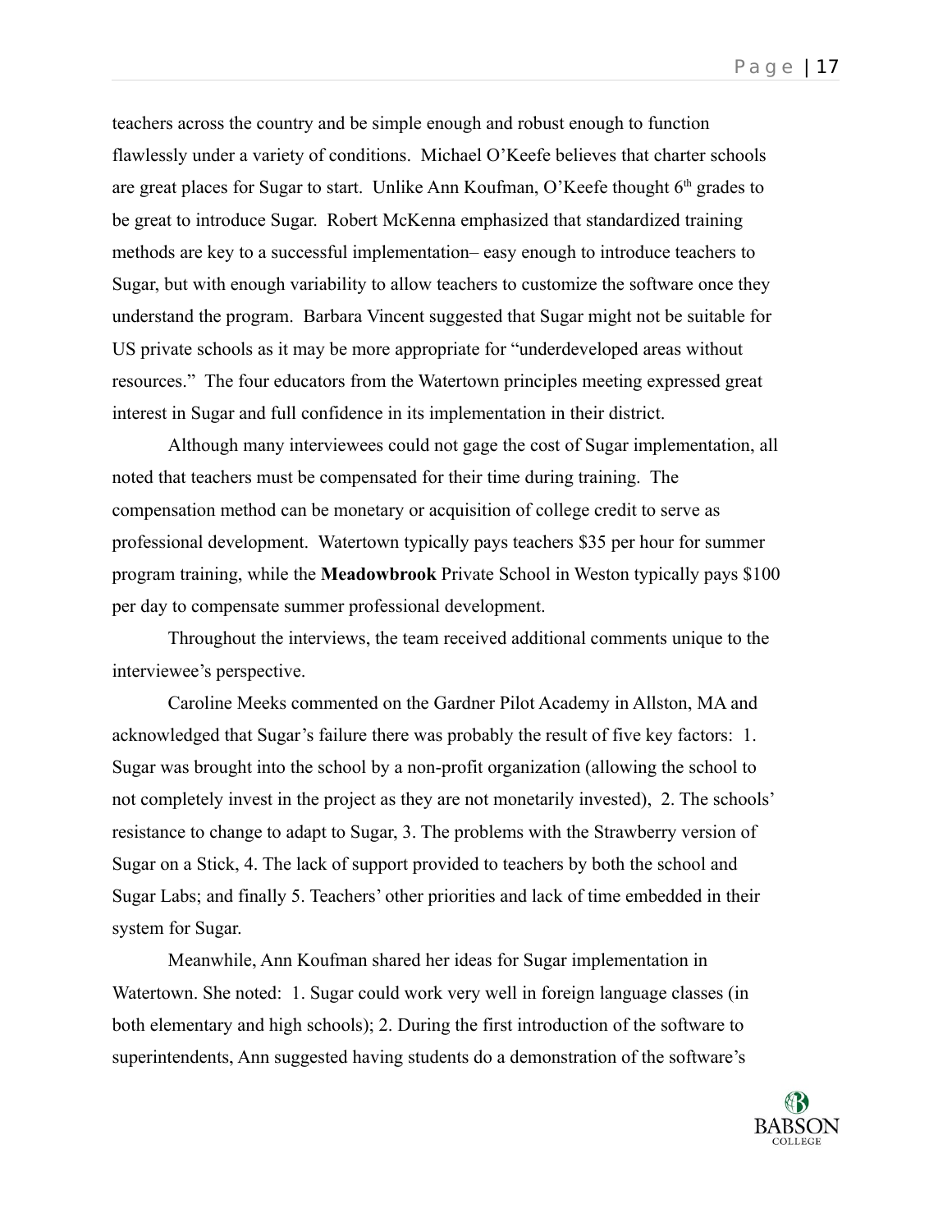teachers across the country and be simple enough and robust enough to function flawlessly under a variety of conditions. Michael O'Keefe believes that charter schools are great places for Sugar to start. Unlike Ann Koufman, O'Keefe thought 6th grades to be great to introduce Sugar. Robert McKenna emphasized that standardized training methods are key to a successful implementation– easy enough to introduce teachers to Sugar, but with enough variability to allow teachers to customize the software once they understand the program. Barbara Vincent suggested that Sugar might not be suitable for US private schools as it may be more appropriate for "underdeveloped areas without resources." The four educators from the Watertown principles meeting expressed great interest in Sugar and full confidence in its implementation in their district.

Although many interviewees could not gage the cost of Sugar implementation, all noted that teachers must be compensated for their time during training. The compensation method can be monetary or acquisition of college credit to serve as professional development. Watertown typically pays teachers $35 per hour for summer program training, while the **Meadowbrook** Private School in Weston typically pays $100 per day to compensate summer professional development.

Throughout the interviews, the team received additional comments unique to the interviewee's perspective.

Caroline Meeks commented on the Gardner Pilot Academy in Allston, MA and acknowledged that Sugar's failure there was probably the result of five key factors: 1. Sugar was brought into the school by a non-profit organization (allowing the school to not completely invest in the project as they are not monetarily invested), 2. The schools' resistance to change to adapt to Sugar, 3. The problems with the Strawberry version of Sugar on a Stick, 4. The lack of support provided to teachers by both the school and Sugar Labs; and finally 5. Teachers' other priorities and lack of time embedded in their system for Sugar.

Meanwhile, Ann Koufman shared her ideas for Sugar implementation in Watertown. She noted: 1. Sugar could work very well in foreign language classes (in both elementary and high schools); 2. During the first introduction of the software to superintendents, Ann suggested having students do a demonstration of the software's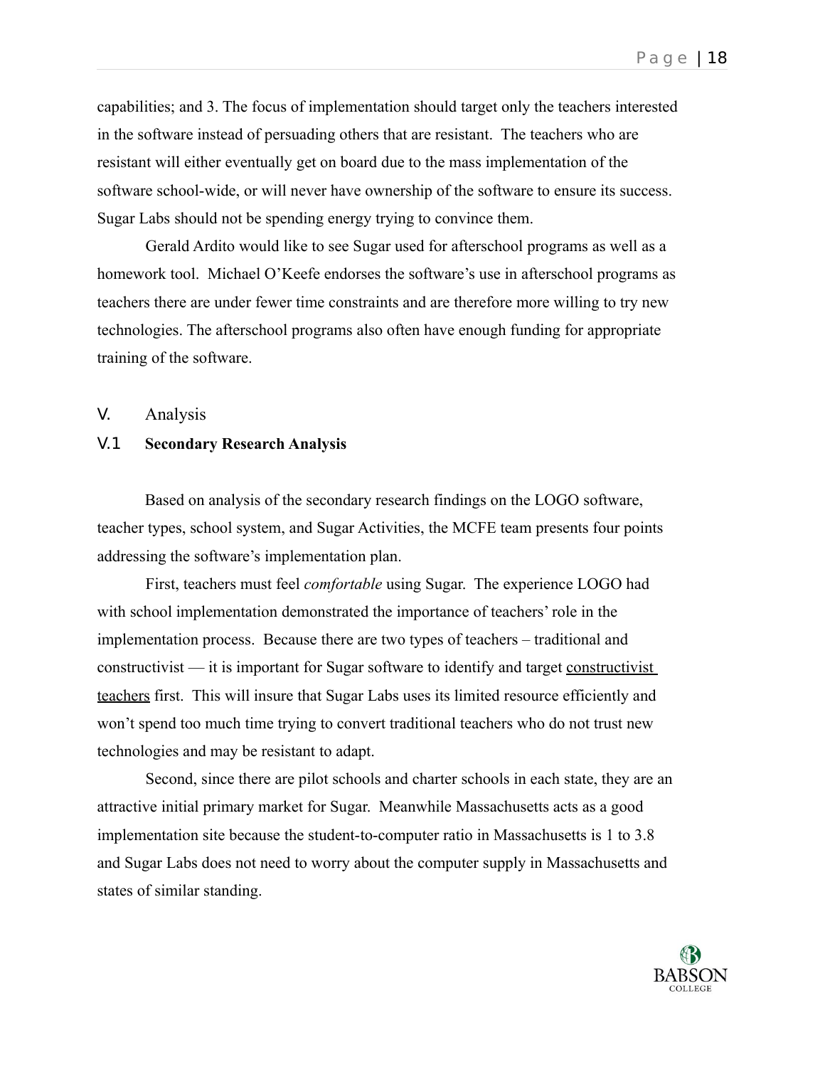capabilities; and 3. The focus of implementation should target only the teachers interested in the software instead of persuading others that are resistant. The teachers who are resistant will either eventually get on board due to the mass implementation of the software school-wide, or will never have ownership of the software to ensure its success. Sugar Labs should not be spending energy trying to convince them.

Gerald Ardito would like to see Sugar used for afterschool programs as well as a homework tool. Michael O'Keefe endorses the software's use in afterschool programs as teachers there are under fewer time constraints and are therefore more willing to try new technologies. The afterschool programs also often have enough funding for appropriate training of the software.

## V. Analysis

### V.1 Secondary Research Analysis

Based on analysis of the secondary research findings on the LOGO software, teacher types, school system, and Sugar Activities, the MCFE team presents four points addressing the software's implementation plan.

First, teachers must feel *comfortable* using Sugar. The experience LOGO had with school implementation demonstrated the importance of teachers' role in the implementation process. Because there are two types of teachers – traditional and constructivist — it is important for Sugar software to identify and target <u>constructivist teachers</u> first. This will insure that Sugar Labs uses its limited resource efficiently and won't spend too much time trying to convert traditional teachers who do not trust new technologies and may be resistant to adapt.

Second, since there are pilot schools and charter schools in each state, they are an attractive initial primary market for Sugar. Meanwhile Massachusetts acts as a good implementation site because the student-to-computer ratio in Massachusetts is 1 to 3.8 and Sugar Labs does not need to worry about the computer supply in Massachusetts and states of similar standing.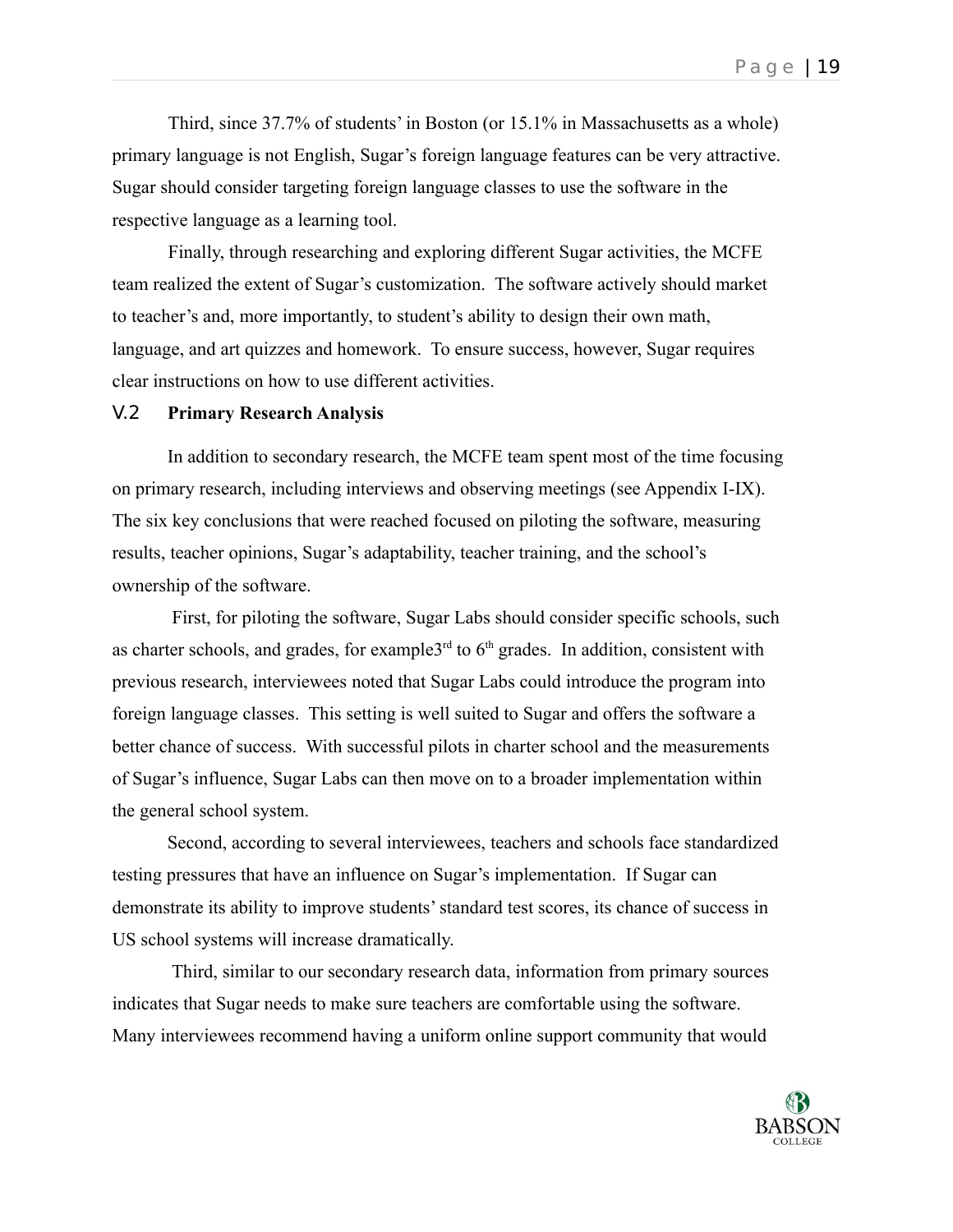Third, since 37.7% of students' in Boston (or 15.1% in Massachusetts as a whole) primary language is not English, Sugar's foreign language features can be very attractive. Sugar should consider targeting foreign language classes to use the software in the respective language as a learning tool.

Finally, through researching and exploring different Sugar activities, the MCFE team realized the extent of Sugar's customization. The software actively should market to teacher's and, more importantly, to student's ability to design their own math, language, and art quizzes and homework. To ensure success, however, Sugar requires clear instructions on how to use different activities.

### V.2 **Primary Research Analysis**

In addition to secondary research, the MCFE team spent most of the time focusing on primary research, including interviews and observing meetings (see Appendix I-IX). The six key conclusions that were reached focused on piloting the software, measuring results, teacher opinions, Sugar's adaptability, teacher training, and the school's ownership of the software.

First, for piloting the software, Sugar Labs should consider specific schools, such as charter schools, and grades, for example3rd to 6th grades. In addition, consistent with previous research, interviewees noted that Sugar Labs could introduce the program into foreign language classes. This setting is well suited to Sugar and offers the software a better chance of success. With successful pilots in charter school and the measurements of Sugar's influence, Sugar Labs can then move on to a broader implementation within the general school system.

Second, according to several interviewees, teachers and schools face standardized testing pressures that have an influence on Sugar's implementation. If Sugar can demonstrate its ability to improve students' standard test scores, its chance of success in US school systems will increase dramatically.

Third, similar to our secondary research data, information from primary sources indicates that Sugar needs to make sure teachers are comfortable using the software. Many interviewees recommend having a uniform online support community that would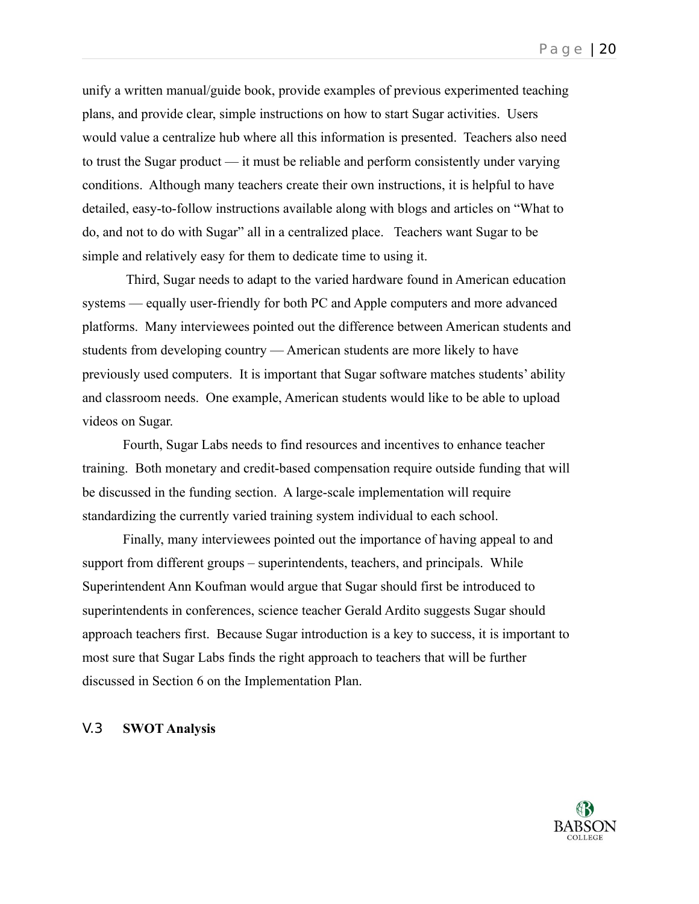unify a written manual/guide book, provide examples of previous experimented teaching plans, and provide clear, simple instructions on how to start Sugar activities. Users would value a centralize hub where all this information is presented. Teachers also need to trust the Sugar product — it must be reliable and perform consistently under varying conditions. Although many teachers create their own instructions, it is helpful to have detailed, easy-to-follow instructions available along with blogs and articles on "What to do, and not to do with Sugar" all in a centralized place. Teachers want Sugar to be simple and relatively easy for them to dedicate time to using it.

Third, Sugar needs to adapt to the varied hardware found in American education systems — equally user-friendly for both PC and Apple computers and more advanced platforms. Many interviewees pointed out the difference between American students and students from developing country — American students are more likely to have previously used computers. It is important that Sugar software matches students' ability and classroom needs. One example, American students would like to be able to upload videos on Sugar.

Fourth, Sugar Labs needs to find resources and incentives to enhance teacher training. Both monetary and credit-based compensation require outside funding that will be discussed in the funding section. A large-scale implementation will require standardizing the currently varied training system individual to each school.

Finally, many interviewees pointed out the importance of having appeal to and support from different groups – superintendents, teachers, and principals. While Superintendent Ann Koufman would argue that Sugar should first be introduced to superintendents in conferences, science teacher Gerald Ardito suggests Sugar should approach teachers first. Because Sugar introduction is a key to success, it is important to most sure that Sugar Labs finds the right approach to teachers that will be further discussed in Section 6 on the Implementation Plan.

### V.3 SWOT Analysis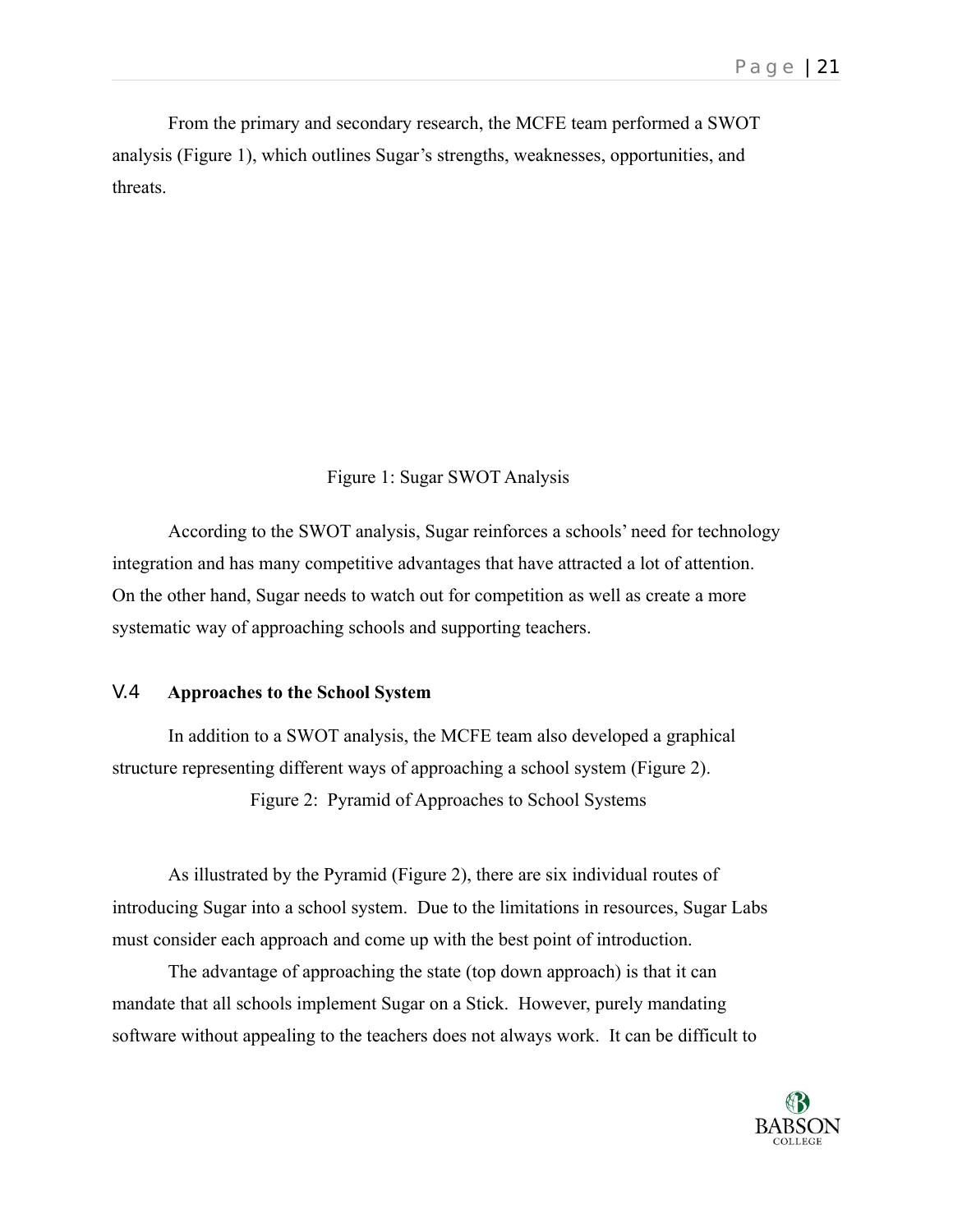From the primary and secondary research, the MCFE team performed a SWOT analysis (Figure 1), which outlines Sugar's strengths, weaknesses, opportunities, and threats.

Figure 1: Sugar SWOT Analysis

According to the SWOT analysis, Sugar reinforces a schools' need for technology integration and has many competitive advantages that have attracted a lot of attention. On the other hand, Sugar needs to watch out for competition as well as create a more systematic way of approaching schools and supporting teachers.

## V.4 Approaches to the School System

In addition to a SWOT analysis, the MCFE team also developed a graphical structure representing different ways of approaching a school system (Figure 2).

Figure 2: Pyramid of Approaches to School Systems

As illustrated by the Pyramid (Figure 2), there are six individual routes of introducing Sugar into a school system. Due to the limitations in resources, Sugar Labs must consider each approach and come up with the best point of introduction.

The advantage of approaching the state (top down approach) is that it can mandate that all schools implement Sugar on a Stick. However, purely mandating software without appealing to the teachers does not always work. It can be difficult to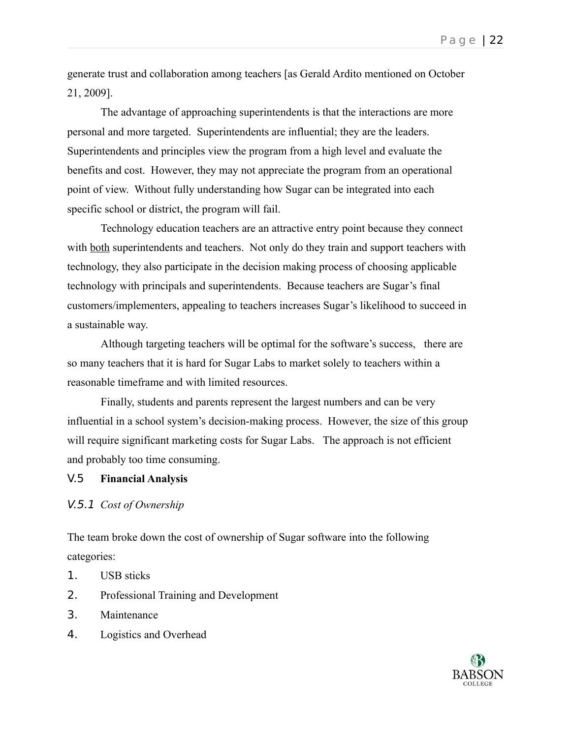generate trust and collaboration among teachers [as Gerald Ardito mentioned on October 21, 2009].

The advantage of approaching superintendents is that the interactions are more personal and more targeted. Superintendents are influential; they are the leaders. Superintendents and principles view the program from a high level and evaluate the benefits and cost. However, they may not appreciate the program from an operational point of view. Without fully understanding how Sugar can be integrated into each specific school or district, the program will fail.

Technology education teachers are an attractive entry point because they connect with both superintendents and teachers. Not only do they train and support teachers with technology, they also participate in the decision making process of choosing applicable technology with principals and superintendents. Because teachers are Sugar's final customers/implementers, appealing to teachers increases Sugar's likelihood to succeed in a sustainable way.

Although targeting teachers will be optimal for the software's success, there are so many teachers that it is hard for Sugar Labs to market solely to teachers within a reasonable timeframe and with limited resources.

Finally, students and parents represent the largest numbers and can be very influential in a school system's decision-making process. However, the size of this group will require significant marketing costs for Sugar Labs. The approach is not efficient and probably too time consuming.

## V.5 **Financial Analysis**

### *V.5.1 Cost of Ownership*

The team broke down the cost of ownership of Sugar software into the following categories:

1. USB sticks
2. Professional Training and Development
3. Maintenance
4. Logistics and Overhead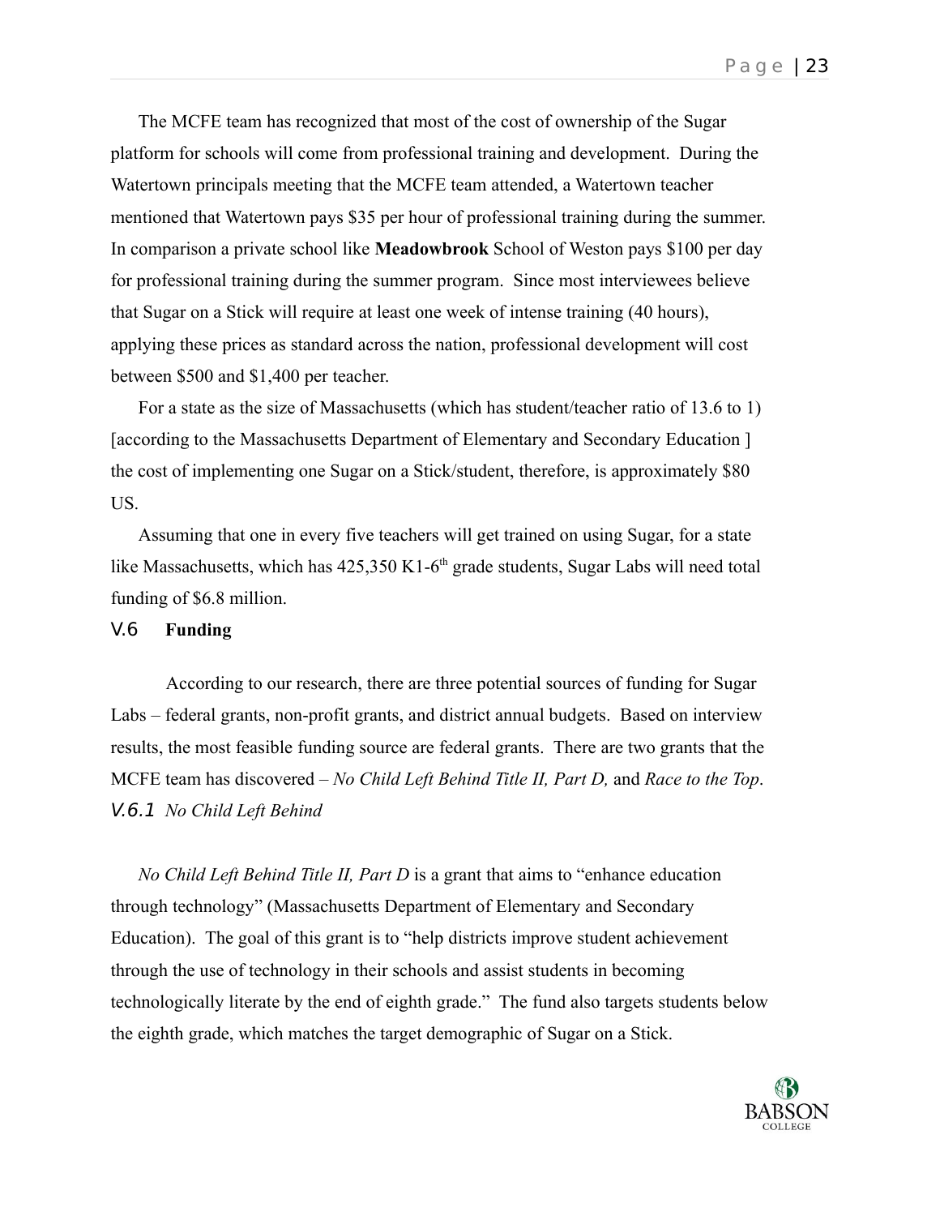The MCFE team has recognized that most of the cost of ownership of the Sugar platform for schools will come from professional training and development. During the Watertown principals meeting that the MCFE team attended, a Watertown teacher mentioned that Watertown pays $35 per hour of professional training during the summer. In comparison a private school like **Meadowbrook** School of Weston pays $100 per day for professional training during the summer program. Since most interviewees believe that Sugar on a Stick will require at least one week of intense training (40 hours), applying these prices as standard across the nation, professional development will cost between $500 and $1,400 per teacher.

For a state as the size of Massachusetts (which has student/teacher ratio of 13.6 to 1) [according to the Massachusetts Department of Elementary and Secondary Education ] the cost of implementing one Sugar on a Stick/student, therefore, is approximately $80 US.

Assuming that one in every five teachers will get trained on using Sugar, for a state like Massachusetts, which has 425,350 K1-6th grade students, Sugar Labs will need total funding of $6.8 million.

## V.6 Funding

According to our research, there are three potential sources of funding for Sugar Labs – federal grants, non-profit grants, and district annual budgets. Based on interview results, the most feasible funding source are federal grants. There are two grants that the MCFE team has discovered – *No Child Left Behind Title II, Part D,* and *Race to the Top*.

### V.6.1 *No Child Left Behind*

*No Child Left Behind Title II, Part D* is a grant that aims to "enhance education through technology" (Massachusetts Department of Elementary and Secondary Education). The goal of this grant is to "help districts improve student achievement through the use of technology in their schools and assist students in becoming technologically literate by the end of eighth grade." The fund also targets students below the eighth grade, which matches the target demographic of Sugar on a Stick.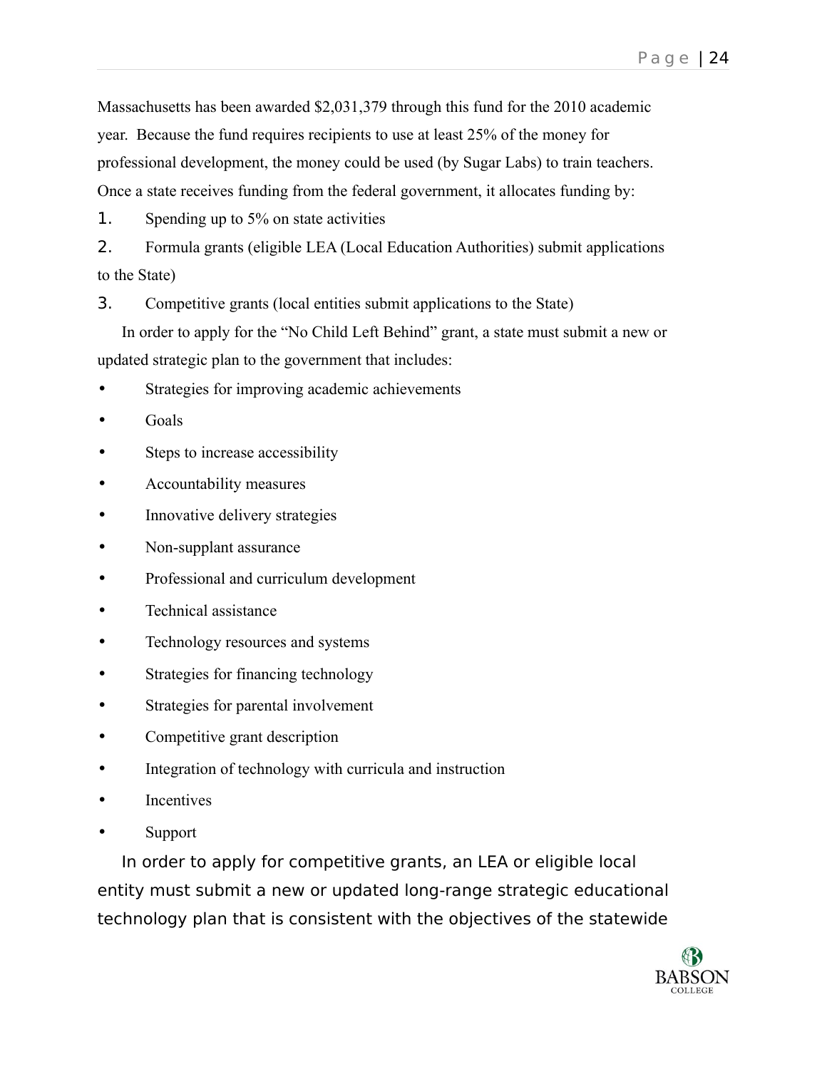Massachusetts has been awarded $2,031,379 through this fund for the 2010 academic year. Because the fund requires recipients to use at least 25% of the money for professional development, the money could be used (by Sugar Labs) to train teachers. Once a state receives funding from the federal government, it allocates funding by:

1. Spending up to 5% on state activities
2. Formula grants (eligible LEA (Local Education Authorities) submit applications to the State)
3. Competitive grants (local entities submit applications to the State)

In order to apply for the "No Child Left Behind" grant, a state must submit a new or updated strategic plan to the government that includes:

- Strategies for improving academic achievements
- Goals
- Steps to increase accessibility
- Accountability measures
- Innovative delivery strategies
- Non-supplant assurance
- Professional and curriculum development
- Technical assistance
- Technology resources and systems
- Strategies for financing technology
- Strategies for parental involvement
- Competitive grant description
- Integration of technology with curricula and instruction
- Incentives
- Support

In order to apply for competitive grants, an LEA or eligible local entity must submit a new or updated long-range strategic educational technology plan that is consistent with the objectives of the statewide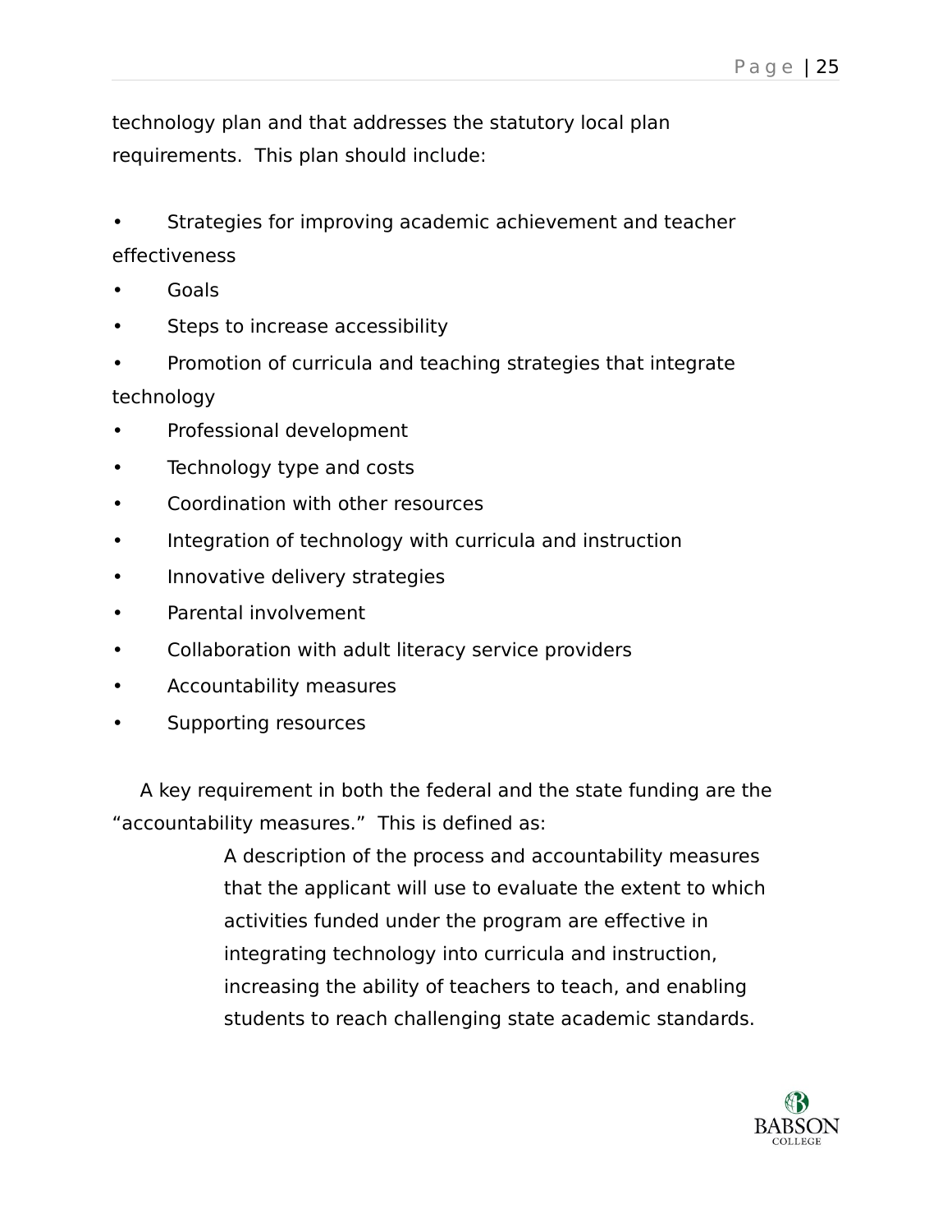technology plan and that addresses the statutory local plan requirements. This plan should include:

- Strategies for improving academic achievement and teacher effectiveness
- Goals
- Steps to increase accessibility
- Promotion of curricula and teaching strategies that integrate technology
- Professional development
- Technology type and costs
- Coordination with other resources
- Integration of technology with curricula and instruction
- Innovative delivery strategies
- Parental involvement
- Collaboration with adult literacy service providers
- Accountability measures
- Supporting resources

A key requirement in both the federal and the state funding are the "accountability measures." This is defined as:

> A description of the process and accountability measures that the applicant will use to evaluate the extent to which activities funded under the program are effective in integrating technology into curricula and instruction, increasing the ability of teachers to teach, and enabling students to reach challenging state academic standards.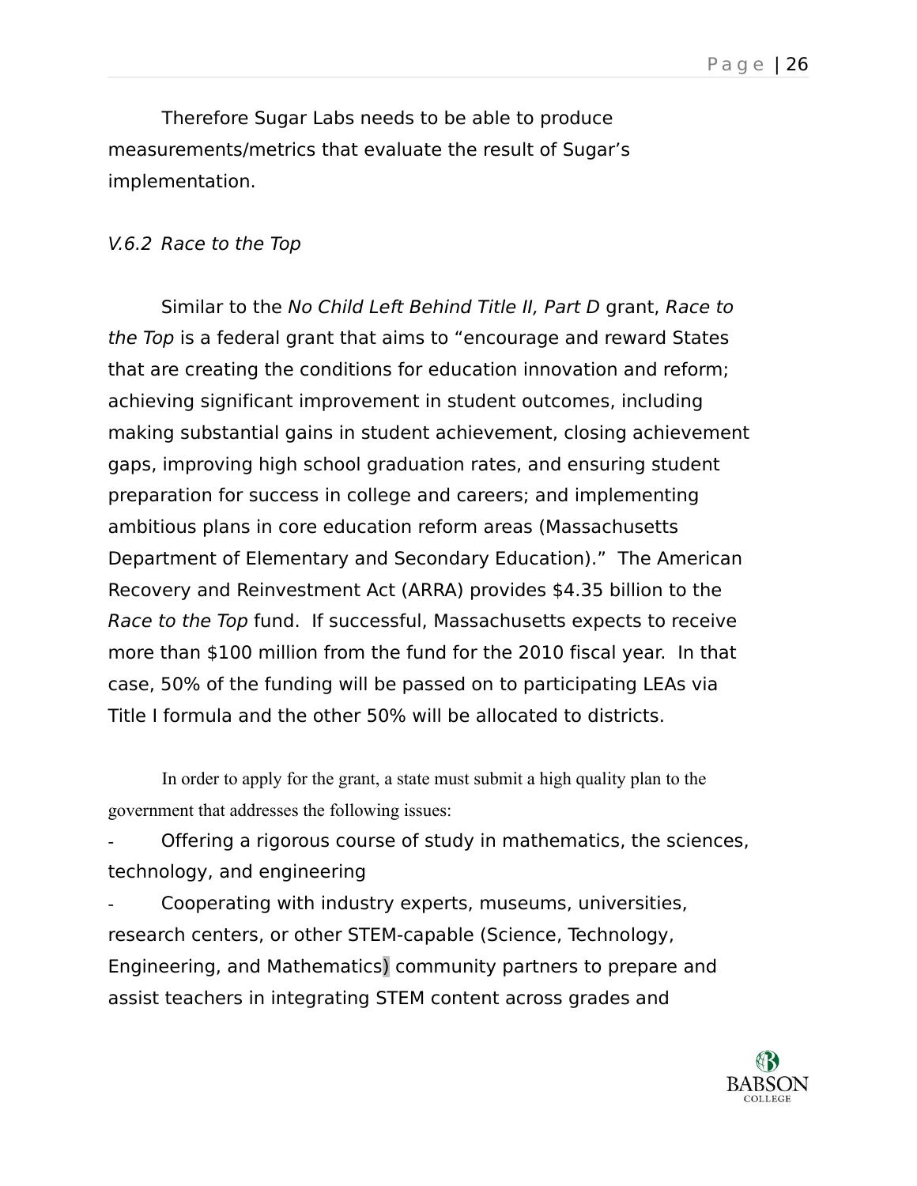Therefore Sugar Labs needs to be able to produce measurements/metrics that evaluate the result of Sugar's implementation.

### *V.6.2 Race to the Top*

Similar to the *No Child Left Behind Title II, Part D* grant, *Race to the Top* is a federal grant that aims to "encourage and reward States that are creating the conditions for education innovation and reform; achieving significant improvement in student outcomes, including making substantial gains in student achievement, closing achievement gaps, improving high school graduation rates, and ensuring student preparation for success in college and careers; and implementing ambitious plans in core education reform areas (Massachusetts Department of Elementary and Secondary Education)." The American Recovery and Reinvestment Act (ARRA) provides $4.35 billion to the *Race to the Top* fund. If successful, Massachusetts expects to receive more than $100 million from the fund for the 2010 fiscal year. In that case, 50% of the funding will be passed on to participating LEAs via Title I formula and the other 50% will be allocated to districts.

In order to apply for the grant, a state must submit a high quality plan to the government that addresses the following issues:

- Offering a rigorous course of study in mathematics, the sciences, technology, and engineering
- Cooperating with industry experts, museums, universities, research centers, or other STEM-capable (Science, Technology, Engineering, and Mathematics) community partners to prepare and assist teachers in integrating STEM content across grades and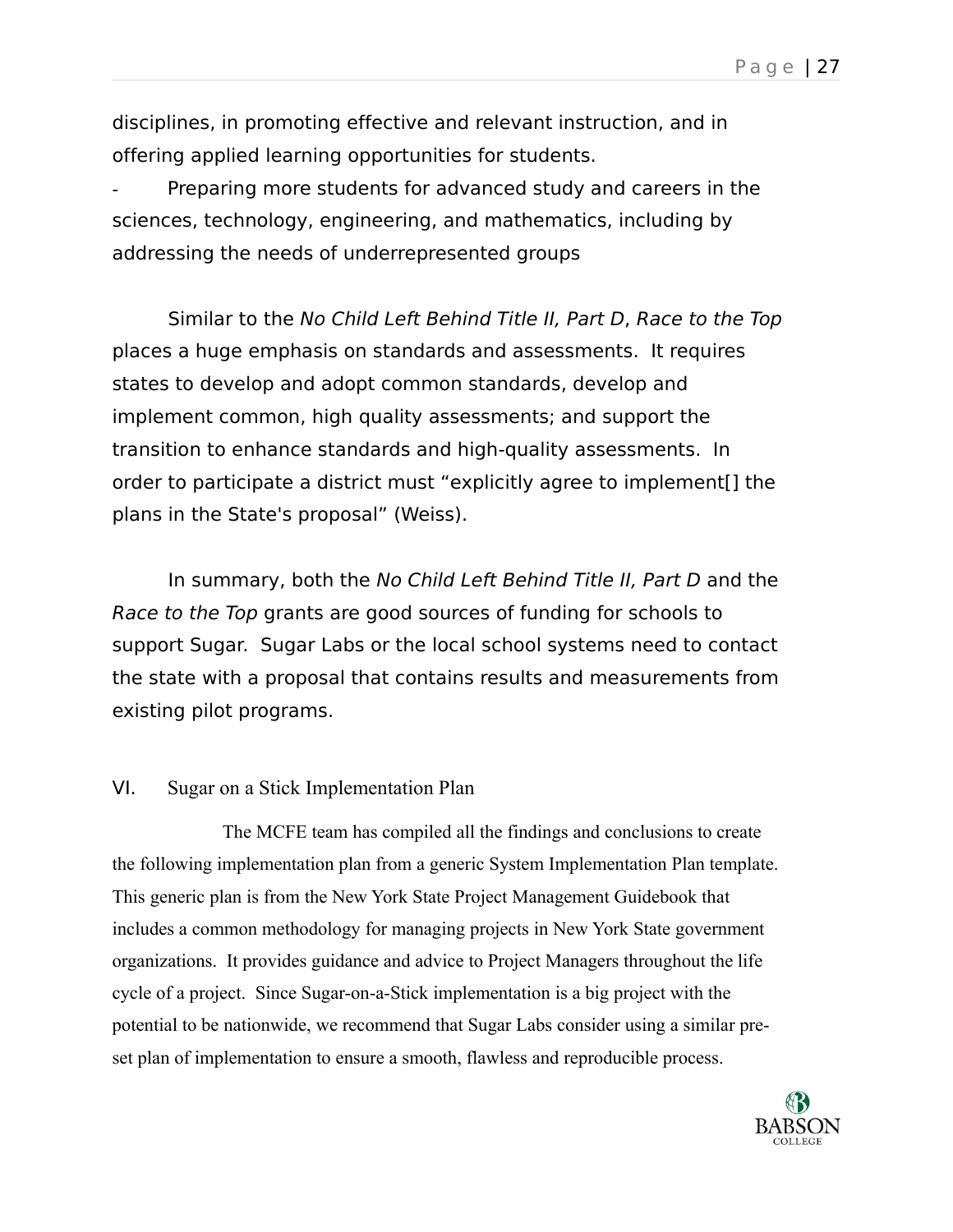disciplines, in promoting effective and relevant instruction, and in offering applied learning opportunities for students.

- Preparing more students for advanced study and careers in the sciences, technology, engineering, and mathematics, including by addressing the needs of underrepresented groups

Similar to the *No Child Left Behind Title II, Part D*, *Race to the Top* places a huge emphasis on standards and assessments. It requires states to develop and adopt common standards, develop and implement common, high quality assessments; and support the transition to enhance standards and high-quality assessments. In order to participate a district must "explicitly agree to implement[] the plans in the State's proposal" (Weiss).

In summary, both the *No Child Left Behind Title II, Part D* and the *Race to the Top* grants are good sources of funding for schools to support Sugar. Sugar Labs or the local school systems need to contact the state with a proposal that contains results and measurements from existing pilot programs.

## VI. Sugar on a Stick Implementation Plan

The MCFE team has compiled all the findings and conclusions to create the following implementation plan from a generic System Implementation Plan template. This generic plan is from the New York State Project Management Guidebook that includes a common methodology for managing projects in New York State government organizations. It provides guidance and advice to Project Managers throughout the life cycle of a project. Since Sugar-on-a-Stick implementation is a big project with the potential to be nationwide, we recommend that Sugar Labs consider using a similar pre-set plan of implementation to ensure a smooth, flawless and reproducible process.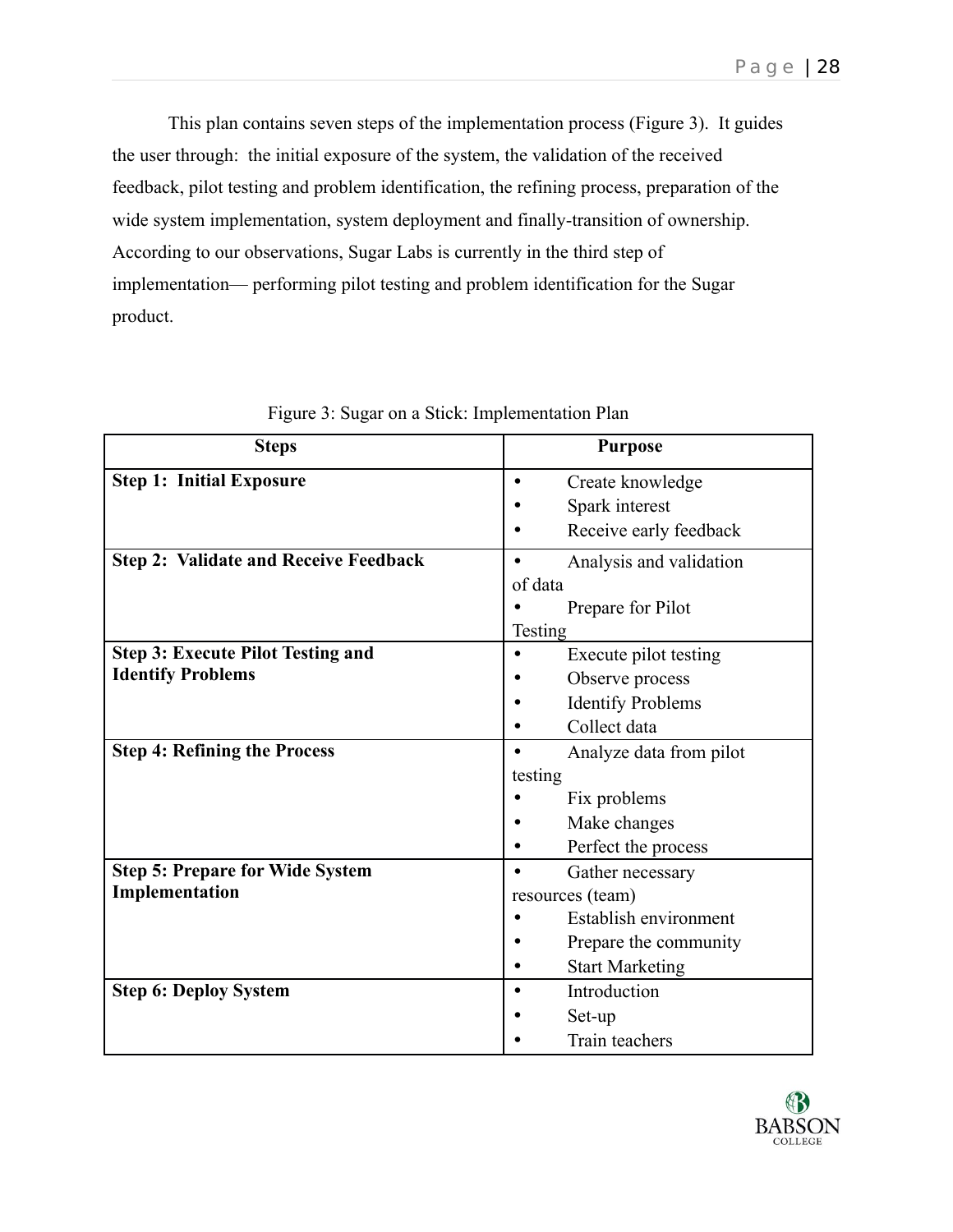This plan contains seven steps of the implementation process (Figure 3). It guides the user through: the initial exposure of the system, the validation of the received feedback, pilot testing and problem identification, the refining process, preparation of the wide system implementation, system deployment and finally-transition of ownership. According to our observations, Sugar Labs is currently in the third step of implementation— performing pilot testing and problem identification for the Sugar product.

Figure 3: Sugar on a Stick: Implementation Plan

| Steps | Purpose |
|---|---|
| **Step 1: Initial Exposure** | • Create knowledge<br>• Spark interest<br>• Receive early feedback |
| **Step 2: Validate and Receive Feedback** | • Analysis and validation of data<br>• Prepare for Pilot Testing |
| **Step 3: Execute Pilot Testing and Identify Problems** | • Execute pilot testing<br>• Observe process<br>• Identify Problems<br>• Collect data |
| **Step 4: Refining the Process** | • Analyze data from pilot testing<br>• Fix problems<br>• Make changes<br>• Perfect the process |
| **Step 5: Prepare for Wide System Implementation** | • Gather necessary resources (team)<br>• Establish environment<br>• Prepare the community<br>• Start Marketing |
| **Step 6: Deploy System** | • Introduction<br>• Set-up<br>• Train teachers |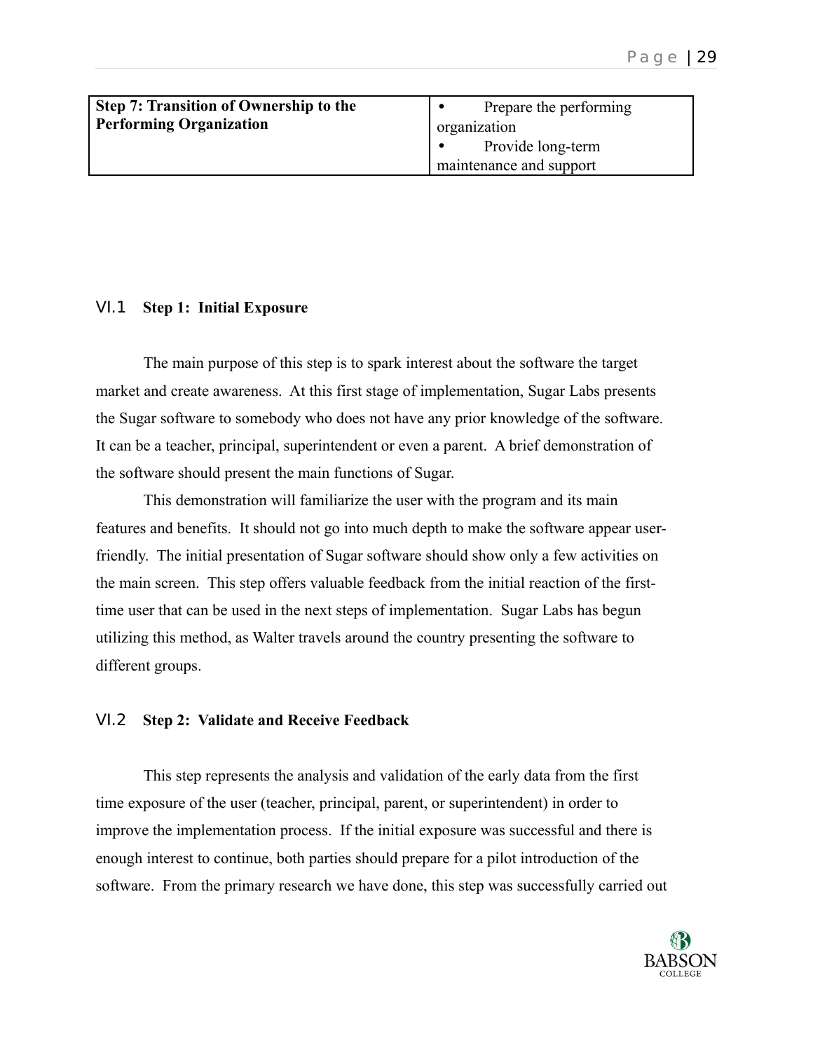| Step 7: Transition of Ownership to the Performing Organization | • Prepare the performing organization<br>• Provide long-term maintenance and support |
|---|---|

## VI.1 Step 1: Initial Exposure

The main purpose of this step is to spark interest about the software the target market and create awareness. At this first stage of implementation, Sugar Labs presents the Sugar software to somebody who does not have any prior knowledge of the software. It can be a teacher, principal, superintendent or even a parent. A brief demonstration of the software should present the main functions of Sugar.

This demonstration will familiarize the user with the program and its main features and benefits. It should not go into much depth to make the software appear user-friendly. The initial presentation of Sugar software should show only a few activities on the main screen. This step offers valuable feedback from the initial reaction of the first-time user that can be used in the next steps of implementation. Sugar Labs has begun utilizing this method, as Walter travels around the country presenting the software to different groups.

## VI.2 Step 2: Validate and Receive Feedback

This step represents the analysis and validation of the early data from the first time exposure of the user (teacher, principal, parent, or superintendent) in order to improve the implementation process. If the initial exposure was successful and there is enough interest to continue, both parties should prepare for a pilot introduction of the software. From the primary research we have done, this step was successfully carried out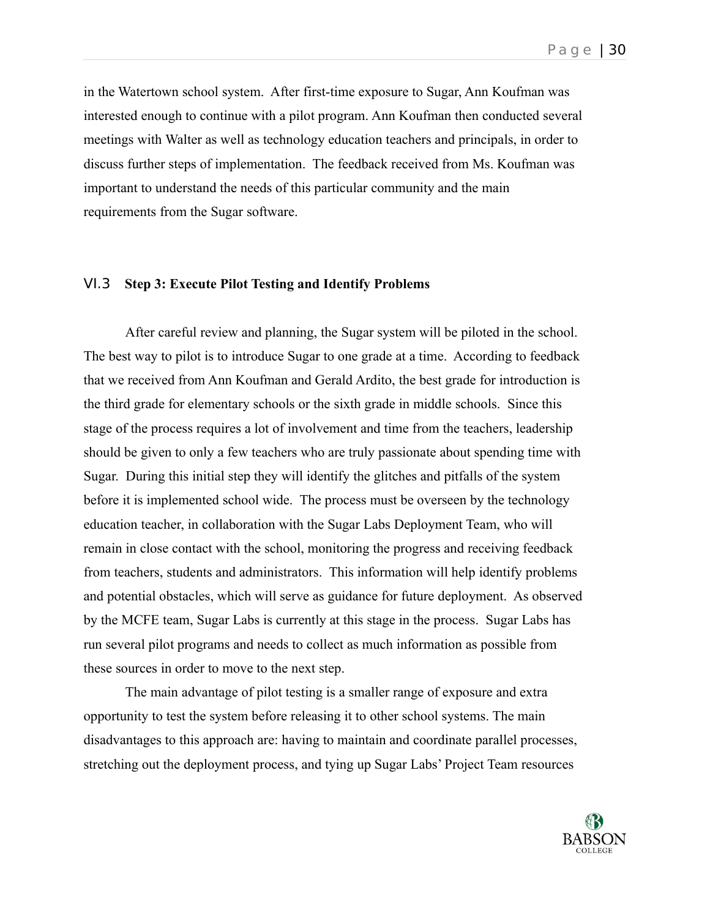in the Watertown school system. After first-time exposure to Sugar, Ann Koufman was interested enough to continue with a pilot program. Ann Koufman then conducted several meetings with Walter as well as technology education teachers and principals, in order to discuss further steps of implementation. The feedback received from Ms. Koufman was important to understand the needs of this particular community and the main requirements from the Sugar software.

### VI.3 Step 3: Execute Pilot Testing and Identify Problems

After careful review and planning, the Sugar system will be piloted in the school. The best way to pilot is to introduce Sugar to one grade at a time. According to feedback that we received from Ann Koufman and Gerald Ardito, the best grade for introduction is the third grade for elementary schools or the sixth grade in middle schools. Since this stage of the process requires a lot of involvement and time from the teachers, leadership should be given to only a few teachers who are truly passionate about spending time with Sugar. During this initial step they will identify the glitches and pitfalls of the system before it is implemented school wide. The process must be overseen by the technology education teacher, in collaboration with the Sugar Labs Deployment Team, who will remain in close contact with the school, monitoring the progress and receiving feedback from teachers, students and administrators. This information will help identify problems and potential obstacles, which will serve as guidance for future deployment. As observed by the MCFE team, Sugar Labs is currently at this stage in the process. Sugar Labs has run several pilot programs and needs to collect as much information as possible from these sources in order to move to the next step.

The main advantage of pilot testing is a smaller range of exposure and extra opportunity to test the system before releasing it to other school systems. The main disadvantages to this approach are: having to maintain and coordinate parallel processes, stretching out the deployment process, and tying up Sugar Labs' Project Team resources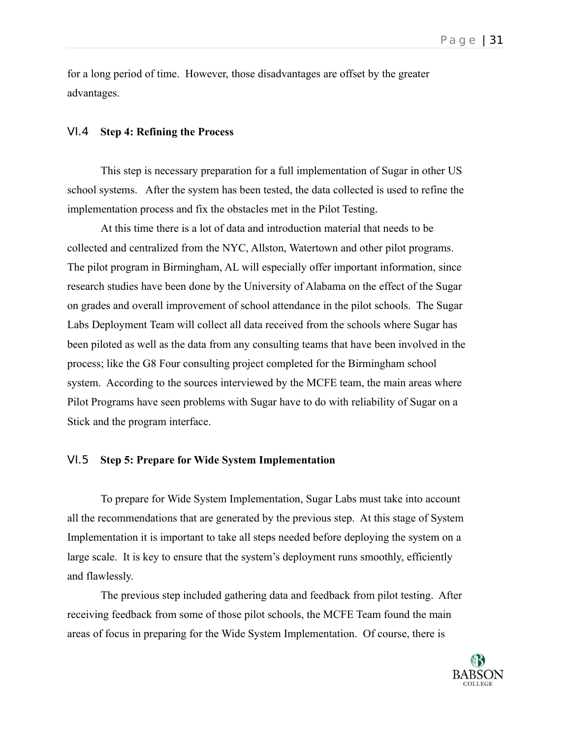for a long period of time. However, those disadvantages are offset by the greater advantages.

## VI.4 Step 4: Refining the Process

This step is necessary preparation for a full implementation of Sugar in other US school systems. After the system has been tested, the data collected is used to refine the implementation process and fix the obstacles met in the Pilot Testing.

At this time there is a lot of data and introduction material that needs to be collected and centralized from the NYC, Allston, Watertown and other pilot programs. The pilot program in Birmingham, AL will especially offer important information, since research studies have been done by the University of Alabama on the effect of the Sugar on grades and overall improvement of school attendance in the pilot schools. The Sugar Labs Deployment Team will collect all data received from the schools where Sugar has been piloted as well as the data from any consulting teams that have been involved in the process; like the G8 Four consulting project completed for the Birmingham school system. According to the sources interviewed by the MCFE team, the main areas where Pilot Programs have seen problems with Sugar have to do with reliability of Sugar on a Stick and the program interface.

## VI.5 Step 5: Prepare for Wide System Implementation

To prepare for Wide System Implementation, Sugar Labs must take into account all the recommendations that are generated by the previous step. At this stage of System Implementation it is important to take all steps needed before deploying the system on a large scale. It is key to ensure that the system's deployment runs smoothly, efficiently and flawlessly.

The previous step included gathering data and feedback from pilot testing. After receiving feedback from some of those pilot schools, the MCFE Team found the main areas of focus in preparing for the Wide System Implementation. Of course, there is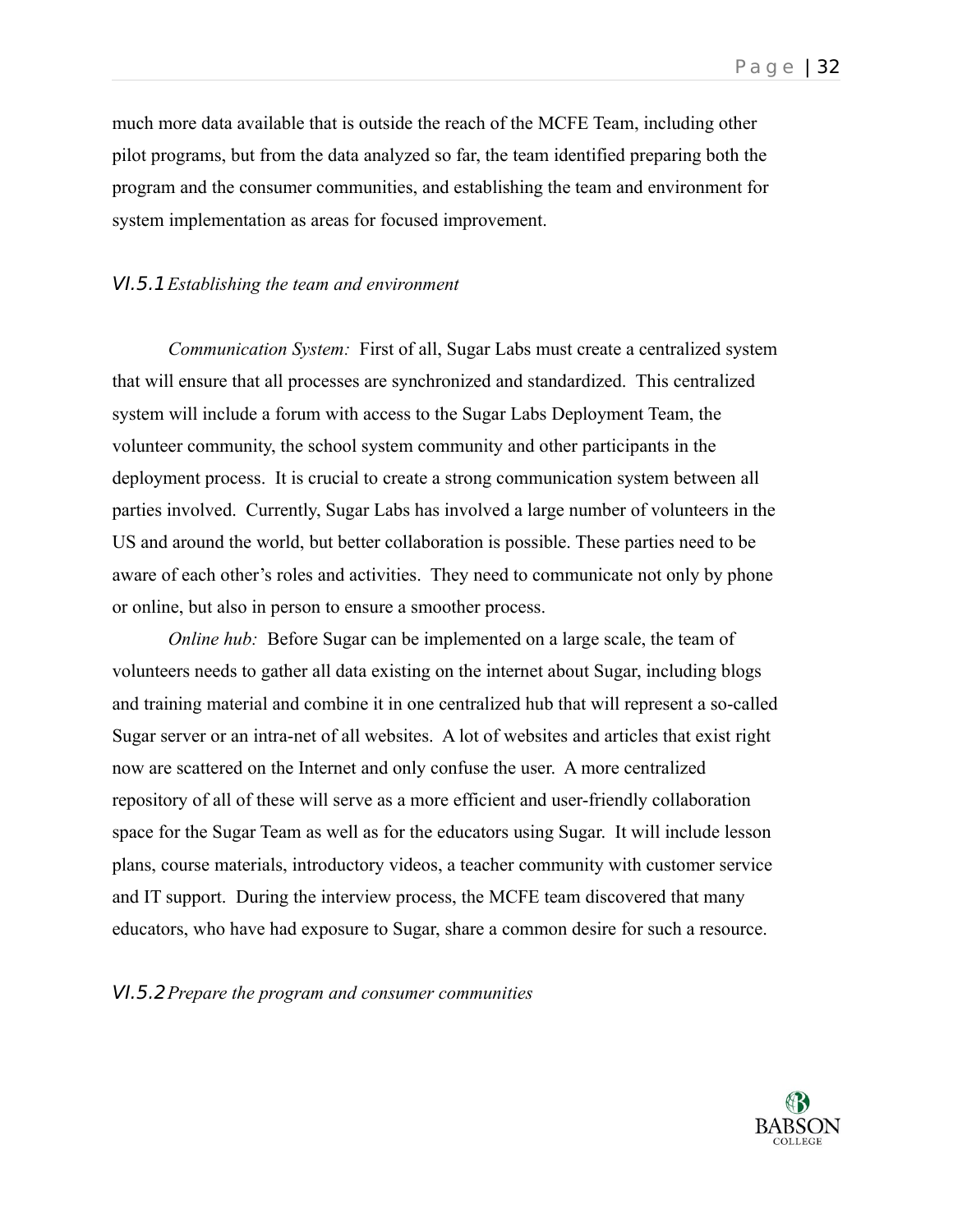much more data available that is outside the reach of the MCFE Team, including other pilot programs, but from the data analyzed so far, the team identified preparing both the program and the consumer communities, and establishing the team and environment for system implementation as areas for focused improvement.

### VI.5.1 *Establishing the team and environment*

*Communication System:* First of all, Sugar Labs must create a centralized system that will ensure that all processes are synchronized and standardized. This centralized system will include a forum with access to the Sugar Labs Deployment Team, the volunteer community, the school system community and other participants in the deployment process. It is crucial to create a strong communication system between all parties involved. Currently, Sugar Labs has involved a large number of volunteers in the US and around the world, but better collaboration is possible. These parties need to be aware of each other's roles and activities. They need to communicate not only by phone or online, but also in person to ensure a smoother process.

*Online hub:* Before Sugar can be implemented on a large scale, the team of volunteers needs to gather all data existing on the internet about Sugar, including blogs and training material and combine it in one centralized hub that will represent a so-called Sugar server or an intra-net of all websites. A lot of websites and articles that exist right now are scattered on the Internet and only confuse the user. A more centralized repository of all of these will serve as a more efficient and user-friendly collaboration space for the Sugar Team as well as for the educators using Sugar. It will include lesson plans, course materials, introductory videos, a teacher community with customer service and IT support. During the interview process, the MCFE team discovered that many educators, who have had exposure to Sugar, share a common desire for such a resource.

### VI.5.2 *Prepare the program and consumer communities*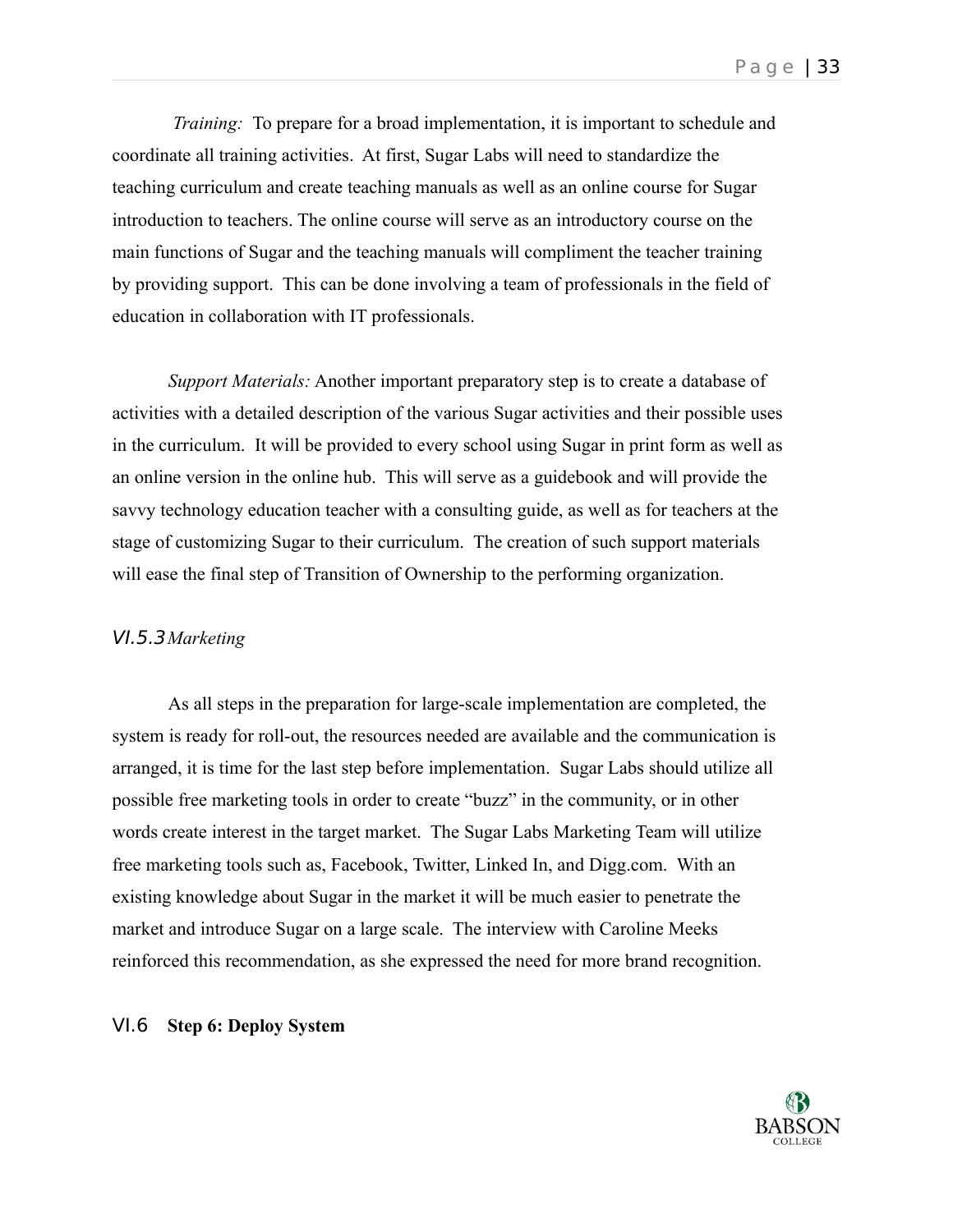*Training:* To prepare for a broad implementation, it is important to schedule and coordinate all training activities. At first, Sugar Labs will need to standardize the teaching curriculum and create teaching manuals as well as an online course for Sugar introduction to teachers. The online course will serve as an introductory course on the main functions of Sugar and the teaching manuals will compliment the teacher training by providing support. This can be done involving a team of professionals in the field of education in collaboration with IT professionals.

*Support Materials:* Another important preparatory step is to create a database of activities with a detailed description of the various Sugar activities and their possible uses in the curriculum. It will be provided to every school using Sugar in print form as well as an online version in the online hub. This will serve as a guidebook and will provide the savvy technology education teacher with a consulting guide, as well as for teachers at the stage of customizing Sugar to their curriculum. The creation of such support materials will ease the final step of Transition of Ownership to the performing organization.

### VI.5.3 *Marketing*

As all steps in the preparation for large-scale implementation are completed, the system is ready for roll-out, the resources needed are available and the communication is arranged, it is time for the last step before implementation. Sugar Labs should utilize all possible free marketing tools in order to create "buzz" in the community, or in other words create interest in the target market. The Sugar Labs Marketing Team will utilize free marketing tools such as, Facebook, Twitter, Linked In, and Digg.com. With an existing knowledge about Sugar in the market it will be much easier to penetrate the market and introduce Sugar on a large scale. The interview with Caroline Meeks reinforced this recommendation, as she expressed the need for more brand recognition.

## VI.6 **Step 6: Deploy System**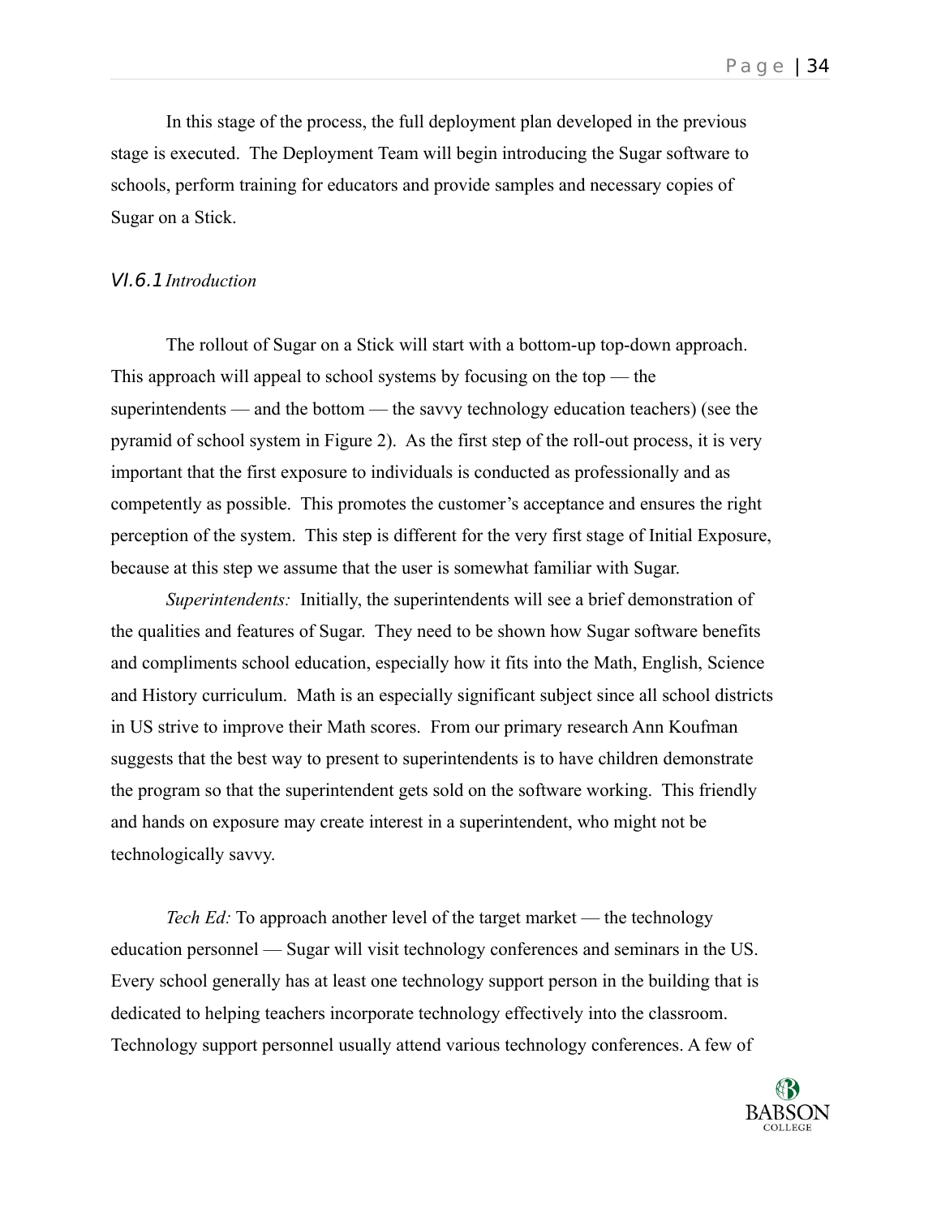In this stage of the process, the full deployment plan developed in the previous stage is executed. The Deployment Team will begin introducing the Sugar software to schools, perform training for educators and provide samples and necessary copies of Sugar on a Stick.

### VI.6.1 *Introduction*

The rollout of Sugar on a Stick will start with a bottom-up top-down approach. This approach will appeal to school systems by focusing on the top — the superintendents — and the bottom — the savvy technology education teachers) (see the pyramid of school system in Figure 2). As the first step of the roll-out process, it is very important that the first exposure to individuals is conducted as professionally and as competently as possible. This promotes the customer's acceptance and ensures the right perception of the system. This step is different for the very first stage of Initial Exposure, because at this step we assume that the user is somewhat familiar with Sugar.

*Superintendents:* Initially, the superintendents will see a brief demonstration of the qualities and features of Sugar. They need to be shown how Sugar software benefits and compliments school education, especially how it fits into the Math, English, Science and History curriculum. Math is an especially significant subject since all school districts in US strive to improve their Math scores. From our primary research Ann Koufman suggests that the best way to present to superintendents is to have children demonstrate the program so that the superintendent gets sold on the software working. This friendly and hands on exposure may create interest in a superintendent, who might not be technologically savvy.

*Tech Ed:* To approach another level of the target market — the technology education personnel — Sugar will visit technology conferences and seminars in the US. Every school generally has at least one technology support person in the building that is dedicated to helping teachers incorporate technology effectively into the classroom. Technology support personnel usually attend various technology conferences. A few of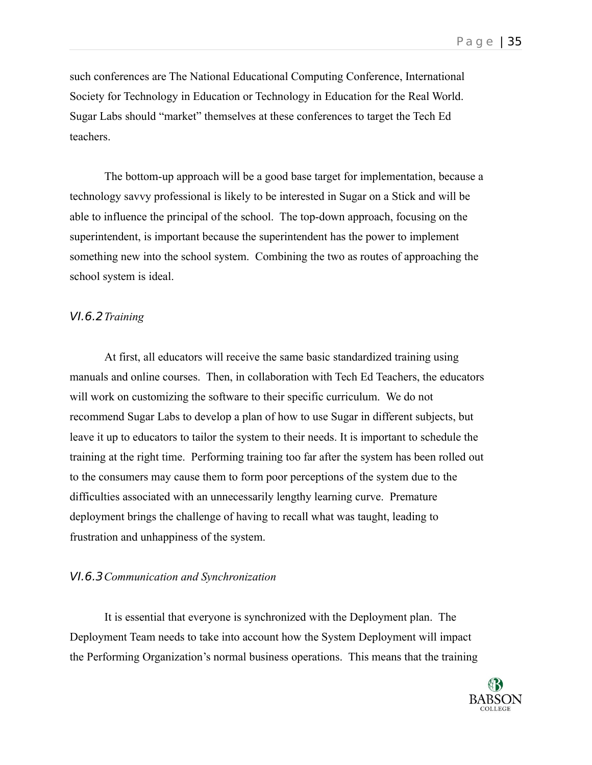such conferences are The National Educational Computing Conference, International Society for Technology in Education or Technology in Education for the Real World. Sugar Labs should "market" themselves at these conferences to target the Tech Ed teachers.

The bottom-up approach will be a good base target for implementation, because a technology savvy professional is likely to be interested in Sugar on a Stick and will be able to influence the principal of the school. The top-down approach, focusing on the superintendent, is important because the superintendent has the power to implement something new into the school system. Combining the two as routes of approaching the school system is ideal.

### VI.6.2 *Training*

At first, all educators will receive the same basic standardized training using manuals and online courses. Then, in collaboration with Tech Ed Teachers, the educators will work on customizing the software to their specific curriculum. We do not recommend Sugar Labs to develop a plan of how to use Sugar in different subjects, but leave it up to educators to tailor the system to their needs. It is important to schedule the training at the right time. Performing training too far after the system has been rolled out to the consumers may cause them to form poor perceptions of the system due to the difficulties associated with an unnecessarily lengthy learning curve. Premature deployment brings the challenge of having to recall what was taught, leading to frustration and unhappiness of the system.

### VI.6.3 *Communication and Synchronization*

It is essential that everyone is synchronized with the Deployment plan. The Deployment Team needs to take into account how the System Deployment will impact the Performing Organization's normal business operations. This means that the training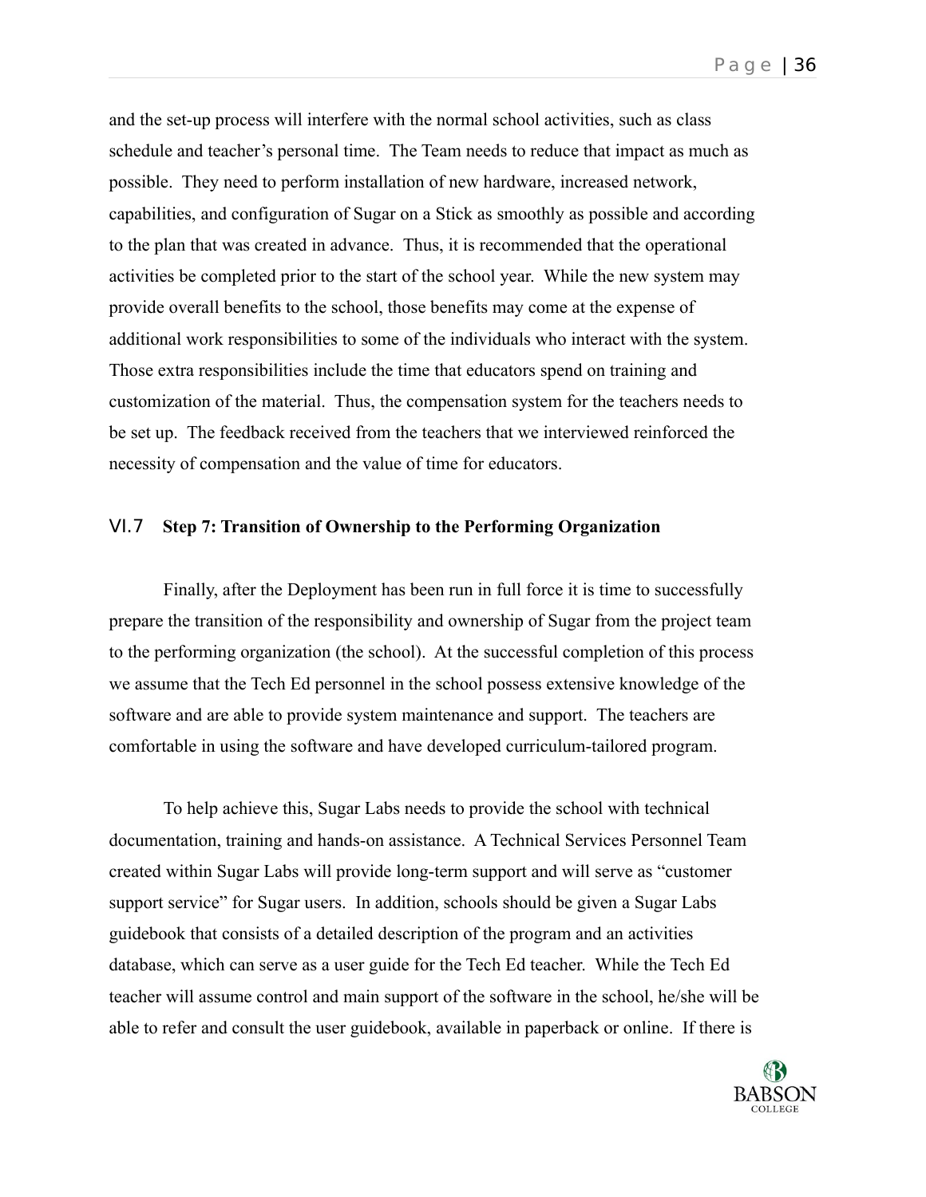and the set-up process will interfere with the normal school activities, such as class schedule and teacher's personal time. The Team needs to reduce that impact as much as possible. They need to perform installation of new hardware, increased network, capabilities, and configuration of Sugar on a Stick as smoothly as possible and according to the plan that was created in advance. Thus, it is recommended that the operational activities be completed prior to the start of the school year. While the new system may provide overall benefits to the school, those benefits may come at the expense of additional work responsibilities to some of the individuals who interact with the system. Those extra responsibilities include the time that educators spend on training and customization of the material. Thus, the compensation system for the teachers needs to be set up. The feedback received from the teachers that we interviewed reinforced the necessity of compensation and the value of time for educators.

## VI.7 Step 7: Transition of Ownership to the Performing Organization

Finally, after the Deployment has been run in full force it is time to successfully prepare the transition of the responsibility and ownership of Sugar from the project team to the performing organization (the school). At the successful completion of this process we assume that the Tech Ed personnel in the school possess extensive knowledge of the software and are able to provide system maintenance and support. The teachers are comfortable in using the software and have developed curriculum-tailored program.

To help achieve this, Sugar Labs needs to provide the school with technical documentation, training and hands-on assistance. A Technical Services Personnel Team created within Sugar Labs will provide long-term support and will serve as "customer support service" for Sugar users. In addition, schools should be given a Sugar Labs guidebook that consists of a detailed description of the program and an activities database, which can serve as a user guide for the Tech Ed teacher. While the Tech Ed teacher will assume control and main support of the software in the school, he/she will be able to refer and consult the user guidebook, available in paperback or online. If there is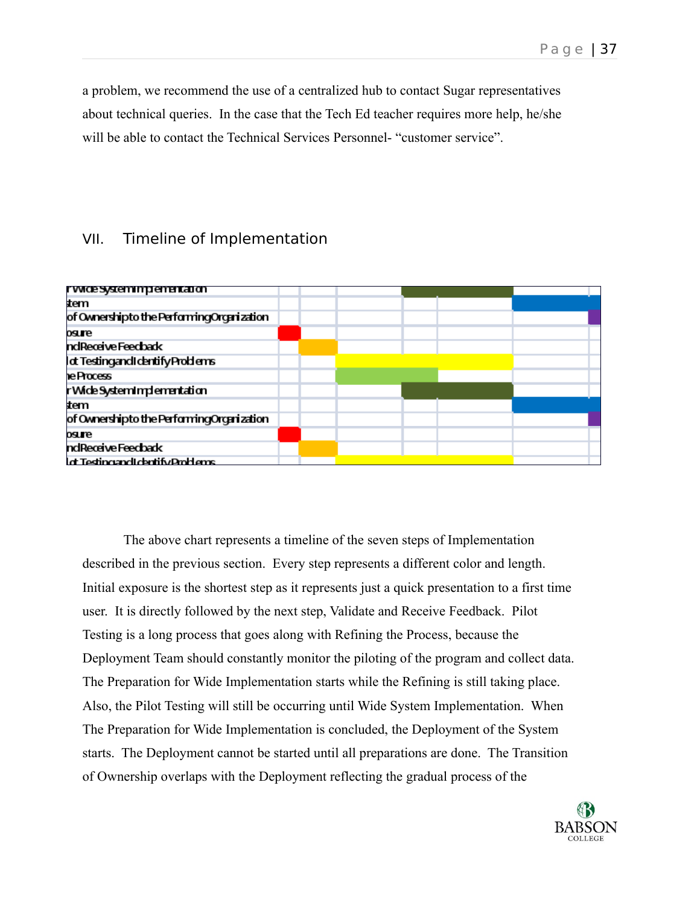a problem, we recommend the use of a centralized hub to contact Sugar representatives about technical queries. In the case that the Tech Ed teacher requires more help, he/she will be able to contact the Technical Services Personnel- "customer service".

## VII. Timeline of Implementation

The above chart represents a timeline of the seven steps of Implementation described in the previous section. Every step represents a different color and length. Initial exposure is the shortest step as it represents just a quick presentation to a first time user. It is directly followed by the next step, Validate and Receive Feedback. Pilot Testing is a long process that goes along with Refining the Process, because the Deployment Team should constantly monitor the piloting of the program and collect data. The Preparation for Wide Implementation starts while the Refining is still taking place. Also, the Pilot Testing will still be occurring until Wide System Implementation. When The Preparation for Wide Implementation is concluded, the Deployment of the System starts. The Deployment cannot be started until all preparations are done. The Transition of Ownership overlaps with the Deployment reflecting the gradual process of the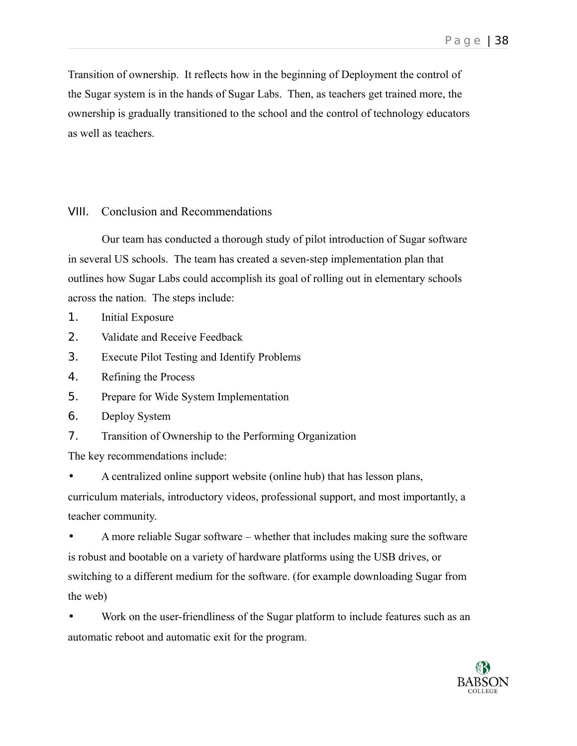Transition of ownership. It reflects how in the beginning of Deployment the control of the Sugar system is in the hands of Sugar Labs. Then, as teachers get trained more, the ownership is gradually transitioned to the school and the control of technology educators as well as teachers.

## VIII. Conclusion and Recommendations

Our team has conducted a thorough study of pilot introduction of Sugar software in several US schools. The team has created a seven-step implementation plan that outlines how Sugar Labs could accomplish its goal of rolling out in elementary schools across the nation. The steps include:

1. Initial Exposure
2. Validate and Receive Feedback
3. Execute Pilot Testing and Identify Problems
4. Refining the Process
5. Prepare for Wide System Implementation
6. Deploy System
7. Transition of Ownership to the Performing Organization

The key recommendations include:

- A centralized online support website (online hub) that has lesson plans, curriculum materials, introductory videos, professional support, and most importantly, a teacher community.
- A more reliable Sugar software – whether that includes making sure the software is robust and bootable on a variety of hardware platforms using the USB drives, or switching to a different medium for the software. (for example downloading Sugar from the web)
- Work on the user-friendliness of the Sugar platform to include features such as an automatic reboot and automatic exit for the program.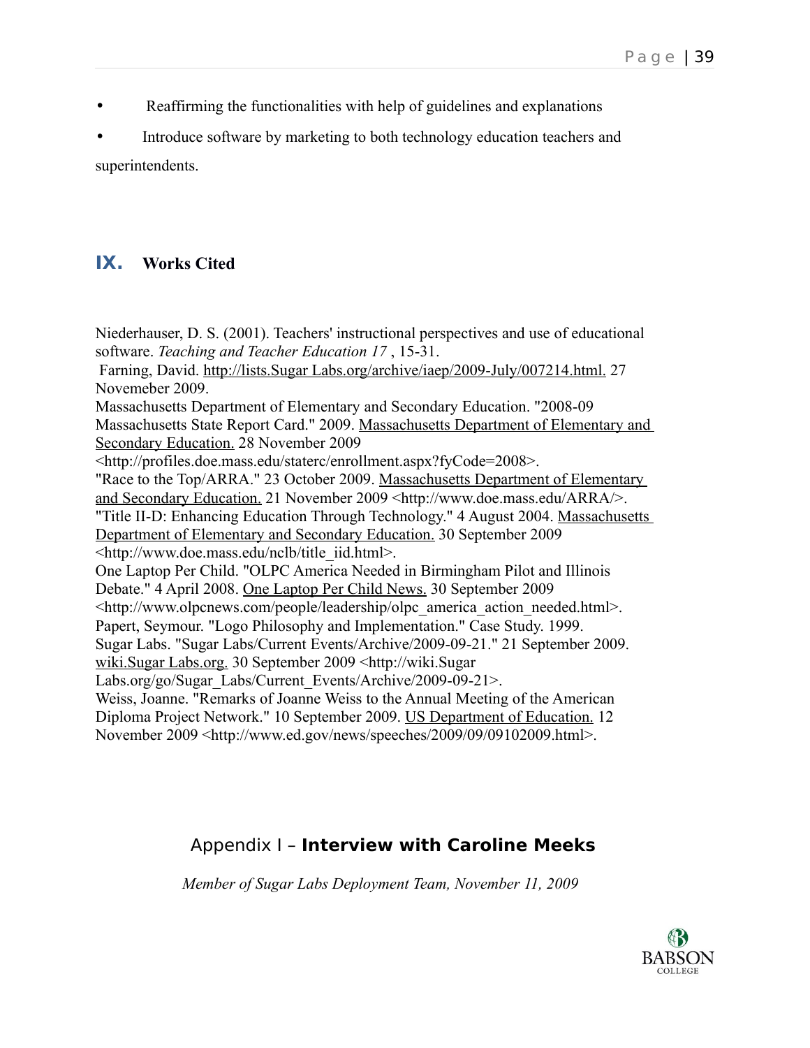- Reaffirming the functionalities with help of guidelines and explanations
- Introduce software by marketing to both technology education teachers and superintendents.

## IX. Works Cited

Niederhauser, D. S. (2001). Teachers' instructional perspectives and use of educational software. *Teaching and Teacher Education 17* , 15-31.

Farning, David. http://lists.Sugar Labs.org/archive/iaep/2009-July/007214.html. 27 Novemeber 2009.

Massachusetts Department of Elementary and Secondary Education. "2008-09 Massachusetts State Report Card." 2009. Massachusetts Department of Elementary and Secondary Education. 28 November 2009 <http://profiles.doe.mass.edu/staterc/enrollment.aspx?fyCode=2008>.

"Race to the Top/ARRA." 23 October 2009. Massachusetts Department of Elementary and Secondary Education. 21 November 2009 <http://www.doe.mass.edu/ARRA/>.

"Title II-D: Enhancing Education Through Technology." 4 August 2004. Massachusetts Department of Elementary and Secondary Education. 30 September 2009 <http://www.doe.mass.edu/nclb/title_iid.html>.

One Laptop Per Child. "OLPC America Needed in Birmingham Pilot and Illinois Debate." 4 April 2008. One Laptop Per Child News. 30 September 2009 <http://www.olpcnews.com/people/leadership/olpc_america_action_needed.html>.

Papert, Seymour. "Logo Philosophy and Implementation." Case Study. 1999.

Sugar Labs. "Sugar Labs/Current Events/Archive/2009-09-21." 21 September 2009. wiki.Sugar Labs.org. 30 September 2009 <http://wiki.Sugar Labs.org/go/Sugar_Labs/Current_Events/Archive/2009-09-21>.

Weiss, Joanne. "Remarks of Joanne Weiss to the Annual Meeting of the American Diploma Project Network." 10 September 2009. US Department of Education. 12 November 2009 <http://www.ed.gov/news/speeches/2009/09/09102009.html>.

## Appendix I – **Interview with Caroline Meeks**

*Member of Sugar Labs Deployment Team, November 11, 2009*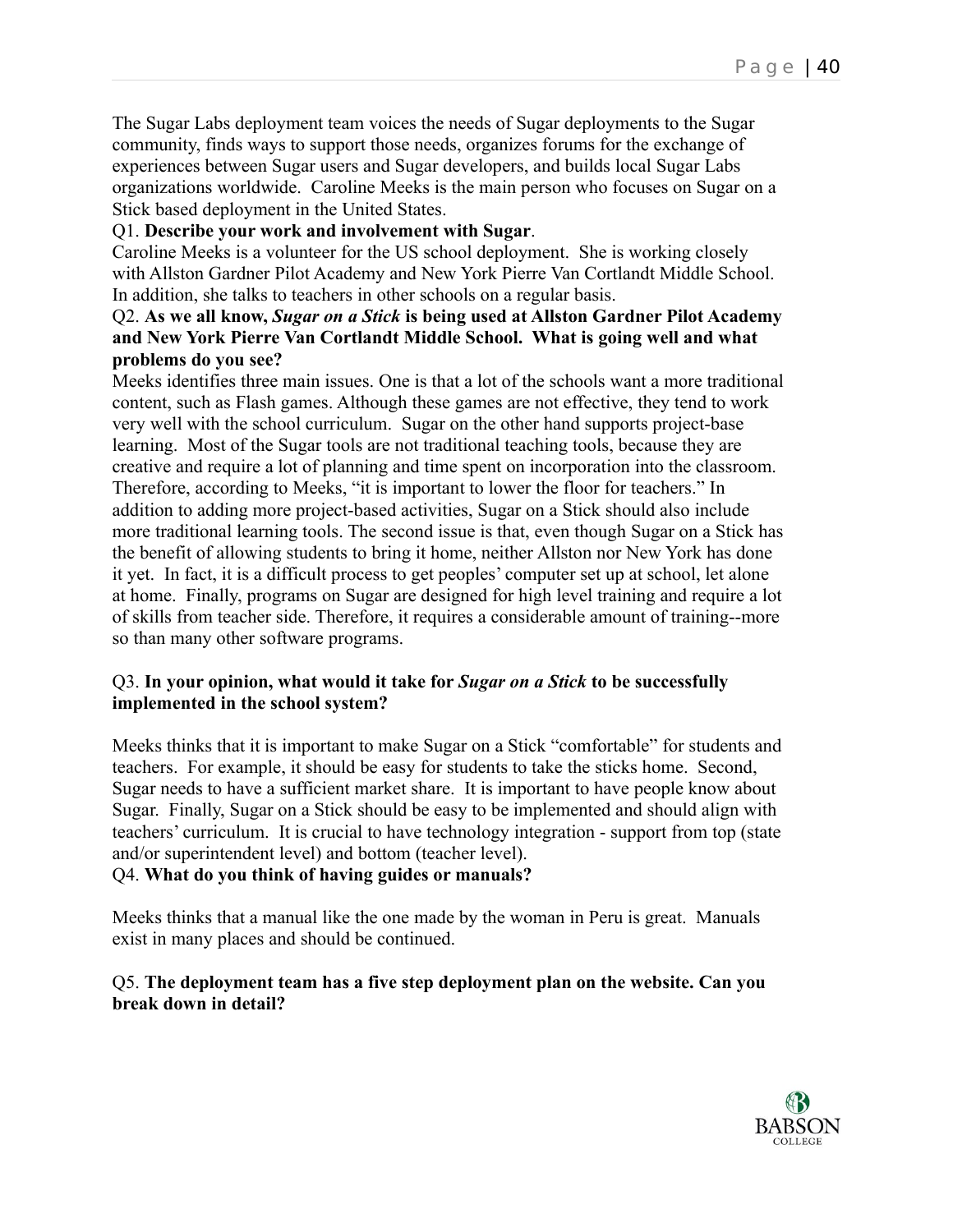The Sugar Labs deployment team voices the needs of Sugar deployments to the Sugar community, finds ways to support those needs, organizes forums for the exchange of experiences between Sugar users and Sugar developers, and builds local Sugar Labs organizations worldwide. Caroline Meeks is the main person who focuses on Sugar on a Stick based deployment in the United States.

Q1. **Describe your work and involvement with Sugar**.

Caroline Meeks is a volunteer for the US school deployment. She is working closely with Allston Gardner Pilot Academy and New York Pierre Van Cortlandt Middle School. In addition, she talks to teachers in other schools on a regular basis.

Q2. **As we all know, *Sugar on a Stick* is being used at Allston Gardner Pilot Academy and New York Pierre Van Cortlandt Middle School. What is going well and what problems do you see?**

Meeks identifies three main issues. One is that a lot of the schools want a more traditional content, such as Flash games. Although these games are not effective, they tend to work very well with the school curriculum. Sugar on the other hand supports project-base learning. Most of the Sugar tools are not traditional teaching tools, because they are creative and require a lot of planning and time spent on incorporation into the classroom. Therefore, according to Meeks, "it is important to lower the floor for teachers." In addition to adding more project-based activities, Sugar on a Stick should also include more traditional learning tools. The second issue is that, even though Sugar on a Stick has the benefit of allowing students to bring it home, neither Allston nor New York has done it yet. In fact, it is a difficult process to get peoples' computer set up at school, let alone at home. Finally, programs on Sugar are designed for high level training and require a lot of skills from teacher side. Therefore, it requires a considerable amount of training--more so than many other software programs.

Q3. **In your opinion, what would it take for *Sugar on a Stick* to be successfully implemented in the school system?**

Meeks thinks that it is important to make Sugar on a Stick "comfortable" for students and teachers. For example, it should be easy for students to take the sticks home. Second, Sugar needs to have a sufficient market share. It is important to have people know about Sugar. Finally, Sugar on a Stick should be easy to be implemented and should align with teachers' curriculum. It is crucial to have technology integration - support from top (state and/or superintendent level) and bottom (teacher level).

Q4. **What do you think of having guides or manuals?**

Meeks thinks that a manual like the one made by the woman in Peru is great. Manuals exist in many places and should be continued.

Q5. **The deployment team has a five step deployment plan on the website. Can you break down in detail?**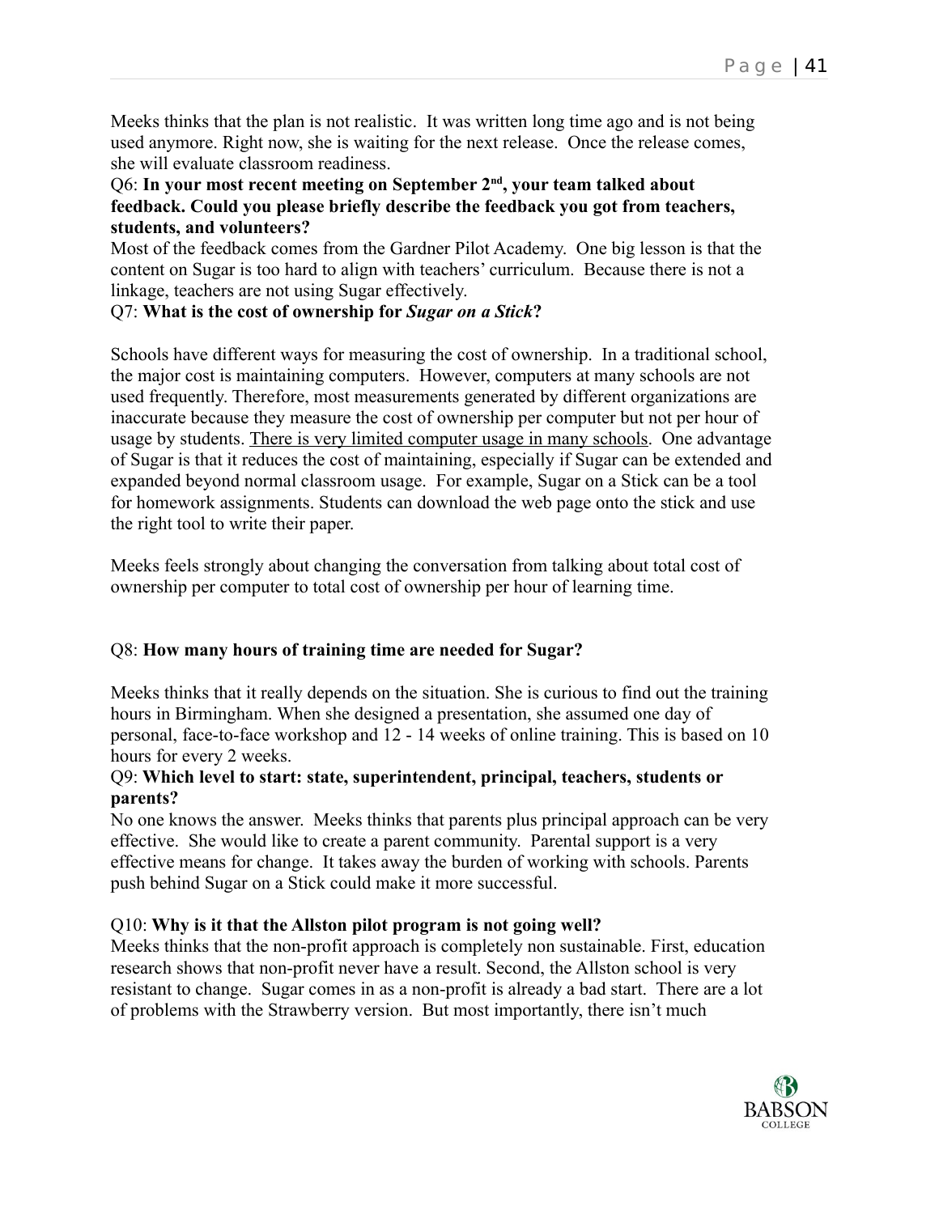Meeks thinks that the plan is not realistic. It was written long time ago and is not being used anymore. Right now, she is waiting for the next release. Once the release comes, she will evaluate classroom readiness.

Q6: **In your most recent meeting on September 2nd, your team talked about feedback. Could you please briefly describe the feedback you got from teachers, students, and volunteers?**

Most of the feedback comes from the Gardner Pilot Academy. One big lesson is that the content on Sugar is too hard to align with teachers' curriculum. Because there is not a linkage, teachers are not using Sugar effectively.

Q7: **What is the cost of ownership for *Sugar on a Stick*?**

Schools have different ways for measuring the cost of ownership. In a traditional school, the major cost is maintaining computers. However, computers at many schools are not used frequently. Therefore, most measurements generated by different organizations are inaccurate because they measure the cost of ownership per computer but not per hour of usage by students. <u>There is very limited computer usage in many schools</u>. One advantage of Sugar is that it reduces the cost of maintaining, especially if Sugar can be extended and expanded beyond normal classroom usage. For example, Sugar on a Stick can be a tool for homework assignments. Students can download the web page onto the stick and use the right tool to write their paper.

Meeks feels strongly about changing the conversation from talking about total cost of ownership per computer to total cost of ownership per hour of learning time.

Q8: **How many hours of training time are needed for Sugar?**

Meeks thinks that it really depends on the situation. She is curious to find out the training hours in Birmingham. When she designed a presentation, she assumed one day of personal, face-to-face workshop and 12 - 14 weeks of online training. This is based on 10 hours for every 2 weeks.

Q9: **Which level to start: state, superintendent, principal, teachers, students or parents?**

No one knows the answer. Meeks thinks that parents plus principal approach can be very effective. She would like to create a parent community. Parental support is a very effective means for change. It takes away the burden of working with schools. Parents push behind Sugar on a Stick could make it more successful.

Q10: **Why is it that the Allston pilot program is not going well?**

Meeks thinks that the non-profit approach is completely non sustainable. First, education research shows that non-profit never have a result. Second, the Allston school is very resistant to change. Sugar comes in as a non-profit is already a bad start. There are a lot of problems with the Strawberry version. But most importantly, there isn't much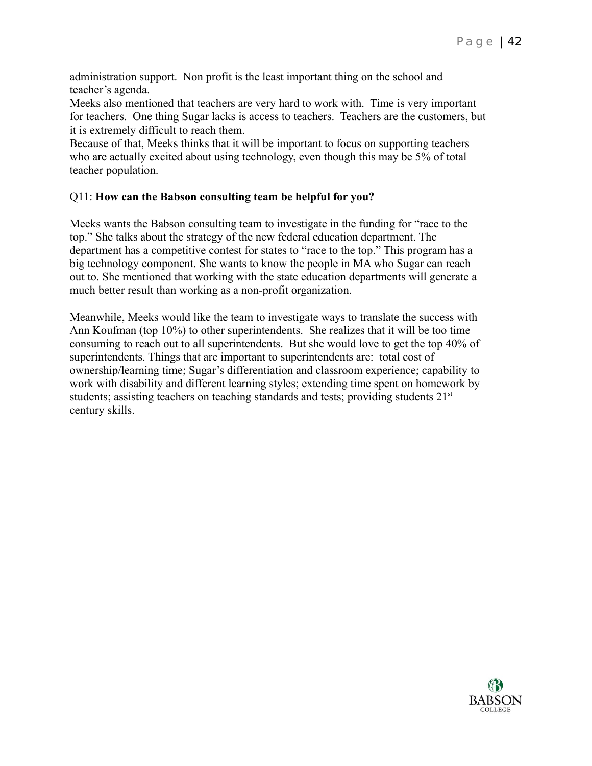administration support. Non profit is the least important thing on the school and teacher's agenda.

Meeks also mentioned that teachers are very hard to work with. Time is very important for teachers. One thing Sugar lacks is access to teachers. Teachers are the customers, but it is extremely difficult to reach them.

Because of that, Meeks thinks that it will be important to focus on supporting teachers who are actually excited about using technology, even though this may be 5% of total teacher population.

Q11: **How can the Babson consulting team be helpful for you?**

Meeks wants the Babson consulting team to investigate in the funding for "race to the top." She talks about the strategy of the new federal education department. The department has a competitive contest for states to "race to the top." This program has a big technology component. She wants to know the people in MA who Sugar can reach out to. She mentioned that working with the state education departments will generate a much better result than working as a non-profit organization.

Meanwhile, Meeks would like the team to investigate ways to translate the success with Ann Koufman (top 10%) to other superintendents. She realizes that it will be too time consuming to reach out to all superintendents. But she would love to get the top 40% of superintendents. Things that are important to superintendents are: total cost of ownership/learning time; Sugar's differentiation and classroom experience; capability to work with disability and different learning styles; extending time spent on homework by students; assisting teachers on teaching standards and tests; providing students 21st century skills.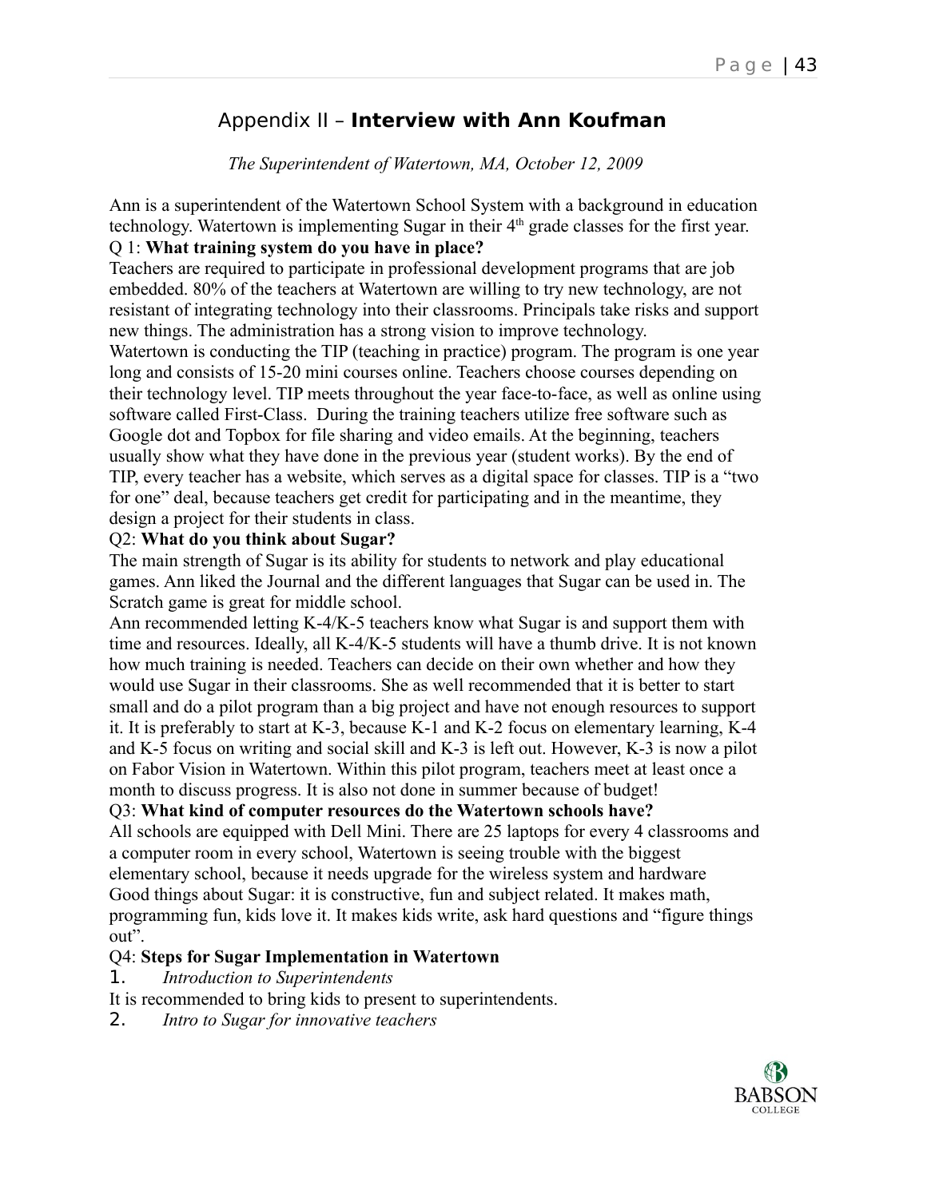## Appendix II – **Interview with Ann Koufman**

*The Superintendent of Watertown, MA, October 12, 2009*

Ann is a superintendent of the Watertown School System with a background in education technology. Watertown is implementing Sugar in their 4th grade classes for the first year.

Q 1: **What training system do you have in place?**

Teachers are required to participate in professional development programs that are job embedded. 80% of the teachers at Watertown are willing to try new technology, are not resistant of integrating technology into their classrooms. Principals take risks and support new things. The administration has a strong vision to improve technology.

Watertown is conducting the TIP (teaching in practice) program. The program is one year long and consists of 15-20 mini courses online. Teachers choose courses depending on their technology level. TIP meets throughout the year face-to-face, as well as online using software called First-Class. During the training teachers utilize free software such as Google dot and Topbox for file sharing and video emails. At the beginning, teachers usually show what they have done in the previous year (student works). By the end of TIP, every teacher has a website, which serves as a digital space for classes. TIP is a "two for one" deal, because teachers get credit for participating and in the meantime, they design a project for their students in class.

Q2: **What do you think about Sugar?**

The main strength of Sugar is its ability for students to network and play educational games. Ann liked the Journal and the different languages that Sugar can be used in. The Scratch game is great for middle school.

Ann recommended letting K-4/K-5 teachers know what Sugar is and support them with time and resources. Ideally, all K-4/K-5 students will have a thumb drive. It is not known how much training is needed. Teachers can decide on their own whether and how they would use Sugar in their classrooms. She as well recommended that it is better to start small and do a pilot program than a big project and have not enough resources to support it. It is preferably to start at K-3, because K-1 and K-2 focus on elementary learning, K-4 and K-5 focus on writing and social skill and K-3 is left out. However, K-3 is now a pilot on Fabor Vision in Watertown. Within this pilot program, teachers meet at least once a month to discuss progress. It is also not done in summer because of budget!

Q3: **What kind of computer resources do the Watertown schools have?**

All schools are equipped with Dell Mini. There are 25 laptops for every 4 classrooms and a computer room in every school, Watertown is seeing trouble with the biggest elementary school, because it needs upgrade for the wireless system and hardware

Good things about Sugar: it is constructive, fun and subject related. It makes math, programming fun, kids love it. It makes kids write, ask hard questions and "figure things out".

Q4: **Steps for Sugar Implementation in Watertown**

1. *Introduction to Superintendents*

It is recommended to bring kids to present to superintendents.

2. *Intro to Sugar for innovative teachers*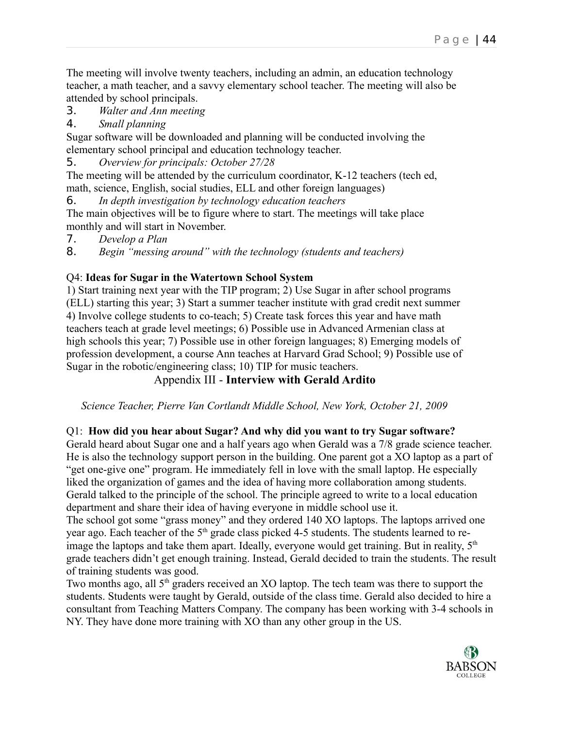The meeting will involve twenty teachers, including an admin, an education technology teacher, a math teacher, and a savvy elementary school teacher. The meeting will also be attended by school principals.

3. *Walter and Ann meeting*
4. *Small planning*

Sugar software will be downloaded and planning will be conducted involving the elementary school principal and education technology teacher.

5. *Overview for principals: October 27/28*

The meeting will be attended by the curriculum coordinator, K-12 teachers (tech ed, math, science, English, social studies, ELL and other foreign languages)

6. *In depth investigation by technology education teachers*

The main objectives will be to figure where to start. The meetings will take place monthly and will start in November.

7. *Develop a Plan*
8. *Begin "messing around" with the technology (students and teachers)*

Q4: **Ideas for Sugar in the Watertown School System**

1) Start training next year with the TIP program; 2) Use Sugar in after school programs (ELL) starting this year; 3) Start a summer teacher institute with grad credit next summer 4) Involve college students to co-teach; 5) Create task forces this year and have math teachers teach at grade level meetings; 6) Possible use in Advanced Armenian class at high schools this year; 7) Possible use in other foreign languages; 8) Emerging models of profession development, a course Ann teaches at Harvard Grad School; 9) Possible use of Sugar in the robotic/engineering class; 10) TIP for music teachers.

## Appendix III - **Interview with Gerald Ardito**

*Science Teacher, Pierre Van Cortlandt Middle School, New York, October 21, 2009*

Q1: **How did you hear about Sugar? And why did you want to try Sugar software?**

Gerald heard about Sugar one and a half years ago when Gerald was a 7/8 grade science teacher. He is also the technology support person in the building. One parent got a XO laptop as a part of "get one-give one" program. He immediately fell in love with the small laptop. He especially liked the organization of games and the idea of having more collaboration among students. Gerald talked to the principle of the school. The principle agreed to write to a local education department and share their idea of having everyone in middle school use it.

The school got some "grass money" and they ordered 140 XO laptops. The laptops arrived one year ago. Each teacher of the 5th grade class picked 4-5 students. The students learned to re-image the laptops and take them apart. Ideally, everyone would get training. But in reality, 5th grade teachers didn't get enough training. Instead, Gerald decided to train the students. The result of training students was good.

Two months ago, all 5th graders received an XO laptop. The tech team was there to support the students. Students were taught by Gerald, outside of the class time. Gerald also decided to hire a consultant from Teaching Matters Company. The company has been working with 3-4 schools in NY. They have done more training with XO than any other group in the US.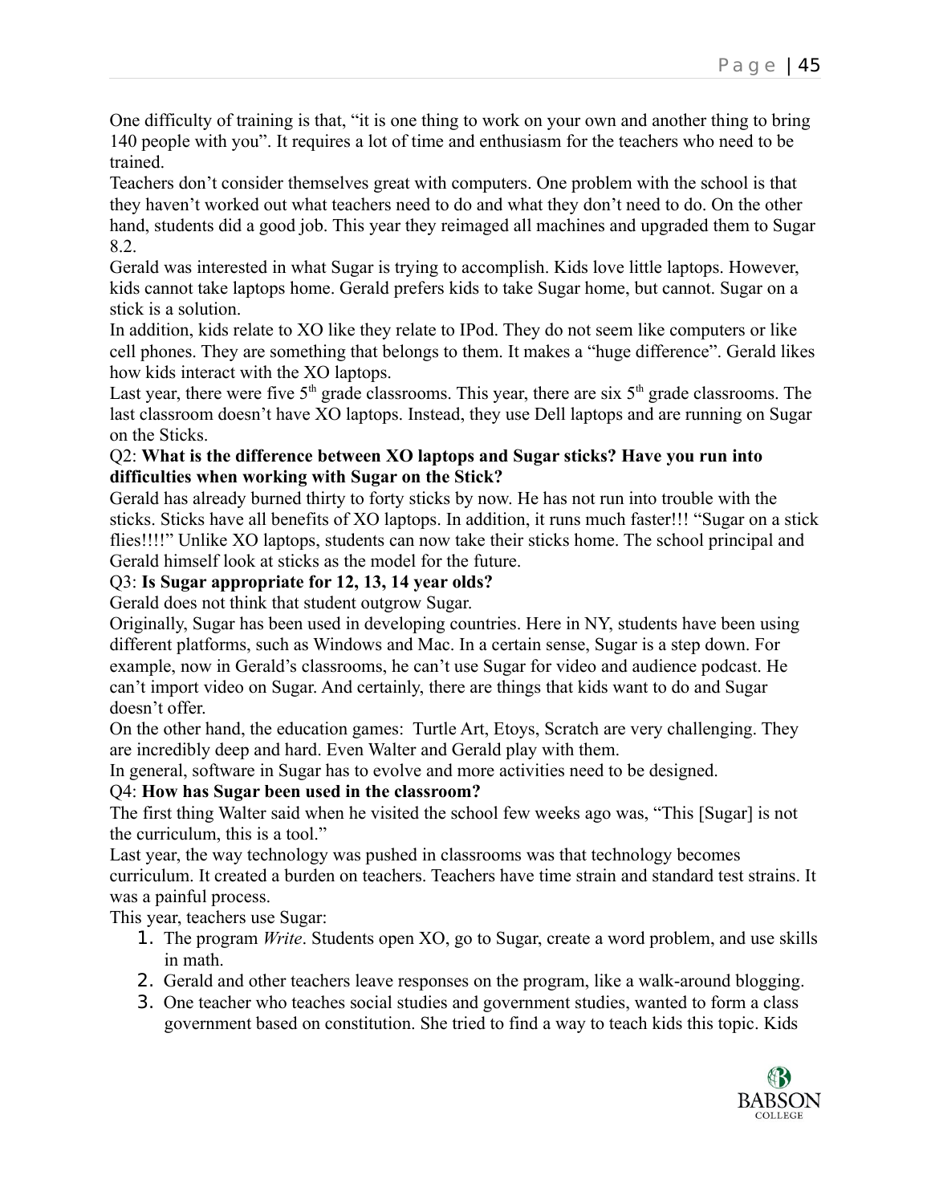One difficulty of training is that, "it is one thing to work on your own and another thing to bring 140 people with you". It requires a lot of time and enthusiasm for the teachers who need to be trained.

Teachers don't consider themselves great with computers. One problem with the school is that they haven't worked out what teachers need to do and what they don't need to do. On the other hand, students did a good job. This year they reimaged all machines and upgraded them to Sugar 8.2.

Gerald was interested in what Sugar is trying to accomplish. Kids love little laptops. However, kids cannot take laptops home. Gerald prefers kids to take Sugar home, but cannot. Sugar on a stick is a solution.

In addition, kids relate to XO like they relate to IPod. They do not seem like computers or like cell phones. They are something that belongs to them. It makes a "huge difference". Gerald likes how kids interact with the XO laptops.

Last year, there were five 5th grade classrooms. This year, there are six 5th grade classrooms. The last classroom doesn't have XO laptops. Instead, they use Dell laptops and are running on Sugar on the Sticks.

Q2: **What is the difference between XO laptops and Sugar sticks? Have you run into difficulties when working with Sugar on the Stick?**

Gerald has already burned thirty to forty sticks by now. He has not run into trouble with the sticks. Sticks have all benefits of XO laptops. In addition, it runs much faster!!! "Sugar on a stick flies!!!!" Unlike XO laptops, students can now take their sticks home. The school principal and Gerald himself look at sticks as the model for the future.

Q3: **Is Sugar appropriate for 12, 13, 14 year olds?**

Gerald does not think that student outgrow Sugar.

Originally, Sugar has been used in developing countries. Here in NY, students have been using different platforms, such as Windows and Mac. In a certain sense, Sugar is a step down. For example, now in Gerald's classrooms, he can't use Sugar for video and audience podcast. He can't import video on Sugar. And certainly, there are things that kids want to do and Sugar doesn't offer.

On the other hand, the education games: Turtle Art, Etoys, Scratch are very challenging. They are incredibly deep and hard. Even Walter and Gerald play with them.

In general, software in Sugar has to evolve and more activities need to be designed.

Q4: **How has Sugar been used in the classroom?**

The first thing Walter said when he visited the school few weeks ago was, "This [Sugar] is not the curriculum, this is a tool."

Last year, the way technology was pushed in classrooms was that technology becomes curriculum. It created a burden on teachers. Teachers have time strain and standard test strains. It was a painful process.

This year, teachers use Sugar:

1. The program *Write*. Students open XO, go to Sugar, create a word problem, and use skills in math.
2. Gerald and other teachers leave responses on the program, like a walk-around blogging.
3. One teacher who teaches social studies and government studies, wanted to form a class government based on constitution. She tried to find a way to teach kids this topic. Kids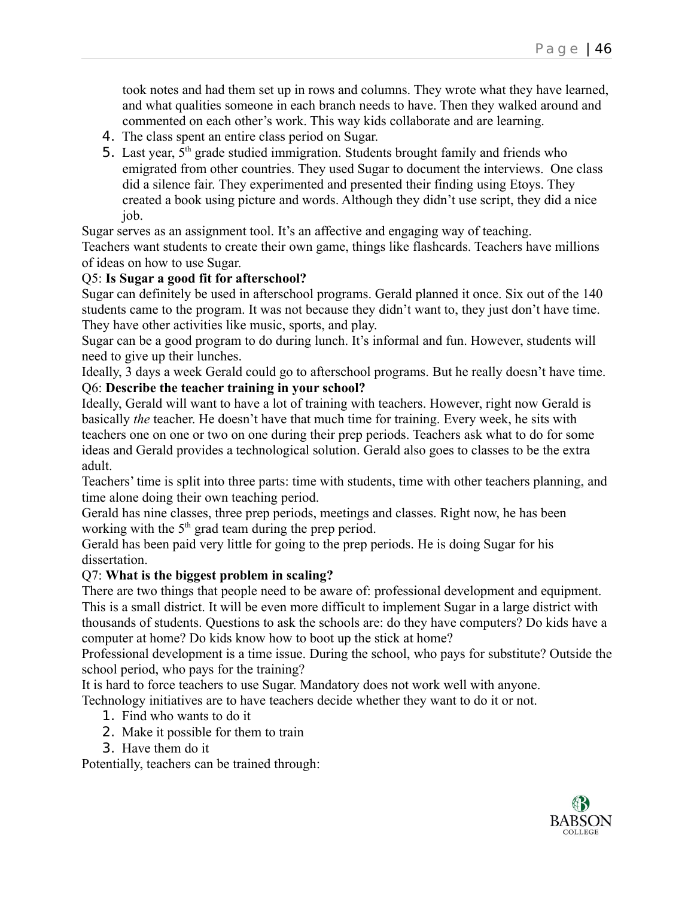took notes and had them set up in rows and columns. They wrote what they have learned, and what qualities someone in each branch needs to have. Then they walked around and commented on each other's work. This way kids collaborate and are learning.

4. The class spent an entire class period on Sugar.
5. Last year, 5th grade studied immigration. Students brought family and friends who emigrated from other countries. They used Sugar to document the interviews. One class did a silence fair. They experimented and presented their finding using Etoys. They created a book using picture and words. Although they didn't use script, they did a nice job.

Sugar serves as an assignment tool. It's an affective and engaging way of teaching.
Teachers want students to create their own game, things like flashcards. Teachers have millions of ideas on how to use Sugar.

Q5: **Is Sugar a good fit for afterschool?**

Sugar can definitely be used in afterschool programs. Gerald planned it once. Six out of the 140 students came to the program. It was not because they didn't want to, they just don't have time. They have other activities like music, sports, and play.

Sugar can be a good program to do during lunch. It's informal and fun. However, students will need to give up their lunches.

Ideally, 3 days a week Gerald could go to afterschool programs. But he really doesn't have time.

Q6: **Describe the teacher training in your school?**

Ideally, Gerald will want to have a lot of training with teachers. However, right now Gerald is basically *the* teacher. He doesn't have that much time for training. Every week, he sits with teachers one on one or two on one during their prep periods. Teachers ask what to do for some ideas and Gerald provides a technological solution. Gerald also goes to classes to be the extra adult.

Teachers' time is split into three parts: time with students, time with other teachers planning, and time alone doing their own teaching period.

Gerald has nine classes, three prep periods, meetings and classes. Right now, he has been working with the 5th grad team during the prep period.

Gerald has been paid very little for going to the prep periods. He is doing Sugar for his dissertation.

Q7: **What is the biggest problem in scaling?**

There are two things that people need to be aware of: professional development and equipment. This is a small district. It will be even more difficult to implement Sugar in a large district with thousands of students. Questions to ask the schools are: do they have computers? Do kids have a computer at home? Do kids know how to boot up the stick at home?

Professional development is a time issue. During the school, who pays for substitute? Outside the school period, who pays for the training?

It is hard to force teachers to use Sugar. Mandatory does not work well with anyone.

Technology initiatives are to have teachers decide whether they want to do it or not.

1. Find who wants to do it
2. Make it possible for them to train
3. Have them do it

Potentially, teachers can be trained through: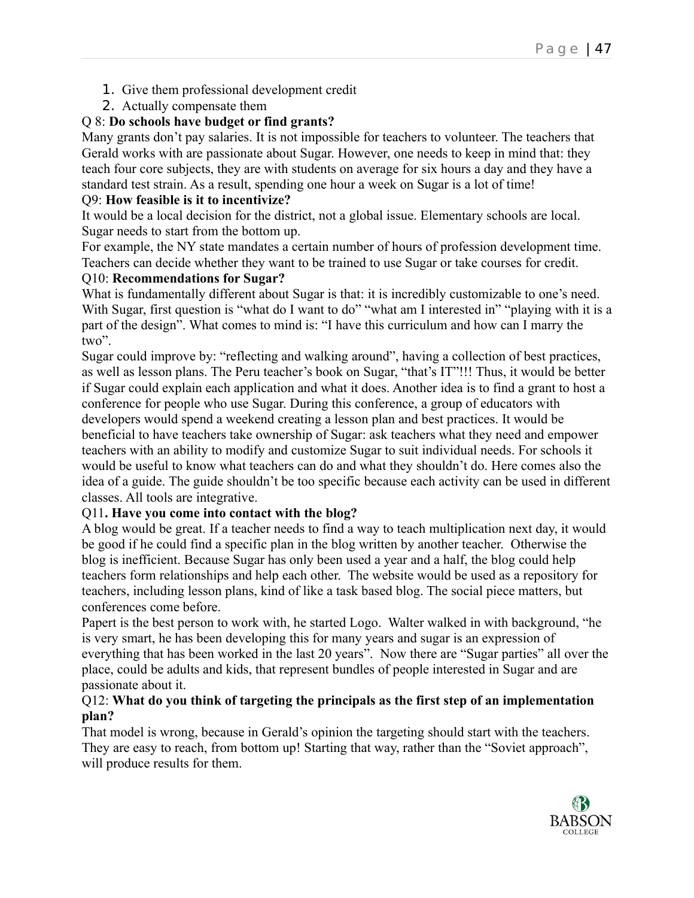1. Give them professional development credit
2. Actually compensate them

Q 8: **Do schools have budget or find grants?**

Many grants don't pay salaries. It is not impossible for teachers to volunteer. The teachers that Gerald works with are passionate about Sugar. However, one needs to keep in mind that: they teach four core subjects, they are with students on average for six hours a day and they have a standard test strain. As a result, spending one hour a week on Sugar is a lot of time!

Q9: **How feasible is it to incentivize?**

It would be a local decision for the district, not a global issue. Elementary schools are local. Sugar needs to start from the bottom up.

For example, the NY state mandates a certain number of hours of profession development time. Teachers can decide whether they want to be trained to use Sugar or take courses for credit.

Q10: **Recommendations for Sugar?**

What is fundamentally different about Sugar is that: it is incredibly customizable to one's need. With Sugar, first question is "what do I want to do" "what am I interested in" "playing with it is a part of the design". What comes to mind is: "I have this curriculum and how can I marry the two".

Sugar could improve by: "reflecting and walking around", having a collection of best practices, as well as lesson plans. The Peru teacher's book on Sugar, "that's IT"!!! Thus, it would be better if Sugar could explain each application and what it does. Another idea is to find a grant to host a conference for people who use Sugar. During this conference, a group of educators with developers would spend a weekend creating a lesson plan and best practices. It would be beneficial to have teachers take ownership of Sugar: ask teachers what they need and empower teachers with an ability to modify and customize Sugar to suit individual needs. For schools it would be useful to know what teachers can do and what they shouldn't do. Here comes also the idea of a guide. The guide shouldn't be too specific because each activity can be used in different classes. All tools are integrative.

Q11**. Have you come into contact with the blog?**

A blog would be great. If a teacher needs to find a way to teach multiplication next day, it would be good if he could find a specific plan in the blog written by another teacher. Otherwise the blog is inefficient. Because Sugar has only been used a year and a half, the blog could help teachers form relationships and help each other. The website would be used as a repository for teachers, including lesson plans, kind of like a task based blog. The social piece matters, but conferences come before.

Papert is the best person to work with, he started Logo. Walter walked in with background, "he is very smart, he has been developing this for many years and sugar is an expression of everything that has been worked in the last 20 years". Now there are "Sugar parties" all over the place, could be adults and kids, that represent bundles of people interested in Sugar and are passionate about it.

Q12: **What do you think of targeting the principals as the first step of an implementation plan?**

That model is wrong, because in Gerald's opinion the targeting should start with the teachers. They are easy to reach, from bottom up! Starting that way, rather than the "Soviet approach", will produce results for them.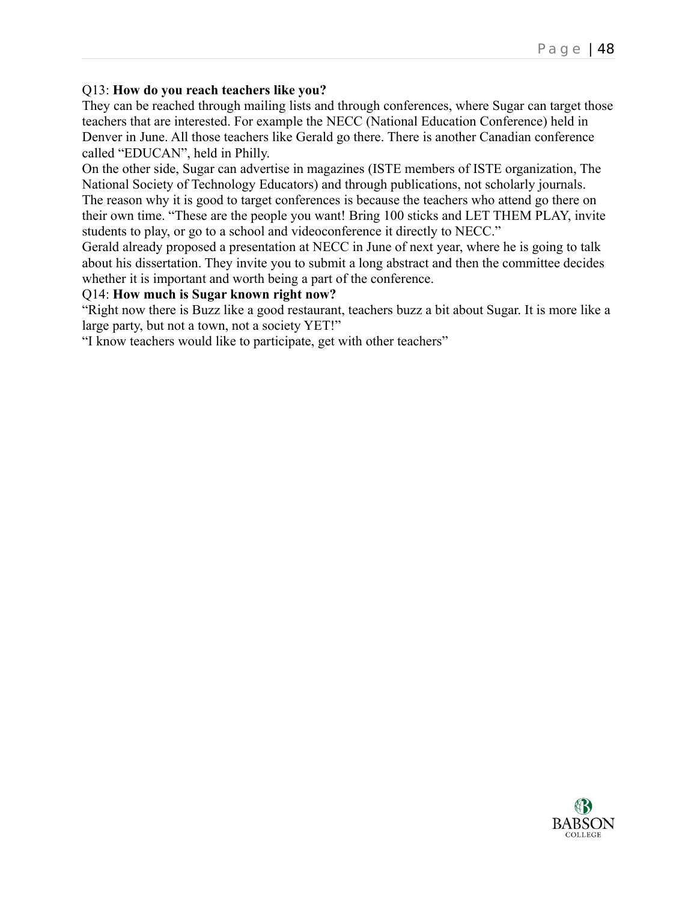Q13: **How do you reach teachers like you?**

They can be reached through mailing lists and through conferences, where Sugar can target those teachers that are interested. For example the NECC (National Education Conference) held in Denver in June. All those teachers like Gerald go there. There is another Canadian conference called "EDUCAN", held in Philly.

On the other side, Sugar can advertise in magazines (ISTE members of ISTE organization, The National Society of Technology Educators) and through publications, not scholarly journals.

The reason why it is good to target conferences is because the teachers who attend go there on their own time. "These are the people you want! Bring 100 sticks and LET THEM PLAY, invite students to play, or go to a school and videoconference it directly to NECC."

Gerald already proposed a presentation at NECC in June of next year, where he is going to talk about his dissertation. They invite you to submit a long abstract and then the committee decides whether it is important and worth being a part of the conference.

Q14: **How much is Sugar known right now?**

"Right now there is Buzz like a good restaurant, teachers buzz a bit about Sugar. It is more like a large party, but not a town, not a society YET!"

"I know teachers would like to participate, get with other teachers"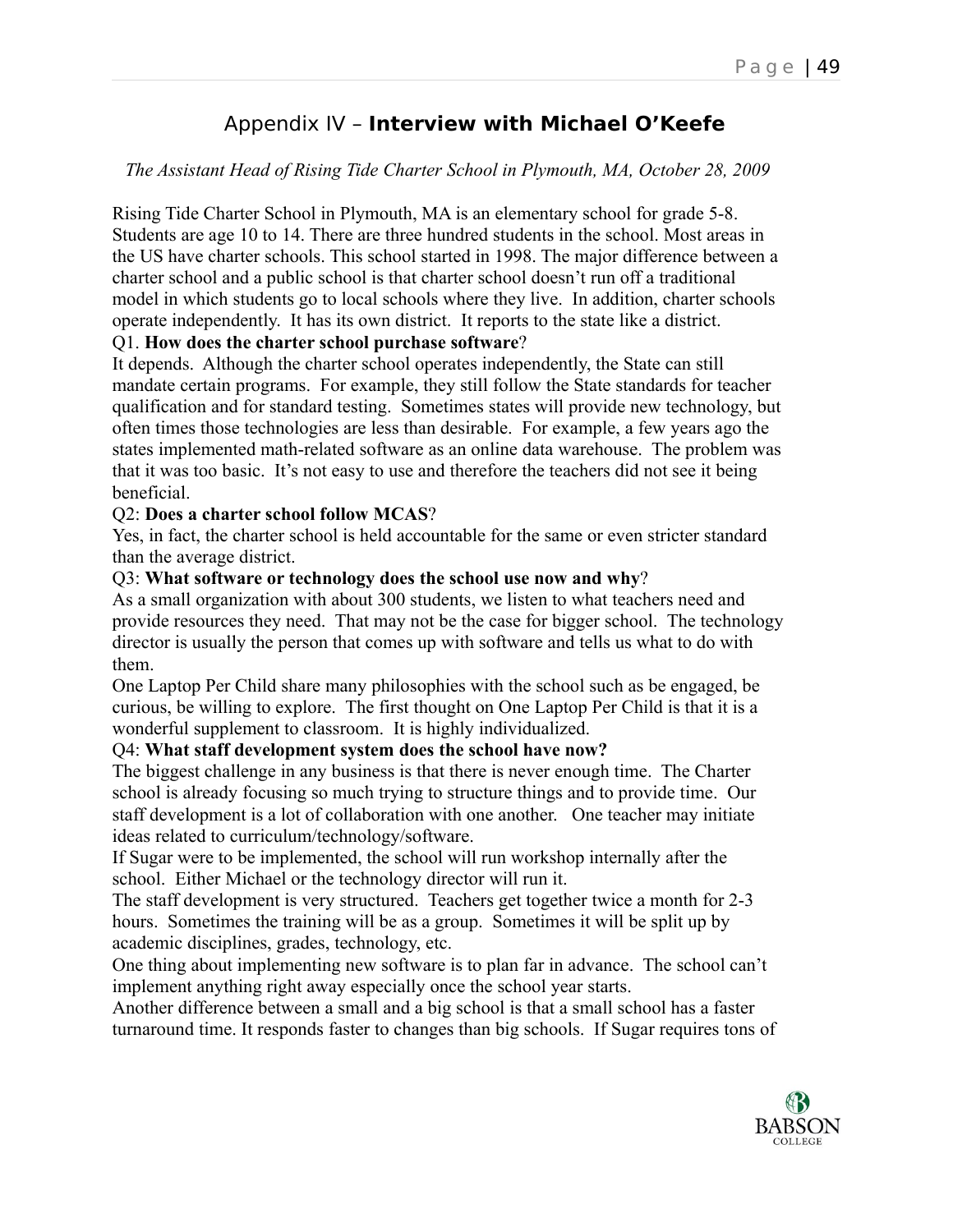# Appendix IV – **Interview with Michael O'Keefe**

*The Assistant Head of Rising Tide Charter School in Plymouth, MA, October 28, 2009*

Rising Tide Charter School in Plymouth, MA is an elementary school for grade 5-8. Students are age 10 to 14. There are three hundred students in the school. Most areas in the US have charter schools. This school started in 1998. The major difference between a charter school and a public school is that charter school doesn't run off a traditional model in which students go to local schools where they live. In addition, charter schools operate independently. It has its own district. It reports to the state like a district.

Q1. **How does the charter school purchase software**?

It depends. Although the charter school operates independently, the State can still mandate certain programs. For example, they still follow the State standards for teacher qualification and for standard testing. Sometimes states will provide new technology, but often times those technologies are less than desirable. For example, a few years ago the states implemented math-related software as an online data warehouse. The problem was that it was too basic. It's not easy to use and therefore the teachers did not see it being beneficial.

Q2: **Does a charter school follow MCAS**?

Yes, in fact, the charter school is held accountable for the same or even stricter standard than the average district.

Q3: **What software or technology does the school use now and why**?

As a small organization with about 300 students, we listen to what teachers need and provide resources they need. That may not be the case for bigger school. The technology director is usually the person that comes up with software and tells us what to do with them.

One Laptop Per Child share many philosophies with the school such as be engaged, be curious, be willing to explore. The first thought on One Laptop Per Child is that it is a wonderful supplement to classroom. It is highly individualized.

Q4: **What staff development system does the school have now?**

The biggest challenge in any business is that there is never enough time. The Charter school is already focusing so much trying to structure things and to provide time. Our staff development is a lot of collaboration with one another. One teacher may initiate ideas related to curriculum/technology/software.

If Sugar were to be implemented, the school will run workshop internally after the school. Either Michael or the technology director will run it.

The staff development is very structured. Teachers get together twice a month for 2-3 hours. Sometimes the training will be as a group. Sometimes it will be split up by academic disciplines, grades, technology, etc.

One thing about implementing new software is to plan far in advance. The school can't implement anything right away especially once the school year starts.

Another difference between a small and a big school is that a small school has a faster turnaround time. It responds faster to changes than big schools. If Sugar requires tons of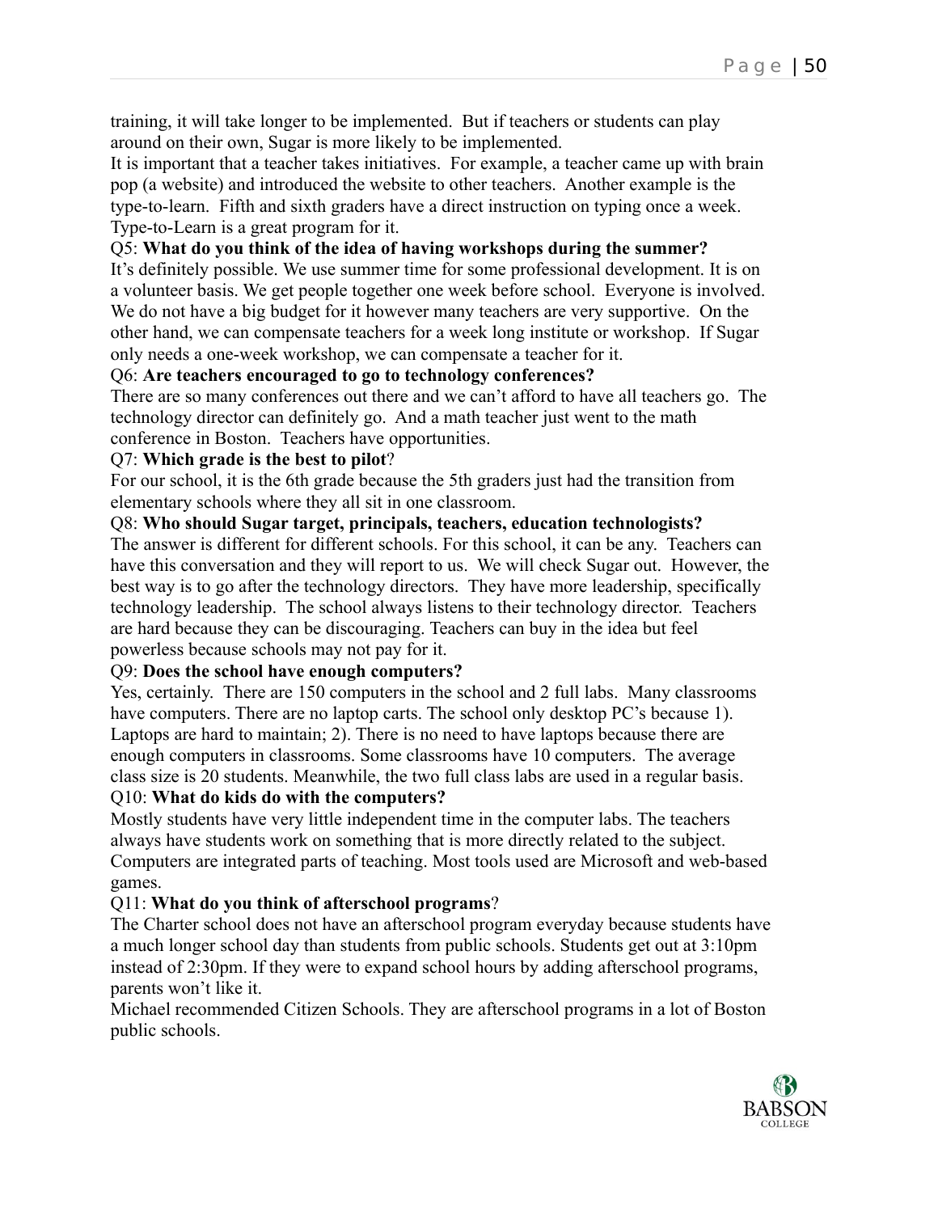training, it will take longer to be implemented. But if teachers or students can play around on their own, Sugar is more likely to be implemented.

It is important that a teacher takes initiatives. For example, a teacher came up with brain pop (a website) and introduced the website to other teachers. Another example is the type-to-learn. Fifth and sixth graders have a direct instruction on typing once a week. Type-to-Learn is a great program for it.

Q5: **What do you think of the idea of having workshops during the summer?**

It's definitely possible. We use summer time for some professional development. It is on a volunteer basis. We get people together one week before school. Everyone is involved. We do not have a big budget for it however many teachers are very supportive. On the other hand, we can compensate teachers for a week long institute or workshop. If Sugar only needs a one-week workshop, we can compensate a teacher for it.

Q6: **Are teachers encouraged to go to technology conferences?**

There are so many conferences out there and we can't afford to have all teachers go. The technology director can definitely go. And a math teacher just went to the math conference in Boston. Teachers have opportunities.

Q7: **Which grade is the best to pilot**?

For our school, it is the 6th grade because the 5th graders just had the transition from elementary schools where they all sit in one classroom.

Q8: **Who should Sugar target, principals, teachers, education technologists?**

The answer is different for different schools. For this school, it can be any. Teachers can have this conversation and they will report to us. We will check Sugar out. However, the best way is to go after the technology directors. They have more leadership, specifically technology leadership. The school always listens to their technology director. Teachers are hard because they can be discouraging. Teachers can buy in the idea but feel powerless because schools may not pay for it.

Q9: **Does the school have enough computers?**

Yes, certainly. There are 150 computers in the school and 2 full labs. Many classrooms have computers. There are no laptop carts. The school only desktop PC's because 1). Laptops are hard to maintain; 2). There is no need to have laptops because there are enough computers in classrooms. Some classrooms have 10 computers. The average class size is 20 students. Meanwhile, the two full class labs are used in a regular basis.

Q10: **What do kids do with the computers?**

Mostly students have very little independent time in the computer labs. The teachers always have students work on something that is more directly related to the subject. Computers are integrated parts of teaching. Most tools used are Microsoft and web-based games.

Q11: **What do you think of afterschool programs**?

The Charter school does not have an afterschool program everyday because students have a much longer school day than students from public schools. Students get out at 3:10pm instead of 2:30pm. If they were to expand school hours by adding afterschool programs, parents won't like it.

Michael recommended Citizen Schools. They are afterschool programs in a lot of Boston public schools.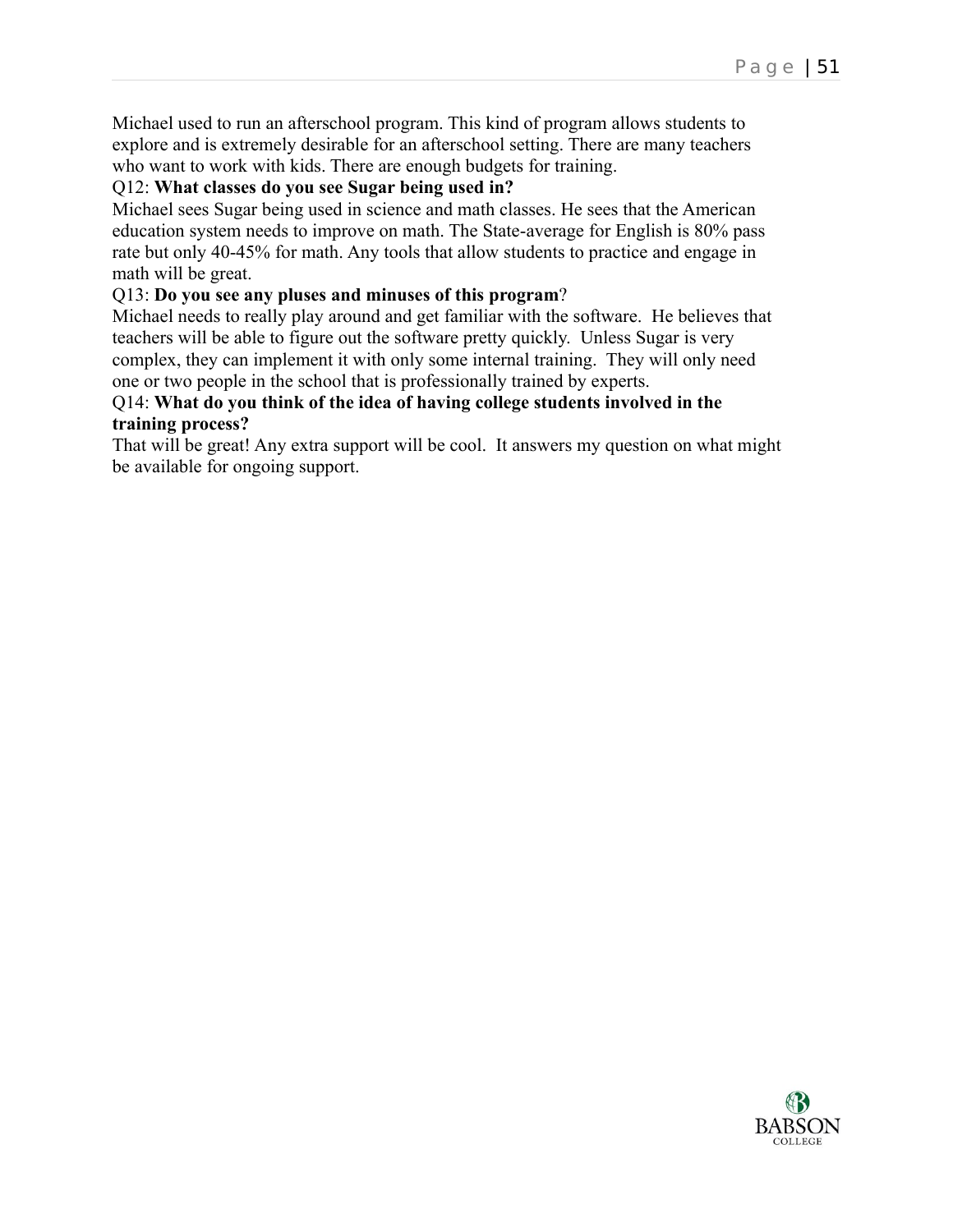Michael used to run an afterschool program. This kind of program allows students to explore and is extremely desirable for an afterschool setting. There are many teachers who want to work with kids. There are enough budgets for training.

Q12: **What classes do you see Sugar being used in?**

Michael sees Sugar being used in science and math classes. He sees that the American education system needs to improve on math. The State-average for English is 80% pass rate but only 40-45% for math. Any tools that allow students to practice and engage in math will be great.

Q13: **Do you see any pluses and minuses of this program**?

Michael needs to really play around and get familiar with the software. He believes that teachers will be able to figure out the software pretty quickly. Unless Sugar is very complex, they can implement it with only some internal training. They will only need one or two people in the school that is professionally trained by experts.

Q14: **What do you think of the idea of having college students involved in the training process?**

That will be great! Any extra support will be cool. It answers my question on what might be available for ongoing support.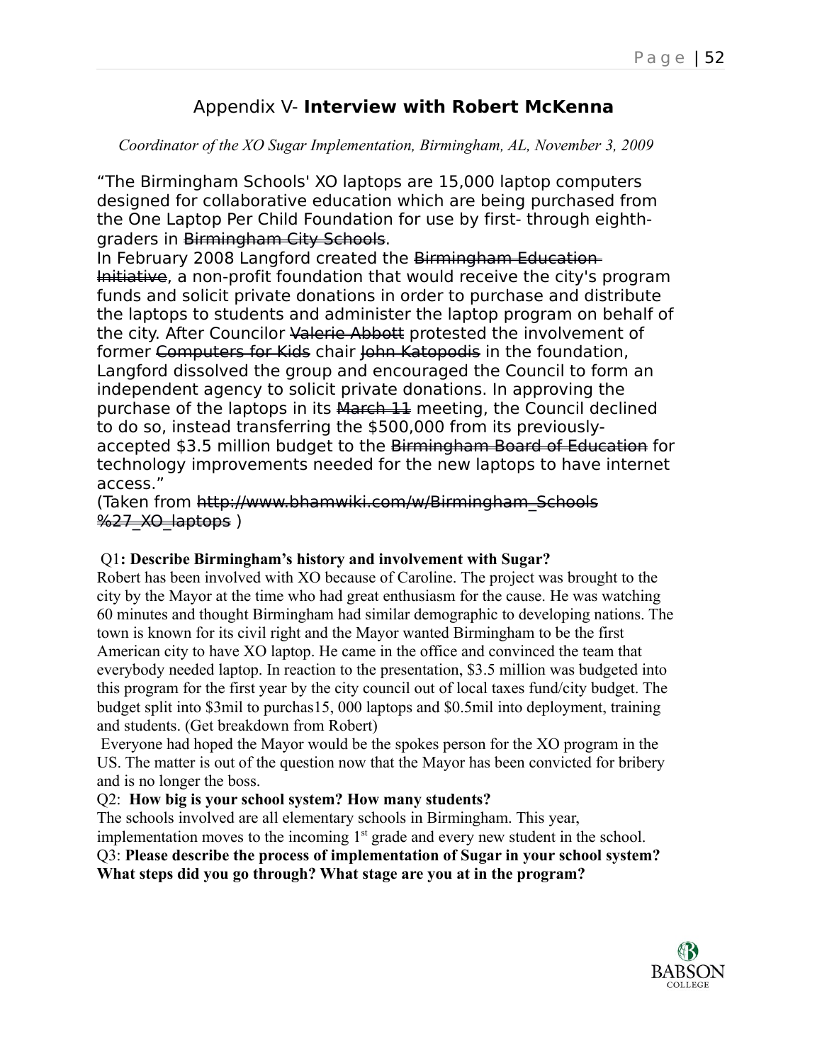## Appendix V- **Interview with Robert McKenna**

*Coordinator of the XO Sugar Implementation, Birmingham, AL, November 3, 2009*

"The Birmingham Schools' XO laptops are 15,000 laptop computers designed for collaborative education which are being purchased from the One Laptop Per Child Foundation for use by first- through eighth-graders in ~~Birmingham City Schools~~.
In February 2008 Langford created the ~~Birmingham Education Initiative~~, a non-profit foundation that would receive the city's program funds and solicit private donations in order to purchase and distribute the laptops to students and administer the laptop program on behalf of the city. After Councilor ~~Valerie Abbott~~ protested the involvement of former ~~Computers for Kids~~ chair ~~John Katopodis~~ in the foundation, Langford dissolved the group and encouraged the Council to form an independent agency to solicit private donations. In approving the purchase of the laptops in its ~~March 11~~ meeting, the Council declined to do so, instead transferring the $500,000 from its previously-accepted $3.5 million budget to the ~~Birmingham Board of Education~~ for technology improvements needed for the new laptops to have internet access."
(Taken from ~~http://www.bhamwiki.com/w/Birmingham_Schools%27_XO_laptops~~ )

Q1**: Describe Birmingham's history and involvement with Sugar?**
Robert has been involved with XO because of Caroline. The project was brought to the city by the Mayor at the time who had great enthusiasm for the cause. He was watching 60 minutes and thought Birmingham had similar demographic to developing nations. The town is known for its civil right and the Mayor wanted Birmingham to be the first American city to have XO laptop. He came in the office and convinced the team that everybody needed laptop. In reaction to the presentation, $3.5 million was budgeted into this program for the first year by the city council out of local taxes fund/city budget. The budget split into $3mil to purchas15, 000 laptops and $0.5mil into deployment, training and students. (Get breakdown from Robert)
Everyone had hoped the Mayor would be the spokes person for the XO program in the US. The matter is out of the question now that the Mayor has been convicted for bribery and is no longer the boss.

Q2: **How big is your school system? How many students?**
The schools involved are all elementary schools in Birmingham. This year, implementation moves to the incoming 1st grade and every new student in the school.

Q3: **Please describe the process of implementation of Sugar in your school system? What steps did you go through? What stage are you at in the program?**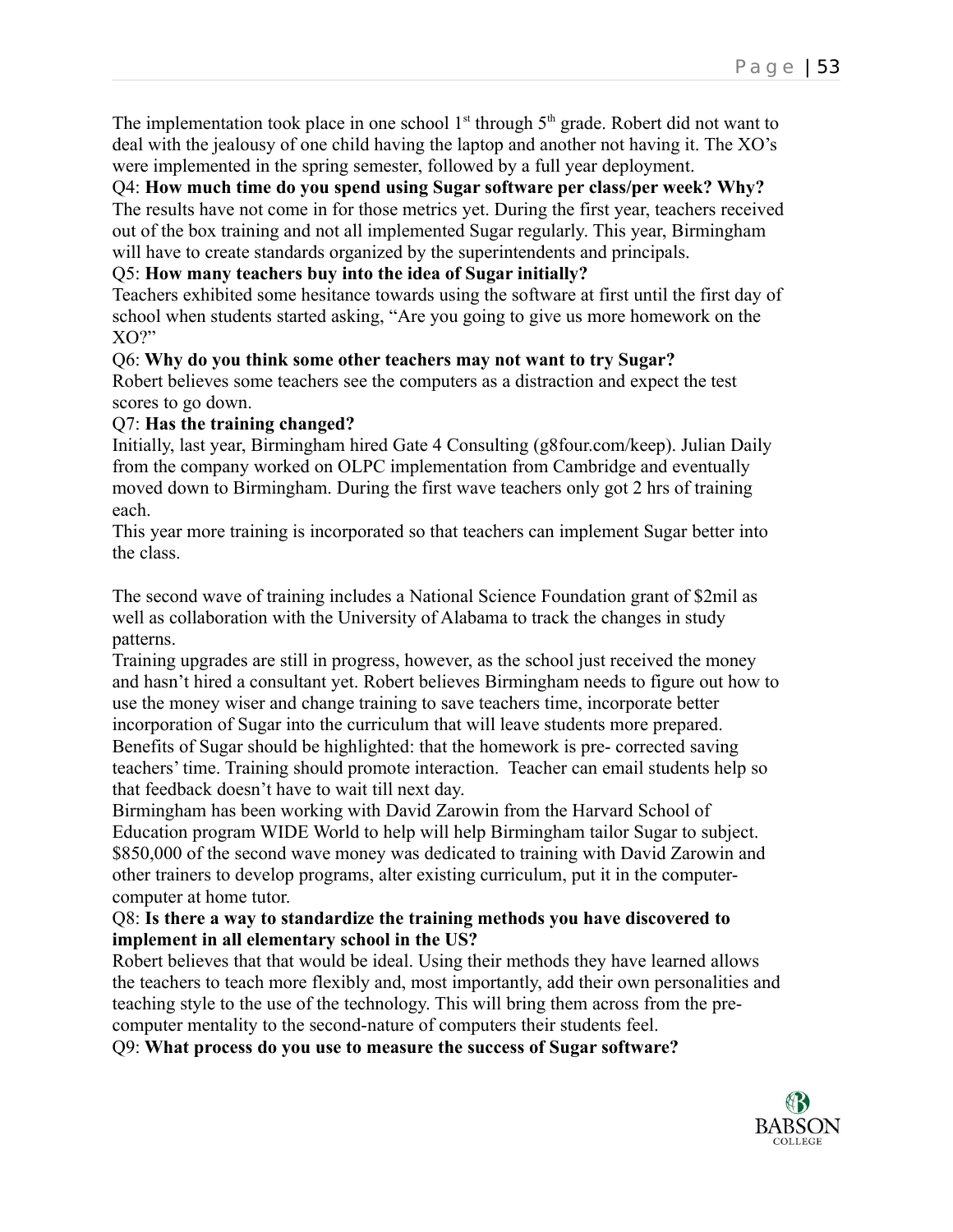The implementation took place in one school 1st through 5th grade. Robert did not want to deal with the jealousy of one child having the laptop and another not having it. The XO's were implemented in the spring semester, followed by a full year deployment.

Q4: **How much time do you spend using Sugar software per class/per week? Why?**

The results have not come in for those metrics yet. During the first year, teachers received out of the box training and not all implemented Sugar regularly. This year, Birmingham will have to create standards organized by the superintendents and principals.

Q5: **How many teachers buy into the idea of Sugar initially?**

Teachers exhibited some hesitance towards using the software at first until the first day of school when students started asking, "Are you going to give us more homework on the XO?"

Q6: **Why do you think some other teachers may not want to try Sugar?**

Robert believes some teachers see the computers as a distraction and expect the test scores to go down.

Q7: **Has the training changed?**

Initially, last year, Birmingham hired Gate 4 Consulting (g8four.com/keep). Julian Daily from the company worked on OLPC implementation from Cambridge and eventually moved down to Birmingham. During the first wave teachers only got 2 hrs of training each.

This year more training is incorporated so that teachers can implement Sugar better into the class.

The second wave of training includes a National Science Foundation grant of $2mil as well as collaboration with the University of Alabama to track the changes in study patterns.

Training upgrades are still in progress, however, as the school just received the money and hasn't hired a consultant yet. Robert believes Birmingham needs to figure out how to use the money wiser and change training to save teachers time, incorporate better incorporation of Sugar into the curriculum that will leave students more prepared. Benefits of Sugar should be highlighted: that the homework is pre- corrected saving teachers' time. Training should promote interaction. Teacher can email students help so that feedback doesn't have to wait till next day.

Birmingham has been working with David Zarowin from the Harvard School of Education program WIDE World to help will help Birmingham tailor Sugar to subject. $850,000 of the second wave money was dedicated to training with David Zarowin and other trainers to develop programs, alter existing curriculum, put it in the computer-computer at home tutor.

Q8: **Is there a way to standardize the training methods you have discovered to implement in all elementary school in the US?**

Robert believes that that would be ideal. Using their methods they have learned allows the teachers to teach more flexibly and, most importantly, add their own personalities and teaching style to the use of the technology. This will bring them across from the pre-computer mentality to the second-nature of computers their students feel.

Q9: **What process do you use to measure the success of Sugar software?**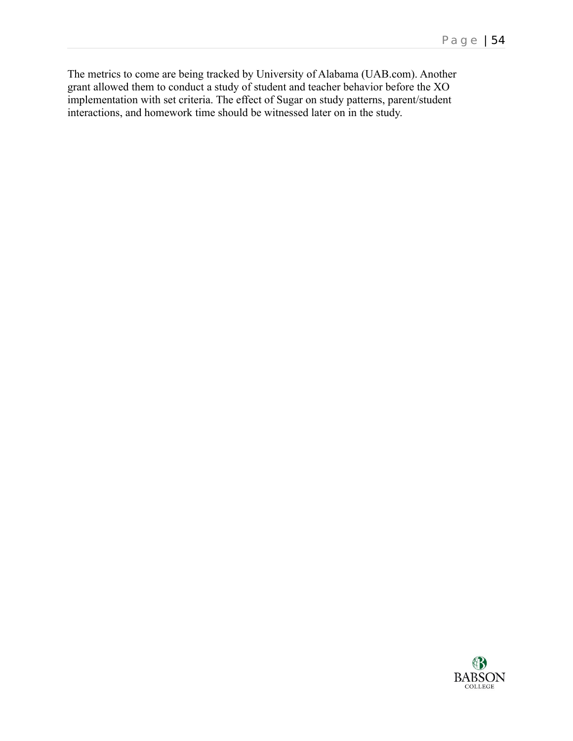The metrics to come are being tracked by University of Alabama (UAB.com). Another grant allowed them to conduct a study of student and teacher behavior before the XO implementation with set criteria. The effect of Sugar on study patterns, parent/student interactions, and homework time should be witnessed later on in the study.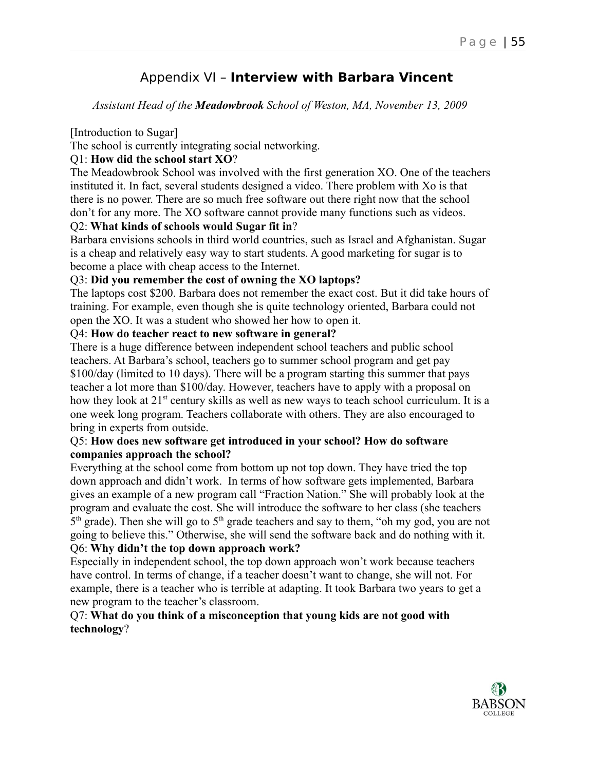# Appendix VI – **Interview with Barbara Vincent**

*Assistant Head of the **Meadowbrook** School of Weston, MA, November 13, 2009*

[Introduction to Sugar]

The school is currently integrating social networking.

Q1: **How did the school start XO**?

The Meadowbrook School was involved with the first generation XO. One of the teachers instituted it. In fact, several students designed a video. There problem with Xo is that there is no power. There are so much free software out there right now that the school don't for any more. The XO software cannot provide many functions such as videos.

Q2: **What kinds of schools would Sugar fit in**?

Barbara envisions schools in third world countries, such as Israel and Afghanistan. Sugar is a cheap and relatively easy way to start students. A good marketing for sugar is to become a place with cheap access to the Internet.

Q3: **Did you remember the cost of owning the XO laptops?**

The laptops cost $200. Barbara does not remember the exact cost. But it did take hours of training. For example, even though she is quite technology oriented, Barbara could not open the XO. It was a student who showed her how to open it.

Q4: **How do teacher react to new software in general?**

There is a huge difference between independent school teachers and public school teachers. At Barbara's school, teachers go to summer school program and get pay $100/day (limited to 10 days). There will be a program starting this summer that pays teacher a lot more than $100/day. However, teachers have to apply with a proposal on how they look at 21st century skills as well as new ways to teach school curriculum. It is a one week long program. Teachers collaborate with others. They are also encouraged to bring in experts from outside.

Q5: **How does new software get introduced in your school? How do software companies approach the school?**

Everything at the school come from bottom up not top down. They have tried the top down approach and didn't work. In terms of how software gets implemented, Barbara gives an example of a new program call "Fraction Nation." She will probably look at the program and evaluate the cost. She will introduce the software to her class (she teachers 5th grade). Then she will go to 5th grade teachers and say to them, "oh my god, you are not going to believe this." Otherwise, she will send the software back and do nothing with it.

Q6: **Why didn't the top down approach work?**

Especially in independent school, the top down approach won't work because teachers have control. In terms of change, if a teacher doesn't want to change, she will not. For example, there is a teacher who is terrible at adapting. It took Barbara two years to get a new program to the teacher's classroom.

Q7: **What do you think of a misconception that young kids are not good with technology**?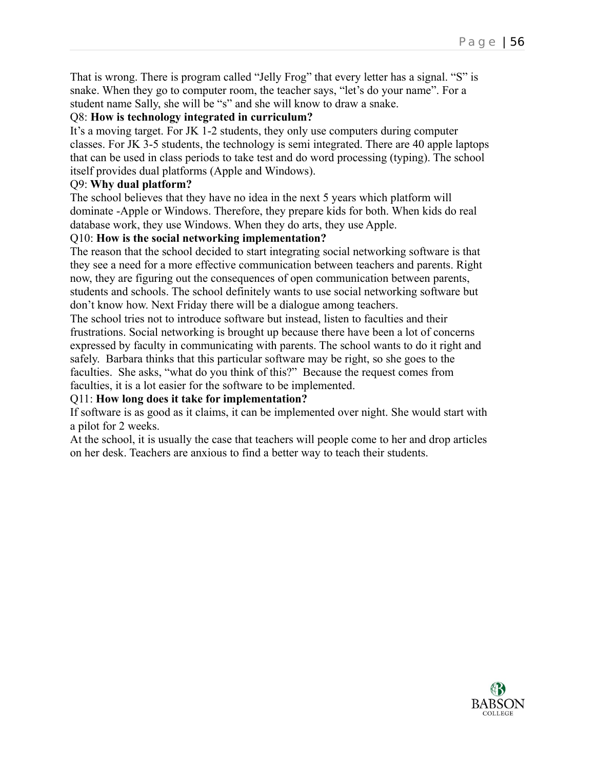That is wrong. There is program called "Jelly Frog" that every letter has a signal. "S" is snake. When they go to computer room, the teacher says, "let's do your name". For a student name Sally, she will be "s" and she will know to draw a snake.

Q8: **How is technology integrated in curriculum?**

It's a moving target. For JK 1-2 students, they only use computers during computer classes. For JK 3-5 students, the technology is semi integrated. There are 40 apple laptops that can be used in class periods to take test and do word processing (typing). The school itself provides dual platforms (Apple and Windows).

Q9: **Why dual platform?**

The school believes that they have no idea in the next 5 years which platform will dominate -Apple or Windows. Therefore, they prepare kids for both. When kids do real database work, they use Windows. When they do arts, they use Apple.

Q10: **How is the social networking implementation?**

The reason that the school decided to start integrating social networking software is that they see a need for a more effective communication between teachers and parents. Right now, they are figuring out the consequences of open communication between parents, students and schools. The school definitely wants to use social networking software but don't know how. Next Friday there will be a dialogue among teachers.

The school tries not to introduce software but instead, listen to faculties and their frustrations. Social networking is brought up because there have been a lot of concerns expressed by faculty in communicating with parents. The school wants to do it right and safely. Barbara thinks that this particular software may be right, so she goes to the faculties. She asks, "what do you think of this?" Because the request comes from faculties, it is a lot easier for the software to be implemented.

Q11: **How long does it take for implementation?**

If software is as good as it claims, it can be implemented over night. She would start with a pilot for 2 weeks.

At the school, it is usually the case that teachers will people come to her and drop articles on her desk. Teachers are anxious to find a better way to teach their students.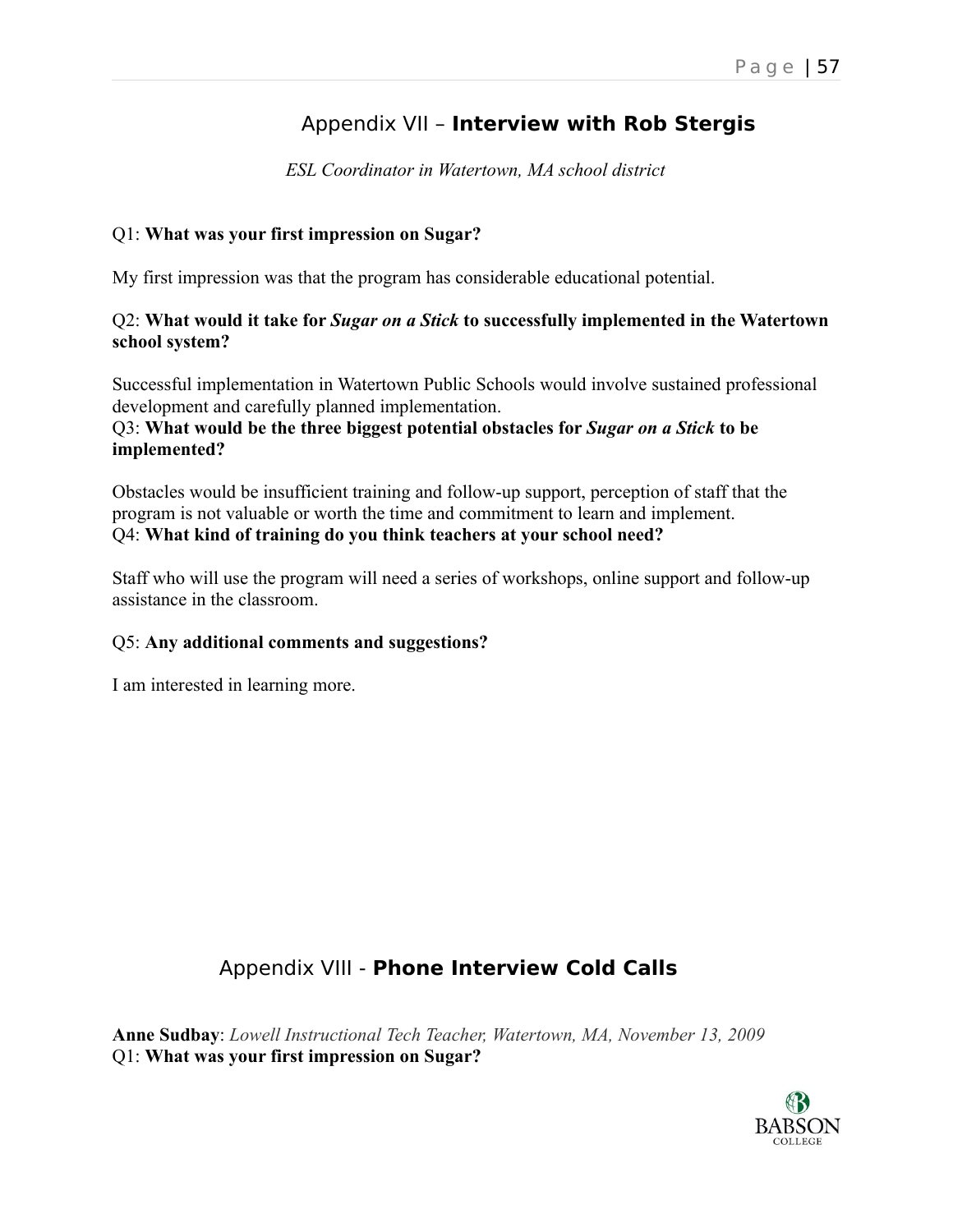## Appendix VII – **Interview with Rob Stergis**

*ESL Coordinator in Watertown, MA school district*

Q1: **What was your first impression on Sugar?**

My first impression was that the program has considerable educational potential.

Q2: **What would it take for *Sugar on a Stick* to successfully implemented in the Watertown school system?**

Successful implementation in Watertown Public Schools would involve sustained professional development and carefully planned implementation.

Q3: **What would be the three biggest potential obstacles for *Sugar on a Stick* to be implemented?**

Obstacles would be insufficient training and follow-up support, perception of staff that the program is not valuable or worth the time and commitment to learn and implement.

Q4: **What kind of training do you think teachers at your school need?**

Staff who will use the program will need a series of workshops, online support and follow-up assistance in the classroom.

Q5: **Any additional comments and suggestions?**

I am interested in learning more.

## Appendix VIII - **Phone Interview Cold Calls**

**Anne Sudbay**: *Lowell Instructional Tech Teacher, Watertown, MA, November 13, 2009*

Q1: **What was your first impression on Sugar?**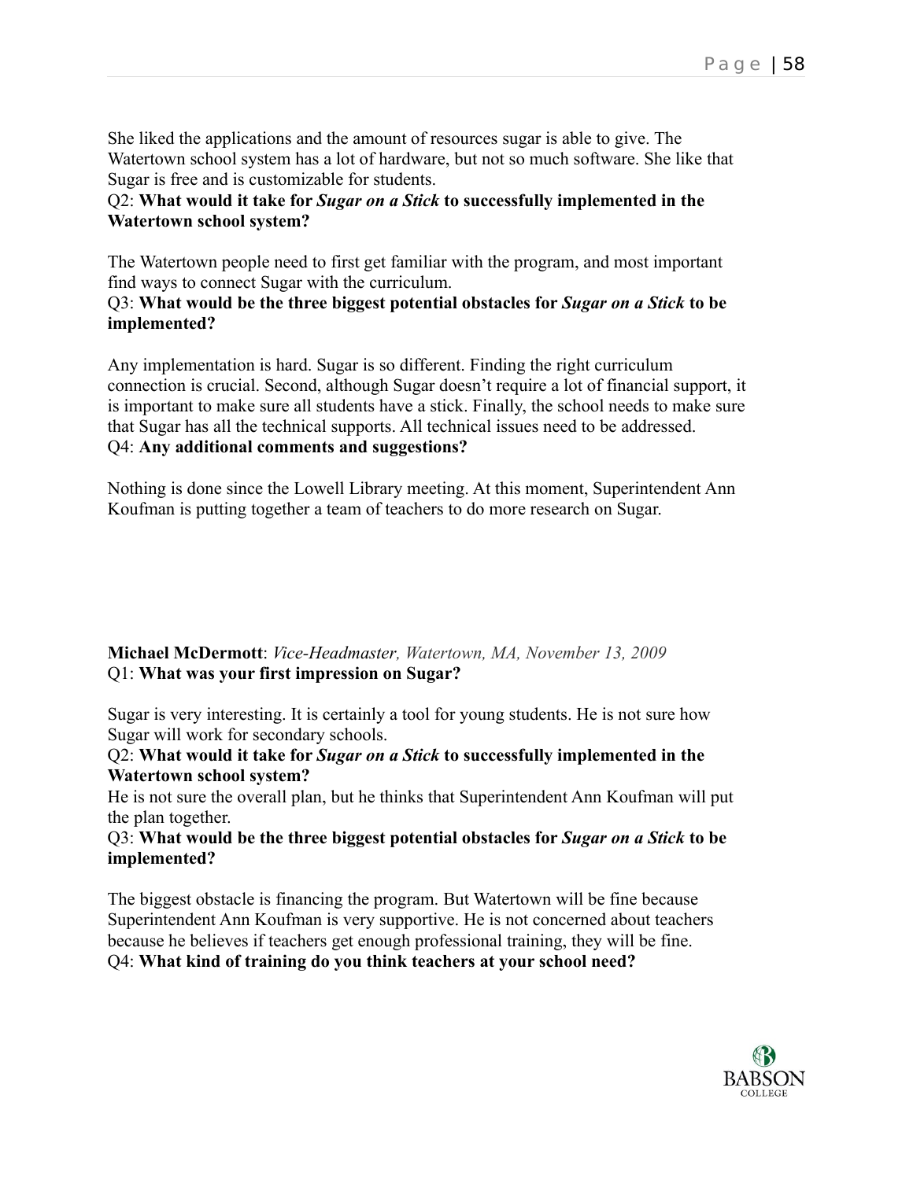She liked the applications and the amount of resources sugar is able to give. The Watertown school system has a lot of hardware, but not so much software. She like that Sugar is free and is customizable for students.

Q2: **What would it take for *Sugar on a Stick* to successfully implemented in the Watertown school system?**

The Watertown people need to first get familiar with the program, and most important find ways to connect Sugar with the curriculum.

Q3: **What would be the three biggest potential obstacles for *Sugar on a Stick* to be implemented?**

Any implementation is hard. Sugar is so different. Finding the right curriculum connection is crucial. Second, although Sugar doesn't require a lot of financial support, it is important to make sure all students have a stick. Finally, the school needs to make sure that Sugar has all the technical supports. All technical issues need to be addressed.

Q4: **Any additional comments and suggestions?**

Nothing is done since the Lowell Library meeting. At this moment, Superintendent Ann Koufman is putting together a team of teachers to do more research on Sugar.

**Michael McDermott**: *Vice-Headmaster, Watertown, MA, November 13, 2009*

Q1: **What was your first impression on Sugar?**

Sugar is very interesting. It is certainly a tool for young students. He is not sure how Sugar will work for secondary schools.

Q2: **What would it take for *Sugar on a Stick* to successfully implemented in the Watertown school system?**

He is not sure the overall plan, but he thinks that Superintendent Ann Koufman will put the plan together.

Q3: **What would be the three biggest potential obstacles for *Sugar on a Stick* to be implemented?**

The biggest obstacle is financing the program. But Watertown will be fine because Superintendent Ann Koufman is very supportive. He is not concerned about teachers because he believes if teachers get enough professional training, they will be fine.

Q4: **What kind of training do you think teachers at your school need?**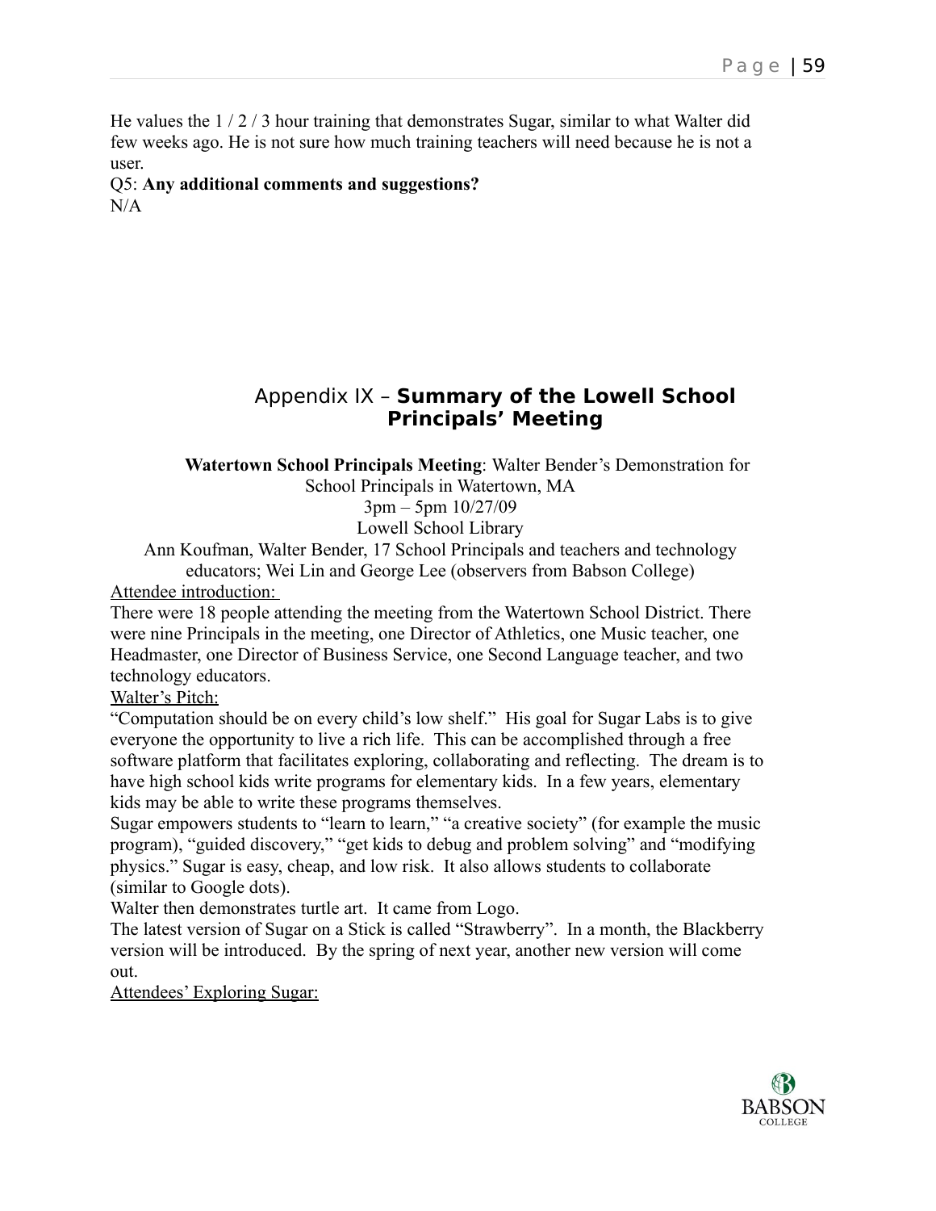He values the 1 / 2 / 3 hour training that demonstrates Sugar, similar to what Walter did few weeks ago. He is not sure how much training teachers will need because he is not a user.

Q5: **Any additional comments and suggestions?**

N/A

## Appendix IX – **Summary of the Lowell School Principals' Meeting**

**Watertown School Principals Meeting**: Walter Bender's Demonstration for School Principals in Watertown, MA

3pm – 5pm 10/27/09

Lowell School Library

Ann Koufman, Walter Bender, 17 School Principals and teachers and technology educators; Wei Lin and George Lee (observers from Babson College)

<u>Attendee introduction:</u>

There were 18 people attending the meeting from the Watertown School District. There were nine Principals in the meeting, one Director of Athletics, one Music teacher, one Headmaster, one Director of Business Service, one Second Language teacher, and two technology educators.

<u>Walter's Pitch:</u>

"Computation should be on every child's low shelf." His goal for Sugar Labs is to give everyone the opportunity to live a rich life. This can be accomplished through a free software platform that facilitates exploring, collaborating and reflecting. The dream is to have high school kids write programs for elementary kids. In a few years, elementary kids may be able to write these programs themselves.

Sugar empowers students to "learn to learn," "a creative society" (for example the music program), "guided discovery," "get kids to debug and problem solving" and "modifying physics." Sugar is easy, cheap, and low risk. It also allows students to collaborate (similar to Google dots).

Walter then demonstrates turtle art. It came from Logo.

The latest version of Sugar on a Stick is called "Strawberry". In a month, the Blackberry version will be introduced. By the spring of next year, another new version will come out.

<u>Attendees' Exploring Sugar:</u>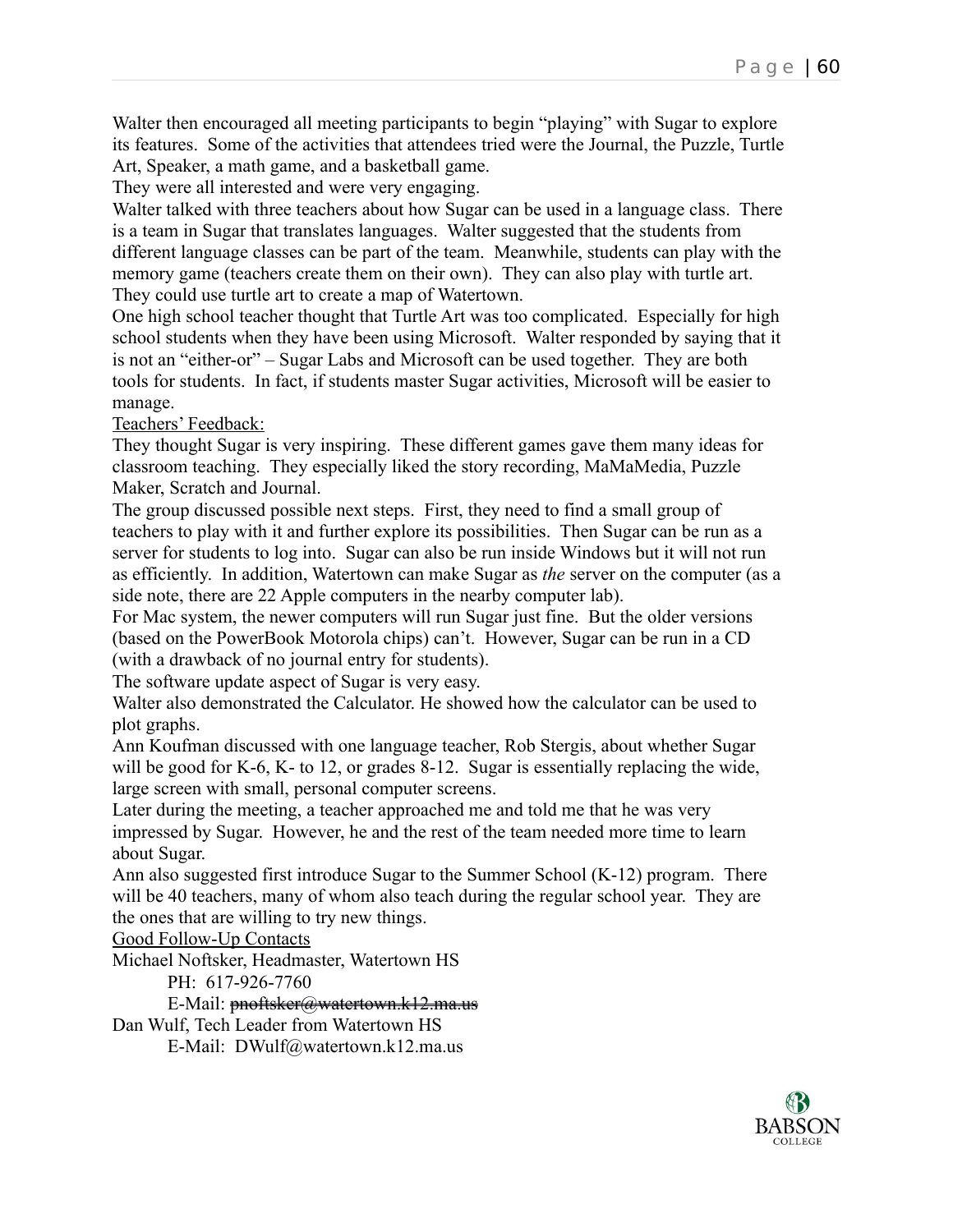Walter then encouraged all meeting participants to begin "playing" with Sugar to explore its features. Some of the activities that attendees tried were the Journal, the Puzzle, Turtle Art, Speaker, a math game, and a basketball game.

They were all interested and were very engaging.

Walter talked with three teachers about how Sugar can be used in a language class. There is a team in Sugar that translates languages. Walter suggested that the students from different language classes can be part of the team. Meanwhile, students can play with the memory game (teachers create them on their own). They can also play with turtle art. They could use turtle art to create a map of Watertown.

One high school teacher thought that Turtle Art was too complicated. Especially for high school students when they have been using Microsoft. Walter responded by saying that it is not an "either-or" – Sugar Labs and Microsoft can be used together. They are both tools for students. In fact, if students master Sugar activities, Microsoft will be easier to manage.

<u>Teachers' Feedback:</u>

They thought Sugar is very inspiring. These different games gave them many ideas for classroom teaching. They especially liked the story recording, MaMaMedia, Puzzle Maker, Scratch and Journal.

The group discussed possible next steps. First, they need to find a small group of teachers to play with it and further explore its possibilities. Then Sugar can be run as a server for students to log into. Sugar can also be run inside Windows but it will not run as efficiently. In addition, Watertown can make Sugar as *the* server on the computer (as a side note, there are 22 Apple computers in the nearby computer lab).

For Mac system, the newer computers will run Sugar just fine. But the older versions (based on the PowerBook Motorola chips) can't. However, Sugar can be run in a CD (with a drawback of no journal entry for students).

The software update aspect of Sugar is very easy.

Walter also demonstrated the Calculator. He showed how the calculator can be used to plot graphs.

Ann Koufman discussed with one language teacher, Rob Stergis, about whether Sugar will be good for K-6, K- to 12, or grades 8-12. Sugar is essentially replacing the wide, large screen with small, personal computer screens.

Later during the meeting, a teacher approached me and told me that he was very impressed by Sugar. However, he and the rest of the team needed more time to learn about Sugar.

Ann also suggested first introduce Sugar to the Summer School (K-12) program. There will be 40 teachers, many of whom also teach during the regular school year. They are the ones that are willing to try new things.

<u>Good Follow-Up Contacts</u>

Michael Noftsker, Headmaster, Watertown HS
    PH: 617-926-7760
    E-Mail: ~~pnoftsker@watertown.k12.ma.us~~

Dan Wulf, Tech Leader from Watertown HS
    E-Mail: DWulf@watertown.k12.ma.us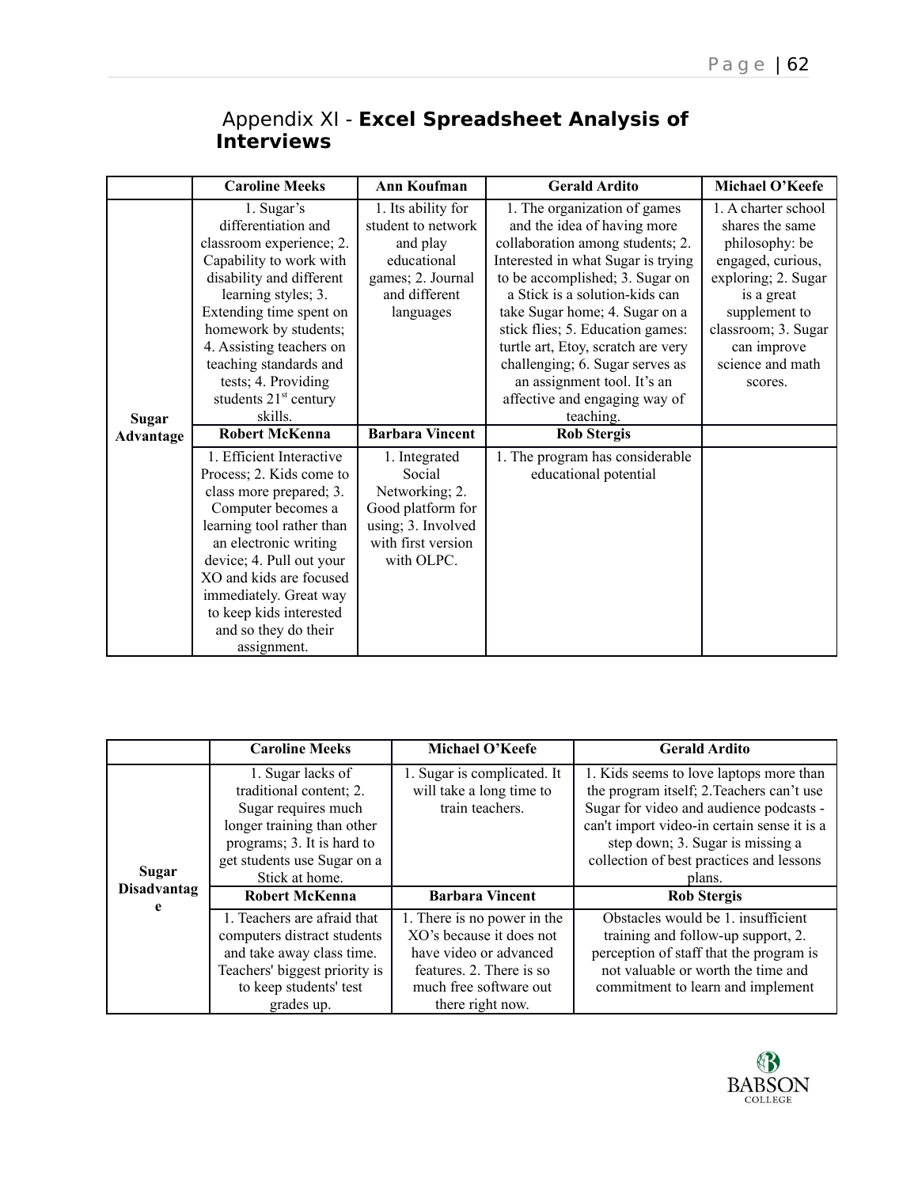# Appendix XI - **Excel Spreadsheet Analysis of Interviews**

| | Caroline Meeks | Ann Koufman | Gerald Ardito | Michael O'Keefe |
|---|---|---|---|---|
| **Sugar Advantage** | 1. Sugar's differentiation and classroom experience; 2. Capability to work with disability and different learning styles; 3. Extending time spent on homework by students; 4. Assisting teachers on teaching standards and tests; 4. Providing students 21st century skills. | 1. Its ability for student to network and play educational games; 2. Journal and different languages | 1. The organization of games and the idea of having more collaboration among students; 2. Interested in what Sugar is trying to be accomplished; 3. Sugar on a Stick is a solution-kids can take Sugar home; 4. Sugar on a stick flies; 5. Education games: turtle art, Etoy, scratch are very challenging; 6. Sugar serves as an assignment tool. It's an affective and engaging way of teaching. | 1. A charter school shares the same philosophy: be engaged, curious, exploring; 2. Sugar is a great supplement to classroom; 3. Sugar can improve science and math scores. |
| | **Robert McKenna** | **Barbara Vincent** | **Rob Stergis** | |
| | 1. Efficient Interactive Process; 2. Kids come to class more prepared; 3. Computer becomes a learning tool rather than an electronic writing device; 4. Pull out your XO and kids are focused immediately. Great way to keep kids interested and so they do their assignment. | 1. Integrated Social Networking; 2. Good platform for using; 3. Involved with first version with OLPC. | 1. The program has considerable educational potential | |

| | Caroline Meeks | Michael O'Keefe | Gerald Ardito |
|---|---|---|---|
| **Sugar Disadvantage** | 1. Sugar lacks of traditional content; 2. Sugar requires much longer training than other programs; 3. It is hard to get students use Sugar on a Stick at home. | 1. Sugar is complicated. It will take a long time to train teachers. | 1. Kids seems to love laptops more than the program itself; 2.Teachers can't use Sugar for video and audience podcasts - can't import video-in certain sense it is a step down; 3. Sugar is missing a collection of best practices and lessons plans. |
| | **Robert McKenna** | **Barbara Vincent** | **Rob Stergis** |
| | 1. Teachers are afraid that computers distract students and take away class time. Teachers' biggest priority is to keep students' test grades up. | 1. There is no power in the XO's because it does not have video or advanced features. 2. There is so much free software out there right now. | Obstacles would be 1. insufficient training and follow-up support, 2. perception of staff that the program is not valuable or worth the time and commitment to learn and implement |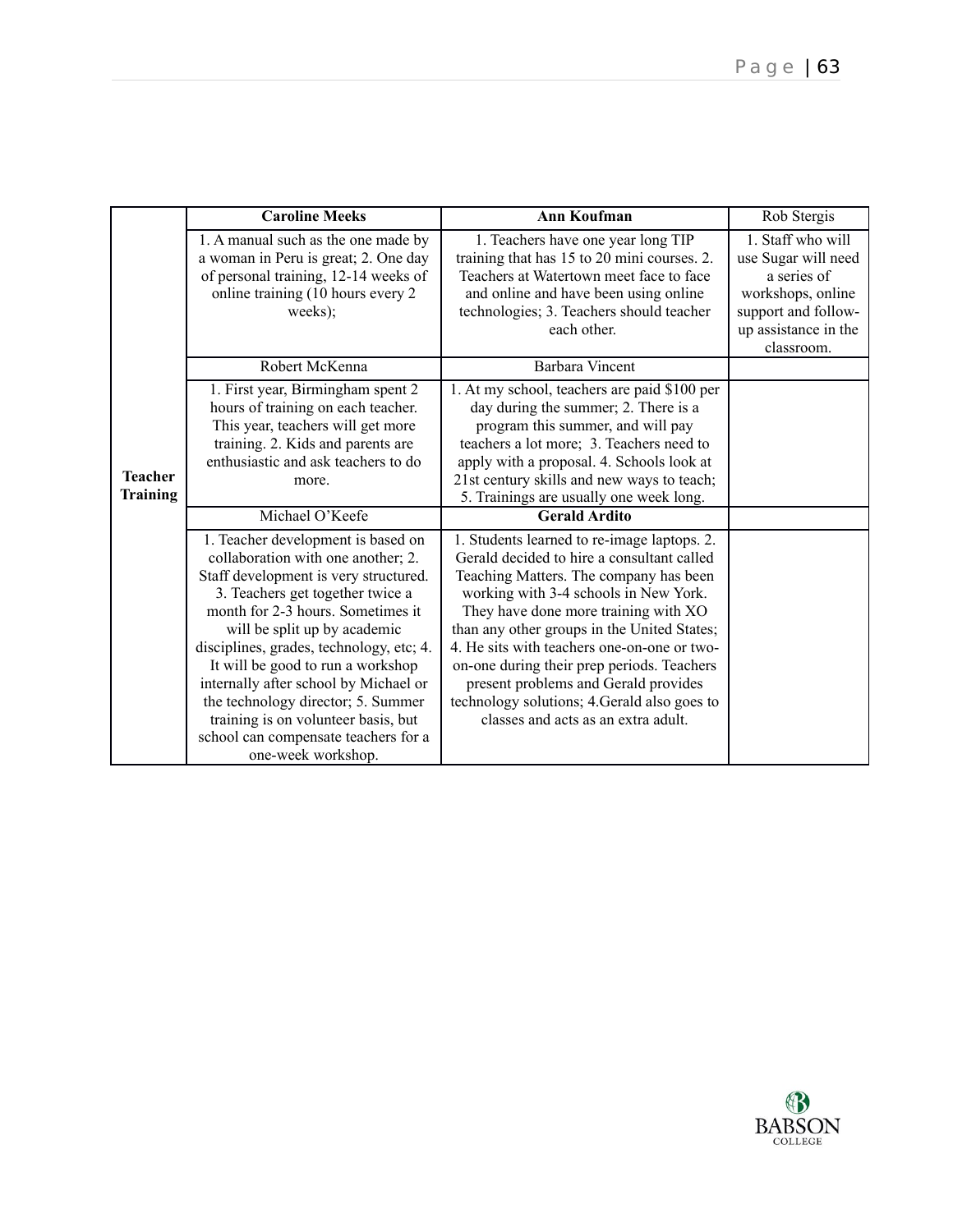|  | **Caroline Meeks** | **Ann Koufman** | Rob Stergis |
|---|---|---|---|
| **Teacher Training** | 1. A manual such as the one made by a woman in Peru is great; 2. One day of personal training, 12-14 weeks of online training (10 hours every 2 weeks); | 1. Teachers have one year long TIP training that has 15 to 20 mini courses. 2. Teachers at Watertown meet face to face and online and have been using online technologies; 3. Teachers should teacher each other. | 1. Staff who will use Sugar will need a series of workshops, online support and follow-up assistance in the classroom. |
|  | Robert McKenna | Barbara Vincent |  |
|  | 1. First year, Birmingham spent 2 hours of training on each teacher. This year, teachers will get more training. 2. Kids and parents are enthusiastic and ask teachers to do more. | 1. At my school, teachers are paid $100 per day during the summer; 2. There is a program this summer, and will pay teachers a lot more; 3. Teachers need to apply with a proposal. 4. Schools look at 21st century skills and new ways to teach; 5. Trainings are usually one week long. |  |
|  | Michael O'Keefe | **Gerald Ardito** |  |
|  | 1. Teacher development is based on collaboration with one another; 2. Staff development is very structured. 3. Teachers get together twice a month for 2-3 hours. Sometimes it will be split up by academic disciplines, grades, technology, etc; 4. It will be good to run a workshop internally after school by Michael or the technology director; 5. Summer training is on volunteer basis, but school can compensate teachers for a one-week workshop. | 1. Students learned to re-image laptops. 2. Gerald decided to hire a consultant called Teaching Matters. The company has been working with 3-4 schools in New York. They have done more training with XO than any other groups in the United States; 4. He sits with teachers one-on-one or two-on-one during their prep periods. Teachers present problems and Gerald provides technology solutions; 4.Gerald also goes to classes and acts as an extra adult. |  |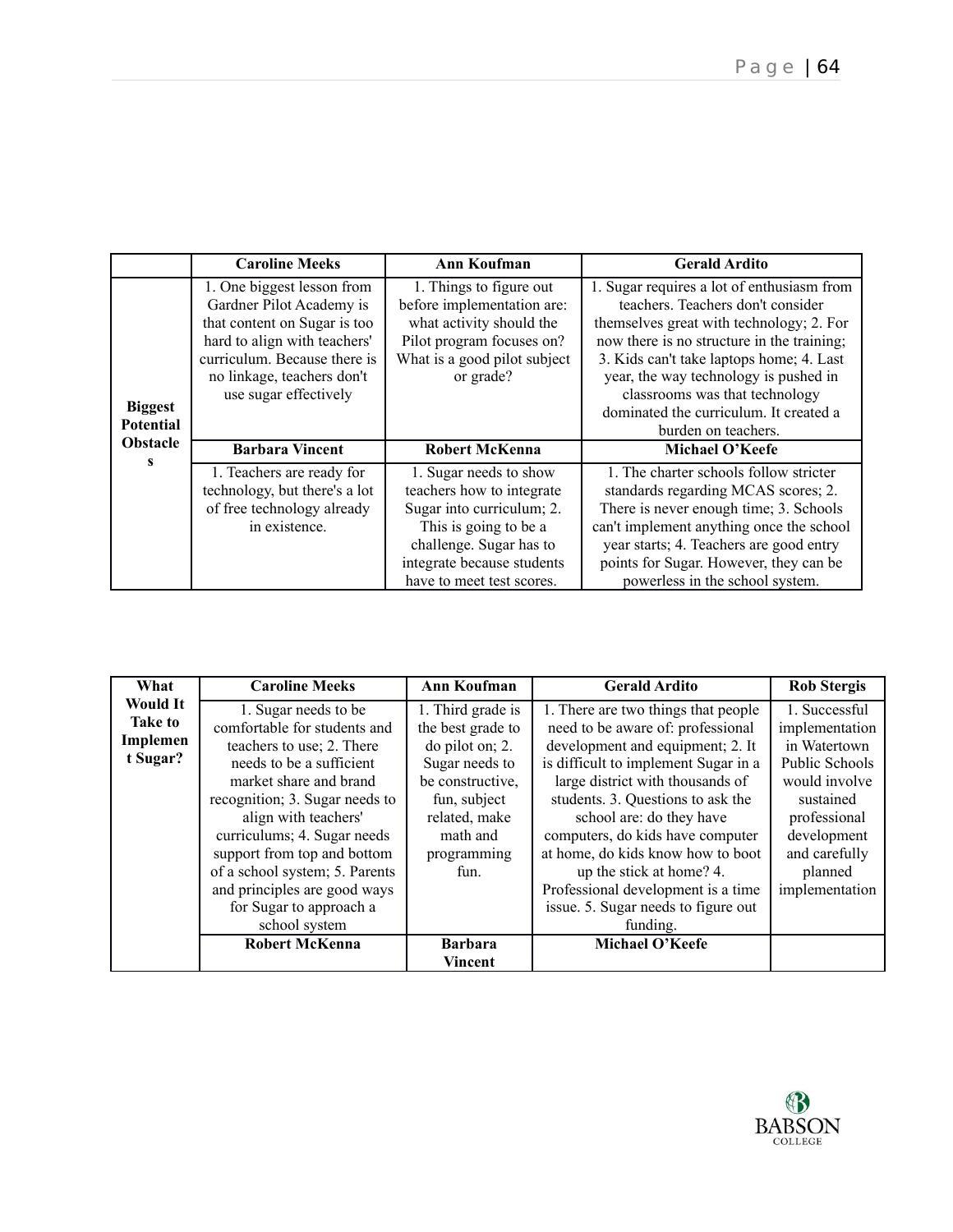| | Caroline Meeks | Ann Koufman | Gerald Ardito |
|---|---|---|---|
| **Biggest Potential Obstacles** | 1. One biggest lesson from Gardner Pilot Academy is that content on Sugar is too hard to align with teachers' curriculum. Because there is no linkage, teachers don't use sugar effectively | 1. Things to figure out before implementation are: what activity should the Pilot program focuses on? What is a good pilot subject or grade? | 1. Sugar requires a lot of enthusiasm from teachers. Teachers don't consider themselves great with technology; 2. For now there is no structure in the training; 3. Kids can't take laptops home; 4. Last year, the way technology is pushed in classrooms was that technology dominated the curriculum. It created a burden on teachers. |
| | **Barbara Vincent** | **Robert McKenna** | **Michael O'Keefe** |
| | 1. Teachers are ready for technology, but there's a lot of free technology already in existence. | 1. Sugar needs to show teachers how to integrate Sugar into curriculum; 2. This is going to be a challenge. Sugar has to integrate because students have to meet test scores. | 1. The charter schools follow stricter standards regarding MCAS scores; 2. There is never enough time; 3. Schools can't implement anything once the school year starts; 4. Teachers are good entry points for Sugar. However, they can be powerless in the school system. |

| What Would It Take to Implement Sugar? | Caroline Meeks | Ann Koufman | Gerald Ardito | Rob Stergis |
|---|---|---|---|---|
| | 1. Sugar needs to be comfortable for students and teachers to use; 2. There needs to be a sufficient market share and brand recognition; 3. Sugar needs to align with teachers' curriculums; 4. Sugar needs support from top and bottom of a school system; 5. Parents and principles are good ways for Sugar to approach a school system | 1. Third grade is the best grade to do pilot on; 2. Sugar needs to be constructive, fun, subject related, make math and programming fun. | 1. There are two things that people need to be aware of: professional development and equipment; 2. It is difficult to implement Sugar in a large district with thousands of students. 3. Questions to ask the school are: do they have computers, do kids have computer at home, do kids know how to boot up the stick at home? 4. Professional development is a time issue. 5. Sugar needs to figure out funding. | 1. Successful implementation in Watertown Public Schools would involve sustained professional development and carefully planned implementation |
| | **Robert McKenna** | **Barbara Vincent** | **Michael O'Keefe** | |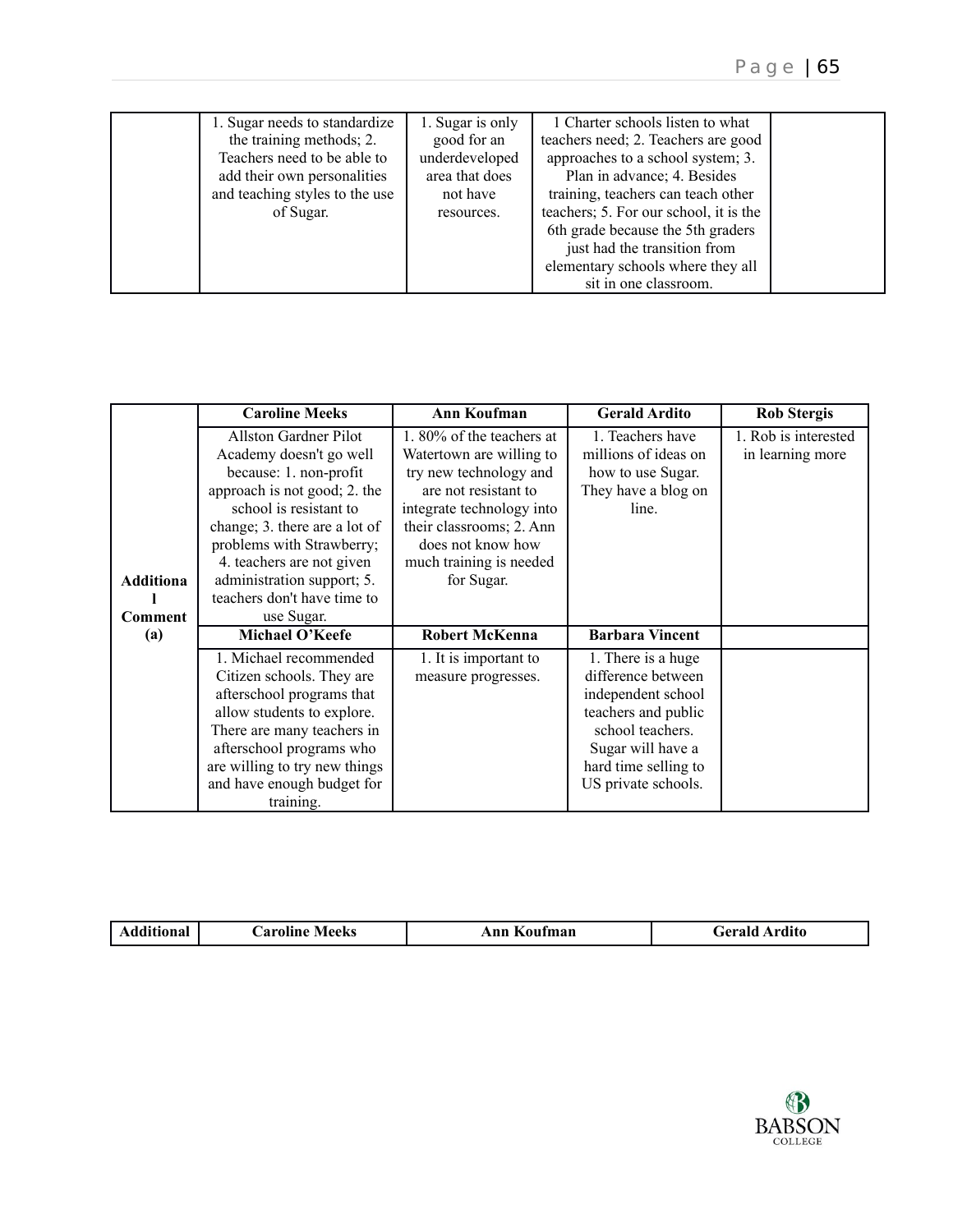| | | | | |
|---|---|---|---|---|
| | 1. Sugar needs to standardize the training methods; 2. Teachers need to be able to add their own personalities and teaching styles to the use of Sugar. | 1. Sugar is only good for an underdeveloped area that does not have resources. | 1 Charter schools listen to what teachers need; 2. Teachers are good approaches to a school system; 3. Plan in advance; 4. Besides training, teachers can teach other teachers; 5. For our school, it is the 6th grade because the 5th graders just had the transition from elementary schools where they all sit in one classroom. | |

| | Caroline Meeks | Ann Koufman | Gerald Ardito | Rob Stergis |
|---|---|---|---|---|
| **Additional Comment (a)** | Allston Gardner Pilot Academy doesn't go well because: 1. non-profit approach is not good; 2. the school is resistant to change; 3. there are a lot of problems with Strawberry; 4. teachers are not given administration support; 5. teachers don't have time to use Sugar. | 1. 80% of the teachers at Watertown are willing to try new technology and are not resistant to integrate technology into their classrooms; 2. Ann does not know how much training is needed for Sugar. | 1. Teachers have millions of ideas on how to use Sugar. They have a blog on line. | 1. Rob is interested in learning more |
| | **Michael O'Keefe** | **Robert McKenna** | **Barbara Vincent** | |
| | 1. Michael recommended Citizen schools. They are afterschool programs that allow students to explore. There are many teachers in afterschool programs who are willing to try new things and have enough budget for training. | 1. It is important to measure progresses. | 1. There is a huge difference between independent school teachers and public school teachers. Sugar will have a hard time selling to US private schools. | |

| Additional | Caroline Meeks | Ann Koufman | Gerald Ardito |
|---|---|---|---|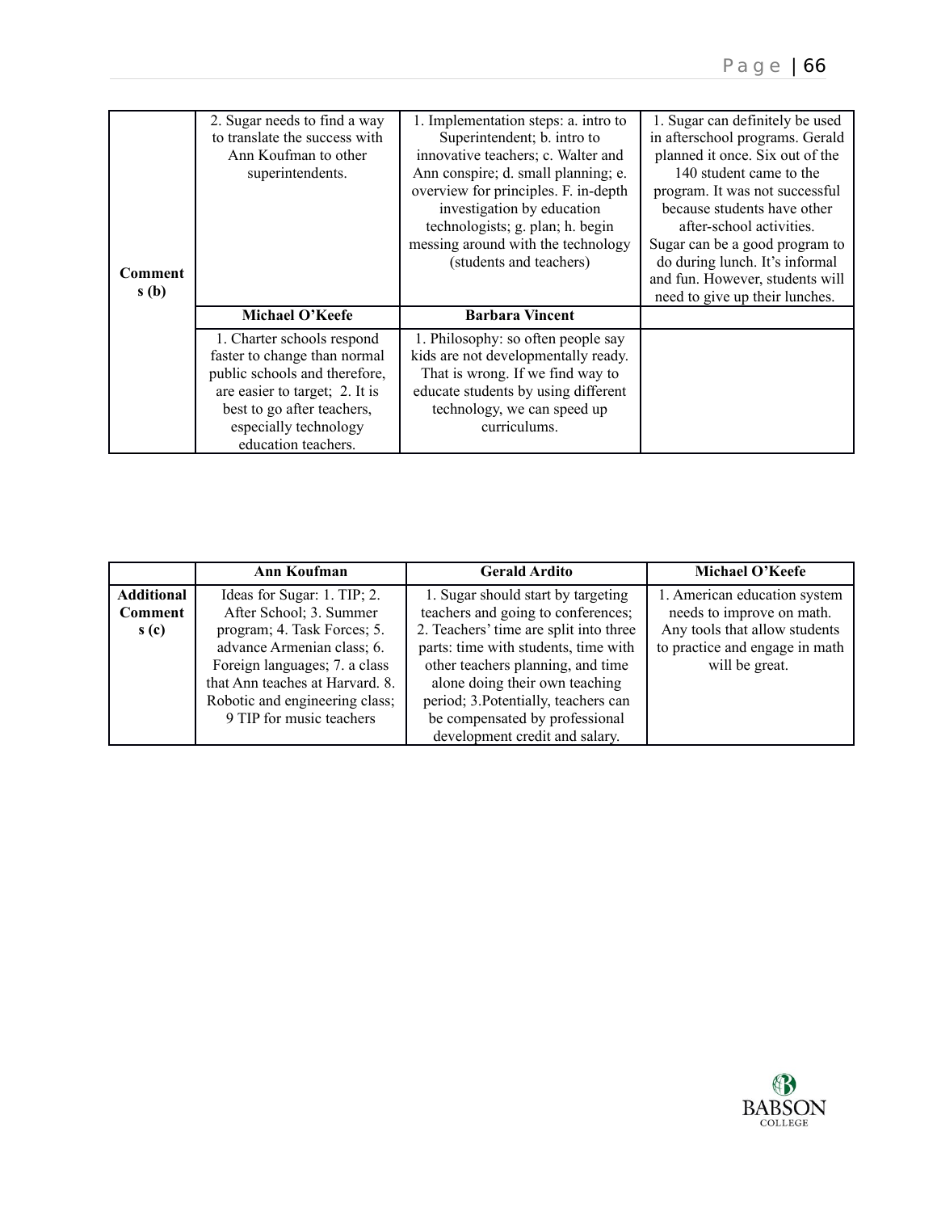| | | | |
|---|---|---|---|
| Comments (b) | 2. Sugar needs to find a way to translate the success with Ann Koufman to other superintendents. | 1. Implementation steps: a. intro to Superintendent; b. intro to innovative teachers; c. Walter and Ann conspire; d. small planning; e. overview for principles. F. in-depth investigation by education technologists; g. plan; h. begin messing around with the technology (students and teachers) | 1. Sugar can definitely be used in afterschool programs. Gerald planned it once. Six out of the 140 student came to the program. It was not successful because students have other after-school activities. Sugar can be a good program to do during lunch. It's informal and fun. However, students will need to give up their lunches. |
| | **Michael O'Keefe** | **Barbara Vincent** | |
| | 1. Charter schools respond faster to change than normal public schools and therefore, are easier to target; 2. It is best to go after teachers, especially technology education teachers. | 1. Philosophy: so often people say kids are not developmentally ready. That is wrong. If we find way to educate students by using different technology, we can speed up curriculums. | |

| | Ann Koufman | Gerald Ardito | Michael O'Keefe |
|---|---|---|---|
| **Additional Comments (c)** | Ideas for Sugar: 1. TIP; 2. After School; 3. Summer program; 4. Task Forces; 5. advance Armenian class; 6. Foreign languages; 7. a class that Ann teaches at Harvard. 8. Robotic and engineering class; 9 TIP for music teachers | 1. Sugar should start by targeting teachers and going to conferences; 2. Teachers' time are split into three parts: time with students, time with other teachers planning, and time alone doing their own teaching period; 3.Potentially, teachers can be compensated by professional development credit and salary. | 1. American education system needs to improve on math. Any tools that allow students to practice and engage in math will be great. |